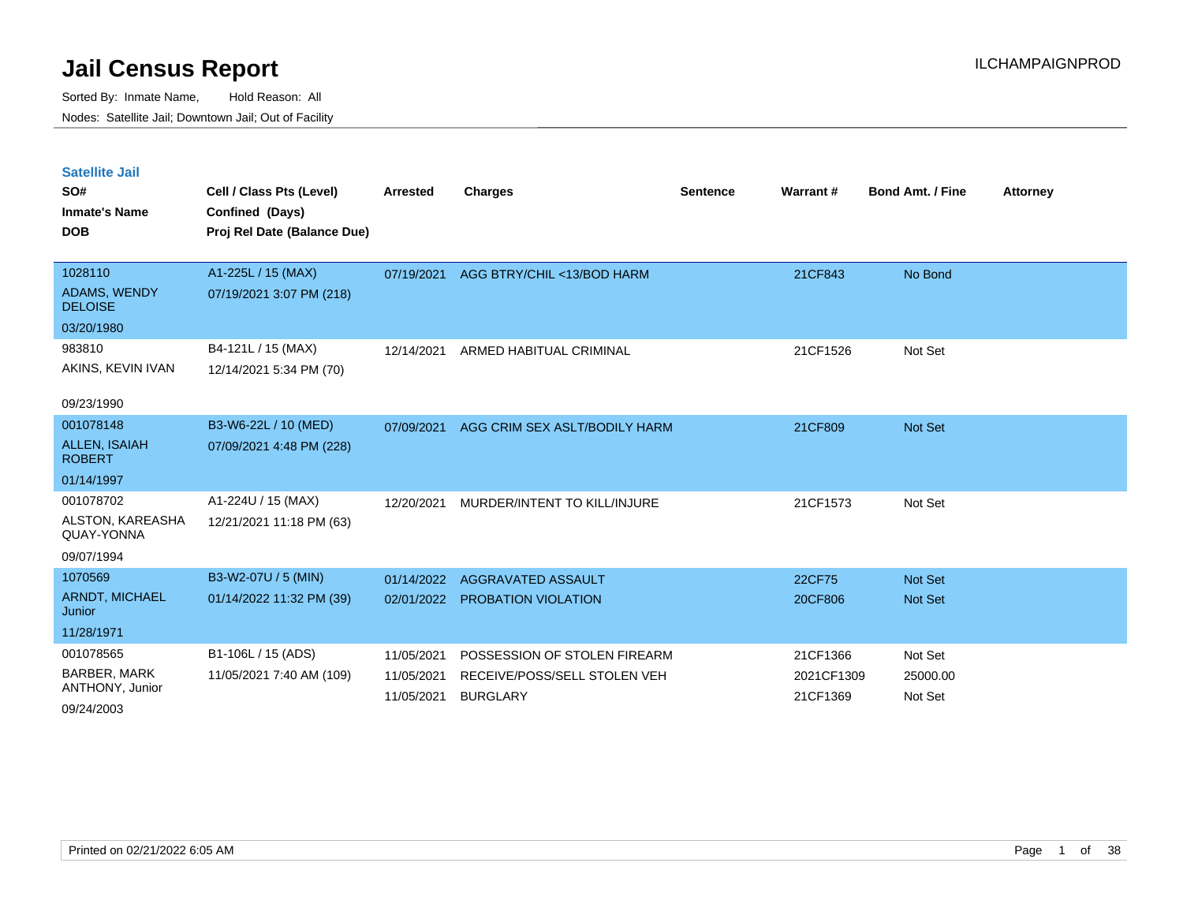# Jail Census Report

ILCHAMPAIGNPROD

Sorted By: Inmate Name, Hold Reason: All

Nodes: Satellite Jail; Downtown Jail; Out of Facility

## Satellite Jail

| SO# / Inmate's Name / DOB | Cell / Class Pts (Level) / Confined (Days) / Proj Rel Date (Balance Due) | Arrested | Charges | Sentence | Warrant # | Bond Amt. / Fine | Attorney |
|---|---|---|---|---|---|---|---|
| 1028110<br>ADAMS, WENDY DELOISE<br>03/20/1980 | A1-225L / 15 (MAX)<br>07/19/2021 3:07 PM (218) | 07/19/2021 | AGG BTRY/CHIL <13/BOD HARM | | 21CF843 | No Bond | |
| 983810<br>AKINS, KEVIN IVAN<br>09/23/1990 | B4-121L / 15 (MAX)<br>12/14/2021 5:34 PM (70) | 12/14/2021 | ARMED HABITUAL CRIMINAL | | 21CF1526 | Not Set | |
| 001078148<br>ALLEN, ISAIAH ROBERT<br>01/14/1997 | B3-W6-22L / 10 (MED)<br>07/09/2021 4:48 PM (228) | 07/09/2021 | AGG CRIM SEX ASLT/BODILY HARM | | 21CF809 | Not Set | |
| 001078702<br>ALSTON, KAREASHA QUAY-YONNA<br>09/07/1994 | A1-224U / 15 (MAX)<br>12/21/2021 11:18 PM (63) | 12/20/2021 | MURDER/INTENT TO KILL/INJURE | | 21CF1573 | Not Set | |
| 1070569<br>ARNDT, MICHAEL Junior<br>11/28/1971 | B3-W2-07U / 5 (MIN)<br>01/14/2022 11:32 PM (39) | 01/14/2022<br>02/01/2022 | AGGRAVATED ASSAULT<br>PROBATION VIOLATION | | 22CF75<br>20CF806 | Not Set<br>Not Set | |
| 001078565<br>BARBER, MARK ANTHONY, Junior<br>09/24/2003 | B1-106L / 15 (ADS)<br>11/05/2021 7:40 AM (109) | 11/05/2021<br>11/05/2021<br>11/05/2021 | POSSESSION OF STOLEN FIREARM<br>RECEIVE/POSS/SELL STOLEN VEH<br>BURGLARY | | 21CF1366<br>2021CF1309<br>21CF1369 | Not Set<br>25000.00<br>Not Set | |

Printed on 02/21/2022 6:05 AM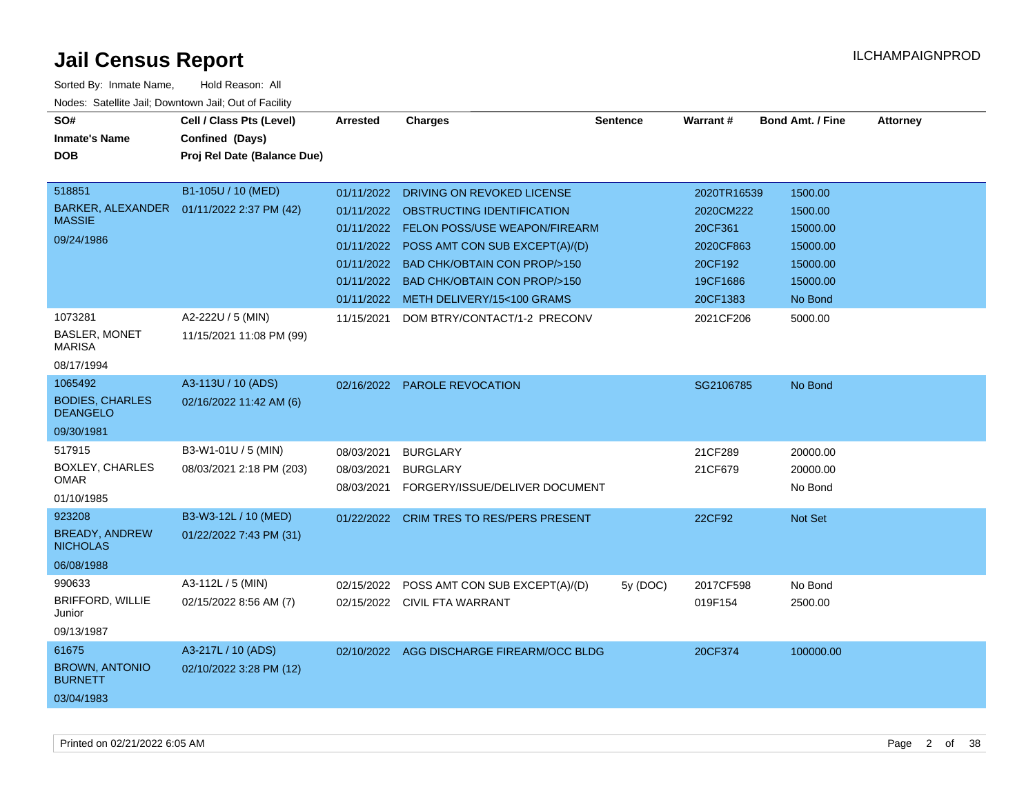# Jail Census Report

ILCHAMPAIGNPROD

Sorted By: Inmate Name, Hold Reason: All

Nodes: Satellite Jail; Downtown Jail; Out of Facility

| SO# / Inmate's Name / DOB | Cell / Class Pts (Level) / Confined (Days) / Proj Rel Date (Balance Due) | Arrested | Charges | Sentence | Warrant # | Bond Amt. / Fine | Attorney |
|---|---|---|---|---|---|---|---|
| 518851 | B1-105U / 10 (MED) | 01/11/2022 | DRIVING ON REVOKED LICENSE | | 2020TR16539 | 1500.00 | |
| BARKER, ALEXANDER MASSIE | 01/11/2022 2:37 PM (42) | 01/11/2022 | OBSTRUCTING IDENTIFICATION | | 2020CM222 | 1500.00 | |
| 09/24/1986 | | 01/11/2022 | FELON POSS/USE WEAPON/FIREARM | | 20CF361 | 15000.00 | |
| | | 01/11/2022 | POSS AMT CON SUB EXCEPT(A)/(D) | | 2020CF863 | 15000.00 | |
| | | 01/11/2022 | BAD CHK/OBTAIN CON PROP/>150 | | 20CF192 | 15000.00 | |
| | | 01/11/2022 | BAD CHK/OBTAIN CON PROP/>150 | | 19CF1686 | 15000.00 | |
| | | 01/11/2022 | METH DELIVERY/15<100 GRAMS | | 20CF1383 | No Bond | |
| 1073281 | A2-222U / 5 (MIN) | 11/15/2021 | DOM BTRY/CONTACT/1-2 PRECONV | | 2021CF206 | 5000.00 | |
| BASLER, MONET MARISA | 11/15/2021 11:08 PM (99) | | | | | | |
| 08/17/1994 | | | | | | | |
| 1065492 | A3-113U / 10 (ADS) | 02/16/2022 | PAROLE REVOCATION | | SG2106785 | No Bond | |
| BODIES, CHARLES DEANGELO | 02/16/2022 11:42 AM (6) | | | | | | |
| 09/30/1981 | | | | | | | |
| 517915 | B3-W1-01U / 5 (MIN) | 08/03/2021 | BURGLARY | | 21CF289 | 20000.00 | |
| BOXLEY, CHARLES OMAR | 08/03/2021 2:18 PM (203) | 08/03/2021 | BURGLARY | | 21CF679 | 20000.00 | |
| 01/10/1985 | | 08/03/2021 | FORGERY/ISSUE/DELIVER DOCUMENT | | | No Bond | |
| 923208 | B3-W3-12L / 10 (MED) | 01/22/2022 | CRIM TRES TO RES/PERS PRESENT | | 22CF92 | Not Set | |
| BREADY, ANDREW NICHOLAS | 01/22/2022 7:43 PM (31) | | | | | | |
| 06/08/1988 | | | | | | | |
| 990633 | A3-112L / 5 (MIN) | 02/15/2022 | POSS AMT CON SUB EXCEPT(A)/(D) | 5y (DOC) | 2017CF598 | No Bond | |
| BRIFFORD, WILLIE Junior | 02/15/2022 8:56 AM (7) | 02/15/2022 | CIVIL FTA WARRANT | | 019F154 | 2500.00 | |
| 09/13/1987 | | | | | | | |
| 61675 | A3-217L / 10 (ADS) | 02/10/2022 | AGG DISCHARGE FIREARM/OCC BLDG | | 20CF374 | 100000.00 | |
| BROWN, ANTONIO BURNETT | 02/10/2022 3:28 PM (12) | | | | | | |
| 03/04/1983 | | | | | | | |

Printed on 02/21/2022 6:05 AM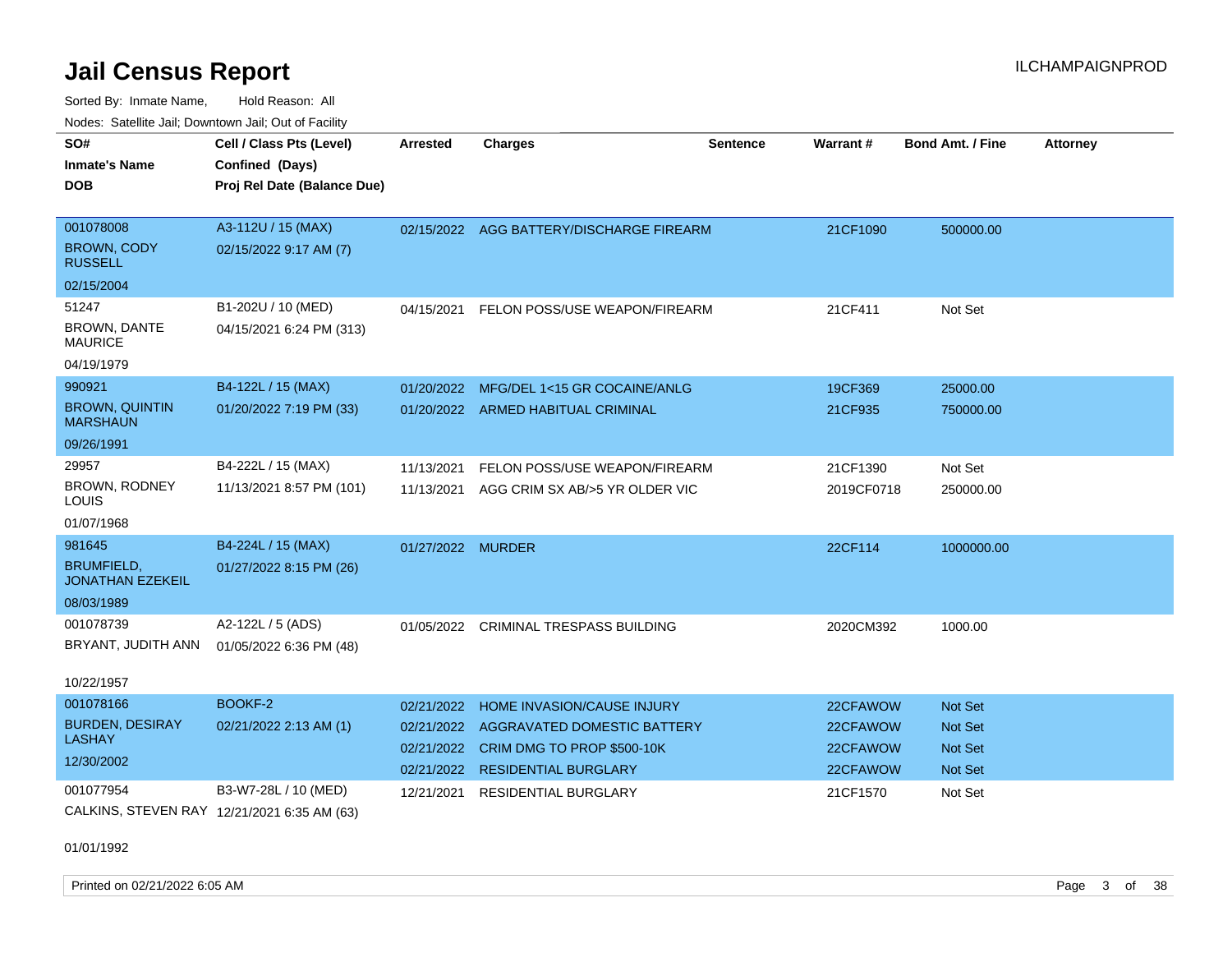# Jail Census Report

Sorted By: Inmate Name, Hold Reason: All

Nodes: Satellite Jail; Downtown Jail; Out of Facility

| SO# / Inmate's Name / DOB | Cell / Class Pts (Level) / Confined (Days) / Proj Rel Date (Balance Due) | Arrested | Charges | Sentence | Warrant # | Bond Amt. / Fine | Attorney |
|---|---|---|---|---|---|---|---|
| 001078008<br>BROWN, CODY RUSSELL<br>02/15/2004 | A3-112U / 15 (MAX)<br>02/15/2022 9:17 AM (7) | 02/15/2022 | AGG BATTERY/DISCHARGE FIREARM | | 21CF1090 | 500000.00 | |
| 51247<br>BROWN, DANTE MAURICE<br>04/19/1979 | B1-202U / 10 (MED)<br>04/15/2021 6:24 PM (313) | 04/15/2021 | FELON POSS/USE WEAPON/FIREARM | | 21CF411 | Not Set | |
| 990921<br>BROWN, QUINTIN MARSHAUN<br>09/26/1991 | B4-122L / 15 (MAX)<br>01/20/2022 7:19 PM (33) | 01/20/2022<br>01/20/2022 | MFG/DEL 1<15 GR COCAINE/ANLG<br>ARMED HABITUAL CRIMINAL | | 19CF369<br>21CF935 | 25000.00<br>750000.00 | |
| 29957<br>BROWN, RODNEY LOUIS<br>01/07/1968 | B4-222L / 15 (MAX)<br>11/13/2021 8:57 PM (101) | 11/13/2021<br>11/13/2021 | FELON POSS/USE WEAPON/FIREARM<br>AGG CRIM SX AB/>5 YR OLDER VIC | | 21CF1390<br>2019CF0718 | Not Set<br>250000.00 | |
| 981645<br>BRUMFIELD, JONATHAN EZEKEIL<br>08/03/1989 | B4-224L / 15 (MAX)<br>01/27/2022 8:15 PM (26) | 01/27/2022 | MURDER | | 22CF114 | 1000000.00 | |
| 001078739<br>BRYANT, JUDITH ANN<br>10/22/1957 | A2-122L / 5 (ADS)<br>01/05/2022 6:36 PM (48) | 01/05/2022 | CRIMINAL TRESPASS BUILDING | | 2020CM392 | 1000.00 | |
| 001078166<br>BURDEN, DESIRAY LASHAY<br>12/30/2002 | BOOKF-2<br>02/21/2022 2:13 AM (1) | 02/21/2022<br>02/21/2022<br>02/21/2022<br>02/21/2022 | HOME INVASION/CAUSE INJURY<br>AGGRAVATED DOMESTIC BATTERY<br>CRIM DMG TO PROP $500-10K<br>RESIDENTIAL BURGLARY | | 22CFAWOW<br>22CFAWOW<br>22CFAWOW<br>22CFAWOW | Not Set<br>Not Set<br>Not Set<br>Not Set | |
| 001077954<br>CALKINS, STEVEN RAY<br>01/01/1992 | B3-W7-28L / 10 (MED)<br>12/21/2021 6:35 AM (63) | 12/21/2021 | RESIDENTIAL BURGLARY | | 21CF1570 | Not Set | |

Printed on 02/21/2022 6:05 AM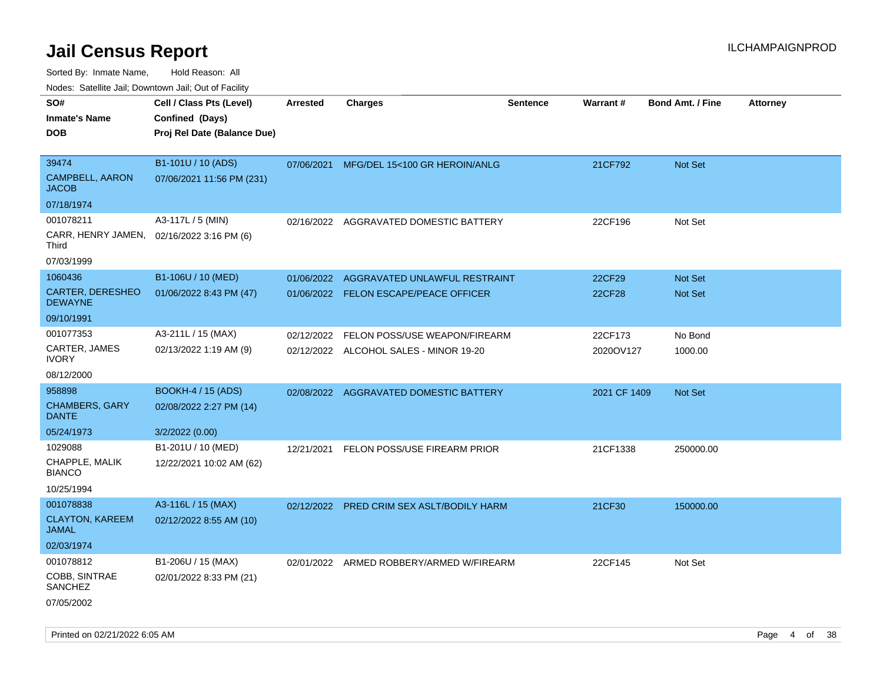# Jail Census Report

ILCHAMPAIGNPROD

Sorted By: Inmate Name, Hold Reason: All

Nodes: Satellite Jail; Downtown Jail; Out of Facility

| SO# / Inmate's Name / DOB | Cell / Class Pts (Level) / Confined (Days) / Proj Rel Date (Balance Due) | Arrested | Charges | Sentence | Warrant # | Bond Amt. / Fine | Attorney |
|---|---|---|---|---|---|---|---|
| 39474<br>CAMPBELL, AARON JACOB<br>07/18/1974 | B1-101U / 10 (ADS)<br>07/06/2021 11:56 PM (231) | 07/06/2021 | MFG/DEL 15<100 GR HEROIN/ANLG | | 21CF792 | Not Set | |
| 001078211<br>CARR, HENRY JAMEN, Third<br>07/03/1999 | A3-117L / 5 (MIN)<br>02/16/2022 3:16 PM (6) | 02/16/2022 | AGGRAVATED DOMESTIC BATTERY | | 22CF196 | Not Set | |
| 1060436<br>CARTER, DERESHEO DEWAYNE<br>09/10/1991 | B1-106U / 10 (MED)<br>01/06/2022 8:43 PM (47) | 01/06/2022 | AGGRAVATED UNLAWFUL RESTRAINT | | 22CF29 | Not Set | |
| | | 01/06/2022 | FELON ESCAPE/PEACE OFFICER | | 22CF28 | Not Set | |
| 001077353<br>CARTER, JAMES IVORY<br>08/12/2000 | A3-211L / 15 (MAX)<br>02/13/2022 1:19 AM (9) | 02/12/2022 | FELON POSS/USE WEAPON/FIREARM | | 22CF173 | No Bond | |
| | | 02/12/2022 | ALCOHOL SALES - MINOR 19-20 | | 2020OV127 | 1000.00 | |
| 958898<br>CHAMBERS, GARY DANTE<br>05/24/1973 | BOOKH-4 / 15 (ADS)<br>02/08/2022 2:27 PM (14)<br>3/2/2022 (0.00) | 02/08/2022 | AGGRAVATED DOMESTIC BATTERY | | 2021 CF 1409 | Not Set | |
| 1029088<br>CHAPPLE, MALIK BIANCO<br>10/25/1994 | B1-201U / 10 (MED)<br>12/22/2021 10:02 AM (62) | 12/21/2021 | FELON POSS/USE FIREARM PRIOR | | 21CF1338 | 250000.00 | |
| 001078838<br>CLAYTON, KAREEM JAMAL<br>02/03/1974 | A3-116L / 15 (MAX)<br>02/12/2022 8:55 AM (10) | 02/12/2022 | PRED CRIM SEX ASLT/BODILY HARM | | 21CF30 | 150000.00 | |
| 001078812<br>COBB, SINTRAE SANCHEZ<br>07/05/2002 | B1-206U / 15 (MAX)<br>02/01/2022 8:33 PM (21) | 02/01/2022 | ARMED ROBBERY/ARMED W/FIREARM | | 22CF145 | Not Set | |

Printed on 02/21/2022 6:05 AM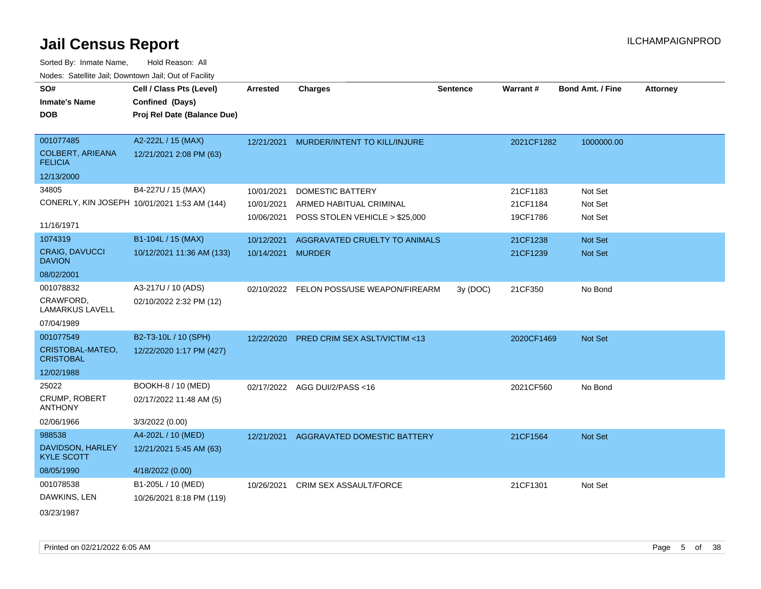# Jail Census Report

ILCHAMPAIGNPROD

Sorted By: Inmate Name, Hold Reason: All

Nodes: Satellite Jail; Downtown Jail; Out of Facility

| SO# / Inmate's Name / DOB | Cell / Class Pts (Level) / Confined (Days) / Proj Rel Date (Balance Due) | Arrested | Charges | Sentence | Warrant # | Bond Amt. / Fine | Attorney |
|---|---|---|---|---|---|---|---|
| 001077485 COLBERT, ARIEANA FELICIA 12/13/2000 | A2-222L / 15 (MAX) 12/21/2021 2:08 PM (63) | 12/21/2021 | MURDER/INTENT TO KILL/INJURE | | 2021CF1282 | 1000000.00 | |
| 34805 CONERLY, KIN JOSEPH 11/16/1971 | B4-227U / 15 (MAX) 10/01/2021 1:53 AM (144) | 10/01/2021 | DOMESTIC BATTERY | | 21CF1183 | Not Set | |
| | | 10/01/2021 | ARMED HABITUAL CRIMINAL | | 21CF1184 | Not Set | |
| | | 10/06/2021 | POSS STOLEN VEHICLE > $25,000 | | 19CF1786 | Not Set | |
| 1074319 CRAIG, DAVUCCI DAVION 08/02/2001 | B1-104L / 15 (MAX) 10/12/2021 11:36 AM (133) | 10/12/2021 | AGGRAVATED CRUELTY TO ANIMALS | | 21CF1238 | Not Set | |
| | | 10/14/2021 | MURDER | | 21CF1239 | Not Set | |
| 001078832 CRAWFORD, LAMARKUS LAVELL 07/04/1989 | A3-217U / 10 (ADS) 02/10/2022 2:32 PM (12) | 02/10/2022 | FELON POSS/USE WEAPON/FIREARM | 3y (DOC) | 21CF350 | No Bond | |
| 001077549 CRISTOBAL-MATEO, CRISTOBAL 12/02/1988 | B2-T3-10L / 10 (SPH) 12/22/2020 1:17 PM (427) | 12/22/2020 | PRED CRIM SEX ASLT/VICTIM <13 | | 2020CF1469 | Not Set | |
| 25022 CRUMP, ROBERT ANTHONY 02/06/1966 | BOOKH-8 / 10 (MED) 02/17/2022 11:48 AM (5) 3/3/2022 (0.00) | 02/17/2022 | AGG DUI/2/PASS <16 | | 2021CF560 | No Bond | |
| 988538 DAVIDSON, HARLEY KYLE SCOTT 08/05/1990 | A4-202L / 10 (MED) 12/21/2021 5:45 AM (63) 4/18/2022 (0.00) | 12/21/2021 | AGGRAVATED DOMESTIC BATTERY | | 21CF1564 | Not Set | |
| 001078538 DAWKINS, LEN 03/23/1987 | B1-205L / 10 (MED) 10/26/2021 8:18 PM (119) | 10/26/2021 | CRIM SEX ASSAULT/FORCE | | 21CF1301 | Not Set | |

Printed on 02/21/2022 6:05 AM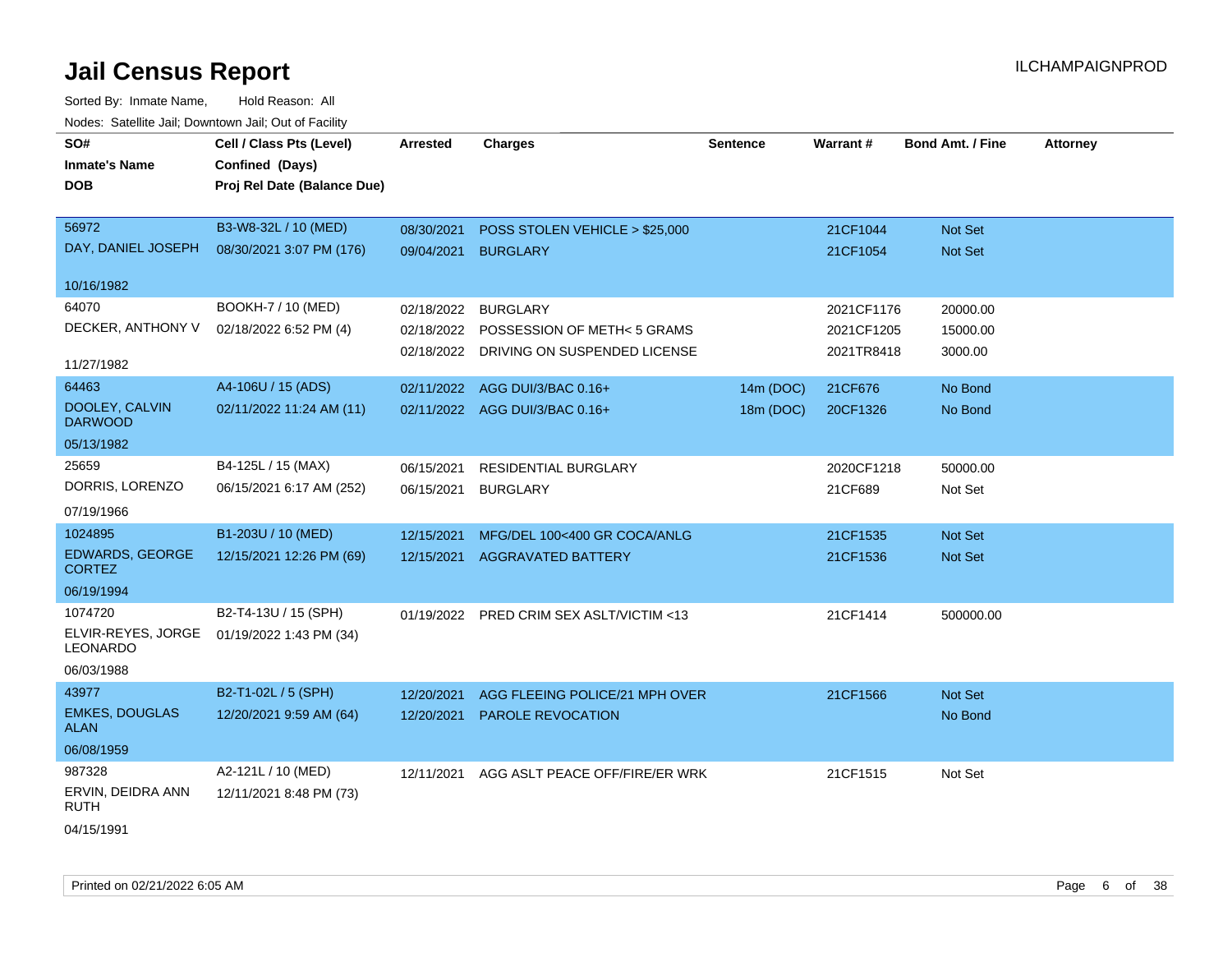# Jail Census Report

ILCHAMPAIGNPROD

Sorted By: Inmate Name, Hold Reason: All

Nodes: Satellite Jail; Downtown Jail; Out of Facility

| SO# / Inmate's Name / DOB | Cell / Class Pts (Level) / Confined (Days) / Proj Rel Date (Balance Due) | Arrested | Charges | Sentence | Warrant # | Bond Amt. / Fine | Attorney |
|---|---|---|---|---|---|---|---|
| 56972<br>DAY, DANIEL JOSEPH<br>10/16/1982 | B3-W8-32L / 10 (MED)<br>08/30/2021 3:07 PM (176) | 08/30/2021<br>09/04/2021 | POSS STOLEN VEHICLE > $25,000<br>BURGLARY | | 21CF1044<br>21CF1054 | Not Set<br>Not Set | |
| 64070<br>DECKER, ANTHONY V<br>11/27/1982 | BOOKH-7 / 10 (MED)<br>02/18/2022 6:52 PM (4) | 02/18/2022<br>02/18/2022<br>02/18/2022 | BURGLARY<br>POSSESSION OF METH< 5 GRAMS<br>DRIVING ON SUSPENDED LICENSE | | 2021CF1176<br>2021CF1205<br>2021TR8418 | 20000.00<br>15000.00<br>3000.00 | |
| 64463<br>DOOLEY, CALVIN DARWOOD<br>05/13/1982 | A4-106U / 15 (ADS)<br>02/11/2022 11:24 AM (11) | 02/11/2022<br>02/11/2022 | AGG DUI/3/BAC 0.16+<br>AGG DUI/3/BAC 0.16+ | 14m (DOC)<br>18m (DOC) | 21CF676<br>20CF1326 | No Bond<br>No Bond | |
| 25659<br>DORRIS, LORENZO<br>07/19/1966 | B4-125L / 15 (MAX)<br>06/15/2021 6:17 AM (252) | 06/15/2021<br>06/15/2021 | RESIDENTIAL BURGLARY<br>BURGLARY | | 2020CF1218<br>21CF689 | 50000.00<br>Not Set | |
| 1024895<br>EDWARDS, GEORGE CORTEZ<br>06/19/1994 | B1-203U / 10 (MED)<br>12/15/2021 12:26 PM (69) | 12/15/2021<br>12/15/2021 | MFG/DEL 100<400 GR COCA/ANLG<br>AGGRAVATED BATTERY | | 21CF1535<br>21CF1536 | Not Set<br>Not Set | |
| 1074720<br>ELVIR-REYES, JORGE LEONARDO<br>06/03/1988 | B2-T4-13U / 15 (SPH)<br>01/19/2022 1:43 PM (34) | 01/19/2022 | PRED CRIM SEX ASLT/VICTIM <13 | | 21CF1414 | 500000.00 | |
| 43977<br>EMKES, DOUGLAS ALAN<br>06/08/1959 | B2-T1-02L / 5 (SPH)<br>12/20/2021 9:59 AM (64) | 12/20/2021<br>12/20/2021 | AGG FLEEING POLICE/21 MPH OVER<br>PAROLE REVOCATION | | 21CF1566 | Not Set<br>No Bond | |
| 987328<br>ERVIN, DEIDRA ANN RUTH<br>04/15/1991 | A2-121L / 10 (MED)<br>12/11/2021 8:48 PM (73) | 12/11/2021 | AGG ASLT PEACE OFF/FIRE/ER WRK | | 21CF1515 | Not Set | |

Printed on 02/21/2022 6:05 AM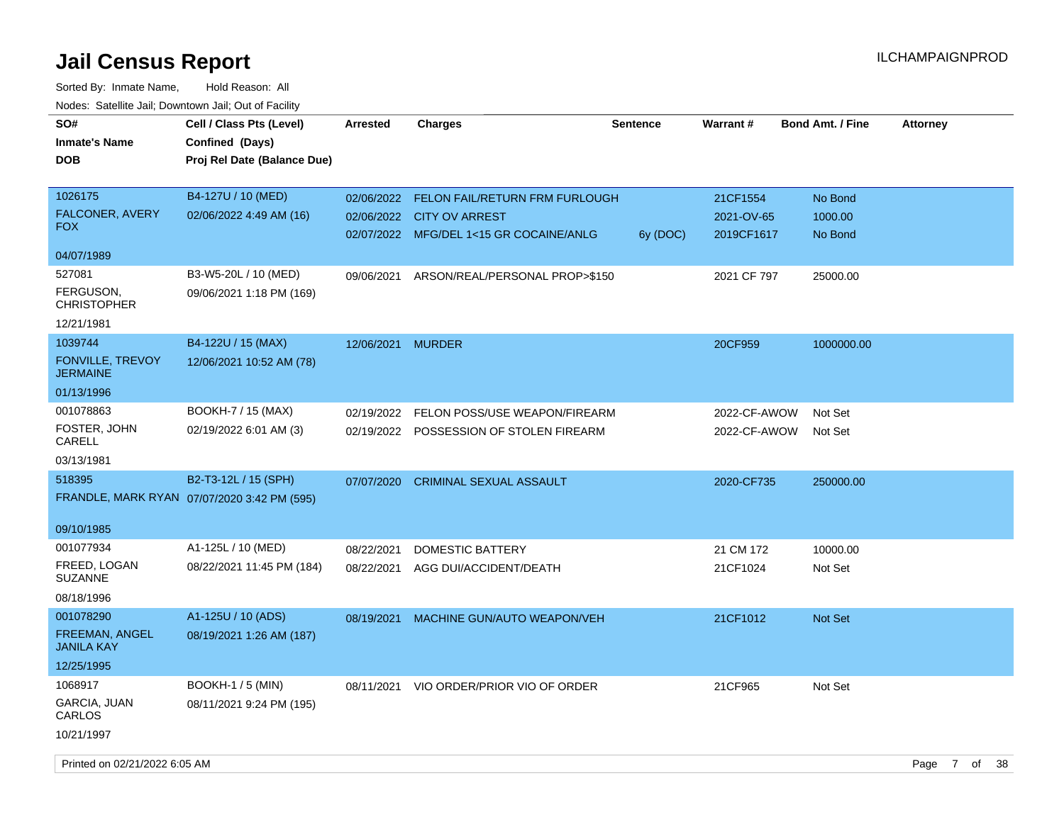# Jail Census Report

ILCHAMPAIGNPROD

Sorted By: Inmate Name, Hold Reason: All

Nodes: Satellite Jail; Downtown Jail; Out of Facility

| SO# / Inmate's Name / DOB | Cell / Class Pts (Level) / Confined (Days) / Proj Rel Date (Balance Due) | Arrested | Charges | Sentence | Warrant # | Bond Amt. / Fine | Attorney |
|---|---|---|---|---|---|---|---|
| 1026175 FALCONER, AVERY FOX 04/07/1989 | B4-127U / 10 (MED) 02/06/2022 4:49 AM (16) | 02/06/2022 | FELON FAIL/RETURN FRM FURLOUGH | | 21CF1554 | No Bond | |
| | | 02/06/2022 | CITY OV ARREST | | 2021-OV-65 | 1000.00 | |
| | | 02/07/2022 | MFG/DEL 1<15 GR COCAINE/ANLG | 6y (DOC) | 2019CF1617 | No Bond | |
| 527081 FERGUSON, CHRISTOPHER 12/21/1981 | B3-W5-20L / 10 (MED) 09/06/2021 1:18 PM (169) | 09/06/2021 | ARSON/REAL/PERSONAL PROP>$150 | | 2021 CF 797 | 25000.00 | |
| 1039744 FONVILLE, TREVOY JERMAINE 01/13/1996 | B4-122U / 15 (MAX) 12/06/2021 10:52 AM (78) | 12/06/2021 | MURDER | | 20CF959 | 1000000.00 | |
| 001078863 FOSTER, JOHN CARELL 03/13/1981 | BOOKH-7 / 15 (MAX) 02/19/2022 6:01 AM (3) | 02/19/2022 | FELON POSS/USE WEAPON/FIREARM | | 2022-CF-AWOW | Not Set | |
| | | 02/19/2022 | POSSESSION OF STOLEN FIREARM | | 2022-CF-AWOW | Not Set | |
| 518395 FRANDLE, MARK RYAN 09/10/1985 | B2-T3-12L / 15 (SPH) 07/07/2020 3:42 PM (595) | 07/07/2020 | CRIMINAL SEXUAL ASSAULT | | 2020-CF735 | 250000.00 | |
| 001077934 FREED, LOGAN SUZANNE 08/18/1996 | A1-125L / 10 (MED) 08/22/2021 11:45 PM (184) | 08/22/2021 | DOMESTIC BATTERY | | 21 CM 172 | 10000.00 | |
| | | 08/22/2021 | AGG DUI/ACCIDENT/DEATH | | 21CF1024 | Not Set | |
| 001078290 FREEMAN, ANGEL JANILA KAY 12/25/1995 | A1-125U / 10 (ADS) 08/19/2021 1:26 AM (187) | 08/19/2021 | MACHINE GUN/AUTO WEAPON/VEH | | 21CF1012 | Not Set | |
| 1068917 GARCIA, JUAN CARLOS 10/21/1997 | BOOKH-1 / 5 (MIN) 08/11/2021 9:24 PM (195) | 08/11/2021 | VIO ORDER/PRIOR VIO OF ORDER | | 21CF965 | Not Set | |

Printed on 02/21/2022 6:05 AM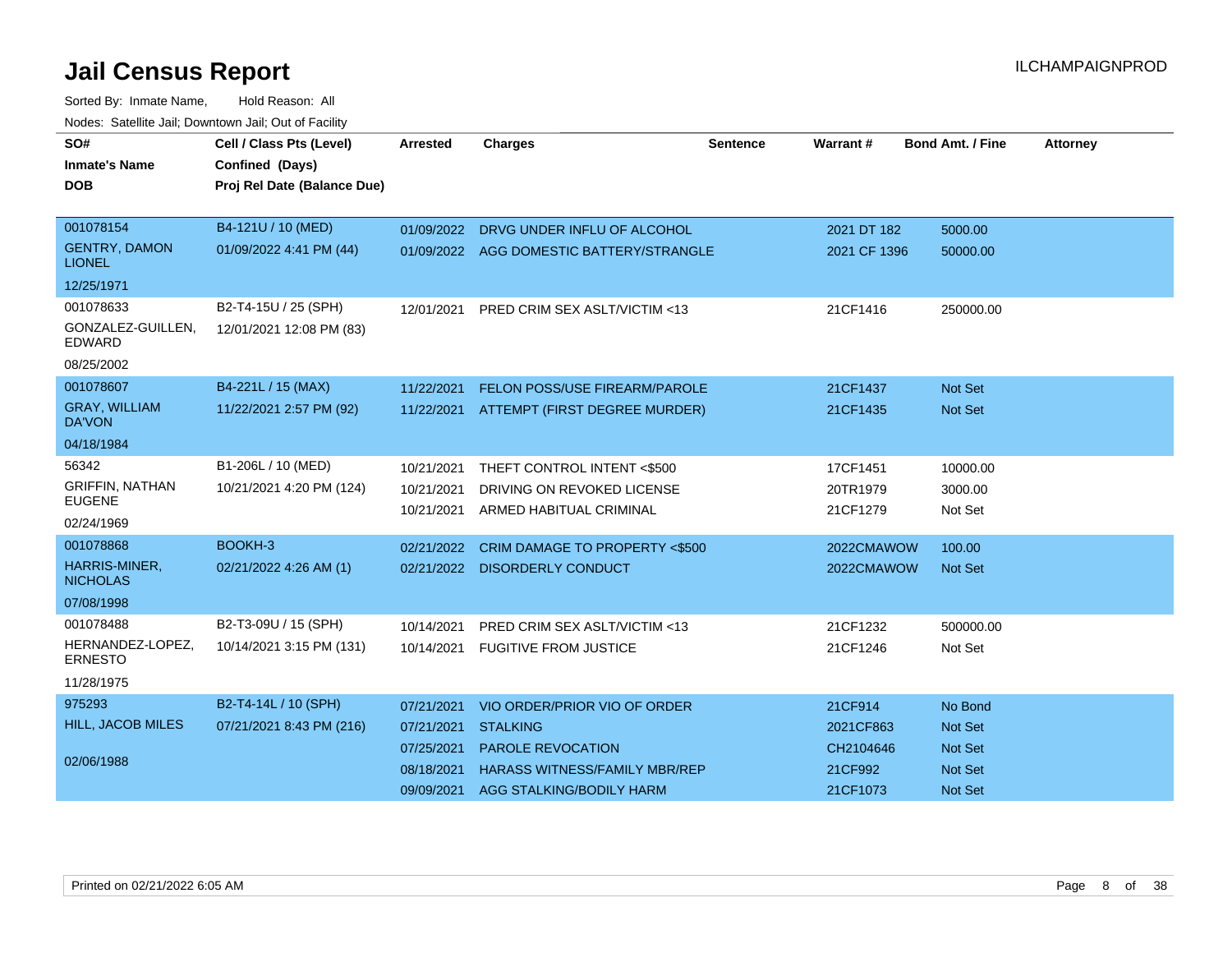# Jail Census Report

ILCHAMPAIGNPROD

Sorted By: Inmate Name, Hold Reason: All

Nodes: Satellite Jail; Downtown Jail; Out of Facility

| SO# / Inmate's Name / DOB | Cell / Class Pts (Level) / Confined (Days) / Proj Rel Date (Balance Due) | Arrested | Charges | Sentence | Warrant # | Bond Amt. / Fine | Attorney |
|---|---|---|---|---|---|---|---|
| 001078154<br>GENTRY, DAMON LIONEL<br>12/25/1971 | B4-121U / 10 (MED)<br>01/09/2022 4:41 PM (44) | 01/09/2022<br>01/09/2022 | DRVG UNDER INFLU OF ALCOHOL<br>AGG DOMESTIC BATTERY/STRANGLE | | 2021 DT 182<br>2021 CF 1396 | 5000.00<br>50000.00 | |
| 001078633<br>GONZALEZ-GUILLEN, EDWARD<br>08/25/2002 | B2-T4-15U / 25 (SPH)<br>12/01/2021 12:08 PM (83) | 12/01/2021 | PRED CRIM SEX ASLT/VICTIM <13 | | 21CF1416 | 250000.00 | |
| 001078607<br>GRAY, WILLIAM DA'VON<br>04/18/1984 | B4-221L / 15 (MAX)<br>11/22/2021 2:57 PM (92) | 11/22/2021<br>11/22/2021 | FELON POSS/USE FIREARM/PAROLE<br>ATTEMPT (FIRST DEGREE MURDER) | | 21CF1437<br>21CF1435 | Not Set<br>Not Set | |
| 56342<br>GRIFFIN, NATHAN EUGENE<br>02/24/1969 | B1-206L / 10 (MED)<br>10/21/2021 4:20 PM (124) | 10/21/2021<br>10/21/2021<br>10/21/2021 | THEFT CONTROL INTENT <$500<br>DRIVING ON REVOKED LICENSE<br>ARMED HABITUAL CRIMINAL | | 17CF1451<br>20TR1979<br>21CF1279 | 10000.00<br>3000.00<br>Not Set | |
| 001078868<br>HARRIS-MINER, NICHOLAS<br>07/08/1998 | BOOKH-3<br>02/21/2022 4:26 AM (1) | 02/21/2022<br>02/21/2022 | CRIM DAMAGE TO PROPERTY <$500<br>DISORDERLY CONDUCT | | 2022CMAWOW<br>2022CMAWOW | 100.00<br>Not Set | |
| 001078488<br>HERNANDEZ-LOPEZ, ERNESTO<br>11/28/1975 | B2-T3-09U / 15 (SPH)<br>10/14/2021 3:15 PM (131) | 10/14/2021<br>10/14/2021 | PRED CRIM SEX ASLT/VICTIM <13<br>FUGITIVE FROM JUSTICE | | 21CF1232<br>21CF1246 | 500000.00<br>Not Set | |
| 975293<br>HILL, JACOB MILES<br>02/06/1988 | B2-T4-14L / 10 (SPH)<br>07/21/2021 8:43 PM (216) | 07/21/2021<br>07/21/2021<br>07/25/2021<br>08/18/2021<br>09/09/2021 | VIO ORDER/PRIOR VIO OF ORDER<br>STALKING<br>PAROLE REVOCATION<br>HARASS WITNESS/FAMILY MBR/REP<br>AGG STALKING/BODILY HARM | | 21CF914<br>2021CF863<br>CH2104646<br>21CF992<br>21CF1073 | No Bond<br>Not Set<br>Not Set<br>Not Set<br>Not Set | |

Printed on 02/21/2022 6:05 AM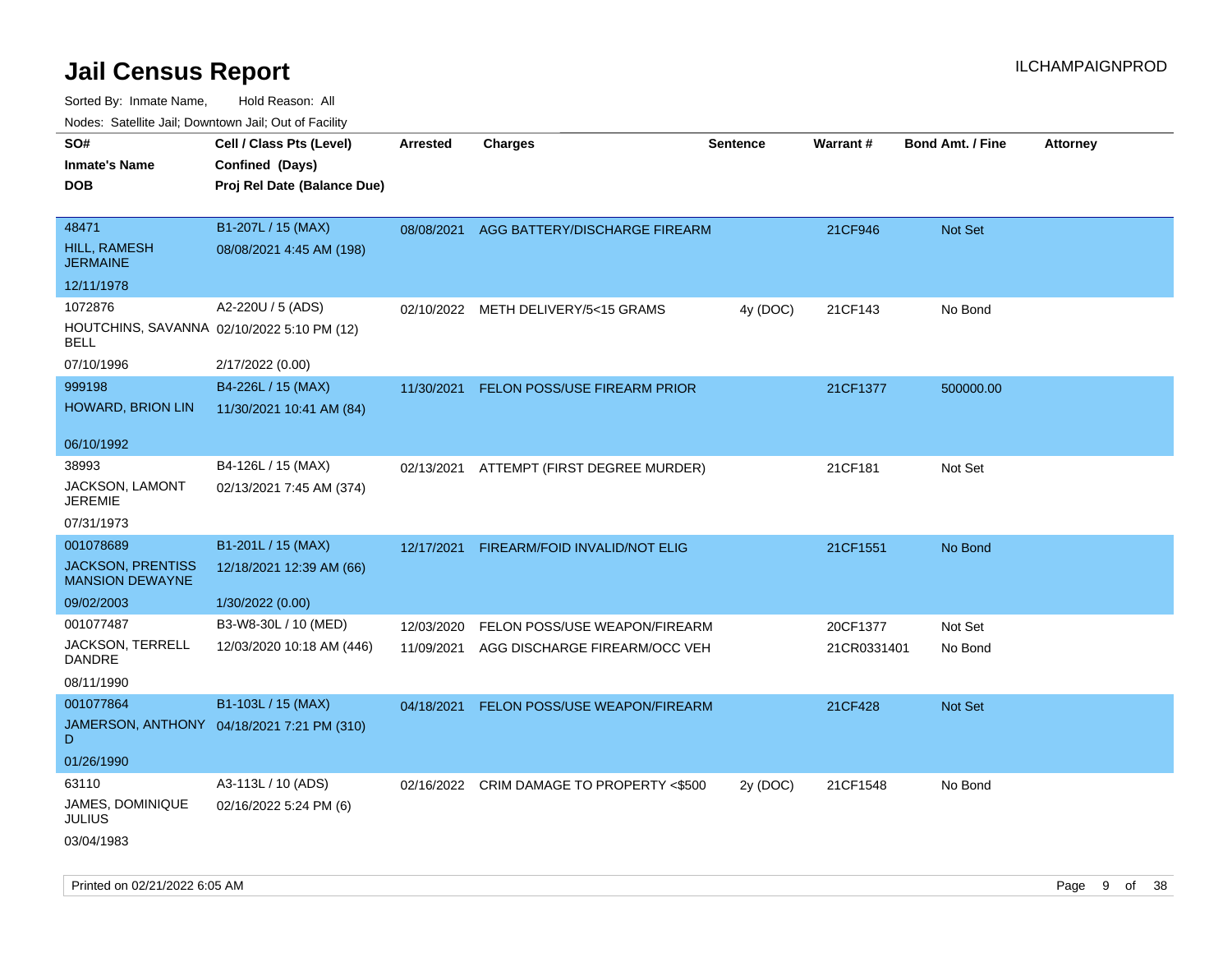# Jail Census Report

ILCHAMPAIGNPROD

Sorted By: Inmate Name, Hold Reason: All

Nodes: Satellite Jail; Downtown Jail; Out of Facility

| SO# / Inmate's Name / DOB | Cell / Class Pts (Level) / Confined (Days) / Proj Rel Date (Balance Due) | Arrested | Charges | Sentence | Warrant # | Bond Amt. / Fine | Attorney |
|---|---|---|---|---|---|---|---|
| 48471<br>HILL, RAMESH JERMAINE<br>12/11/1978 | B1-207L / 15 (MAX)<br>08/08/2021 4:45 AM (198) | 08/08/2021 | AGG BATTERY/DISCHARGE FIREARM | | 21CF946 | Not Set | |
| 1072876<br>HOUTCHINS, SAVANNA BELL<br>07/10/1996 | A2-220U / 5 (ADS)<br>02/10/2022 5:10 PM (12)<br>2/17/2022 (0.00) | 02/10/2022 | METH DELIVERY/5<15 GRAMS | 4y (DOC) | 21CF143 | No Bond | |
| 999198<br>HOWARD, BRION LIN<br>06/10/1992 | B4-226L / 15 (MAX)<br>11/30/2021 10:41 AM (84) | 11/30/2021 | FELON POSS/USE FIREARM PRIOR | | 21CF1377 | 500000.00 | |
| 38993<br>JACKSON, LAMONT JEREMIE<br>07/31/1973 | B4-126L / 15 (MAX)<br>02/13/2021 7:45 AM (374) | 02/13/2021 | ATTEMPT (FIRST DEGREE MURDER) | | 21CF181 | Not Set | |
| 001078689<br>JACKSON, PRENTISS MANSION DEWAYNE<br>09/02/2003 | B1-201L / 15 (MAX)<br>12/18/2021 12:39 AM (66)<br>1/30/2022 (0.00) | 12/17/2021 | FIREARM/FOID INVALID/NOT ELIG | | 21CF1551 | No Bond | |
| 001077487<br>JACKSON, TERRELL DANDRE<br>08/11/1990 | B3-W8-30L / 10 (MED)<br>12/03/2020 10:18 AM (446) | 12/03/2020 | FELON POSS/USE WEAPON/FIREARM | | 20CF1377 | Not Set | |
| | | 11/09/2021 | AGG DISCHARGE FIREARM/OCC VEH | | 21CR0331401 | No Bond | |
| 001077864<br>JAMERSON, ANTHONY D<br>01/26/1990 | B1-103L / 15 (MAX)<br>04/18/2021 7:21 PM (310) | 04/18/2021 | FELON POSS/USE WEAPON/FIREARM | | 21CF428 | Not Set | |
| 63110<br>JAMES, DOMINIQUE JULIUS<br>03/04/1983 | A3-113L / 10 (ADS)<br>02/16/2022 5:24 PM (6) | 02/16/2022 | CRIM DAMAGE TO PROPERTY <$500 | 2y (DOC) | 21CF1548 | No Bond | |

Printed on 02/21/2022 6:05 AM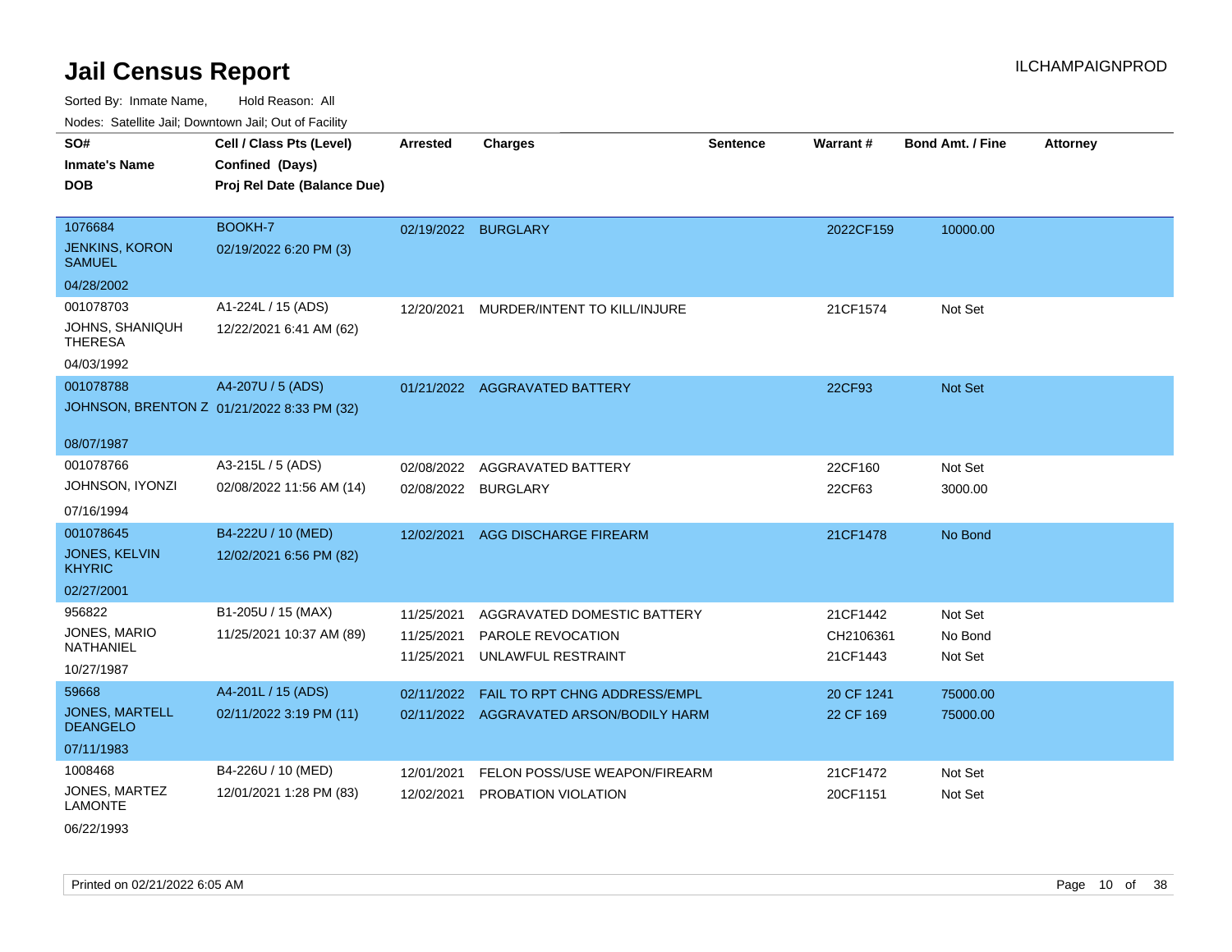# Jail Census Report

Sorted By: Inmate Name, Hold Reason: All

Nodes: Satellite Jail; Downtown Jail; Out of Facility

| SO# / Inmate's Name / DOB | Cell / Class Pts (Level) / Confined (Days) / Proj Rel Date (Balance Due) | Arrested | Charges | Sentence | Warrant # | Bond Amt. / Fine | Attorney |
|---|---|---|---|---|---|---|---|
| 1076684 JENKINS, KORON SAMUEL 04/28/2002 | BOOKH-7 02/19/2022 6:20 PM (3) | 02/19/2022 | BURGLARY | | 2022CF159 | 10000.00 | |
| 001078703 JOHNS, SHANIQUH THERESA 04/03/1992 | A1-224L / 15 (ADS) 12/22/2021 6:41 AM (62) | 12/20/2021 | MURDER/INTENT TO KILL/INJURE | | 21CF1574 | Not Set | |
| 001078788 JOHNSON, BRENTON Z 08/07/1987 | A4-207U / 5 (ADS) 01/21/2022 8:33 PM (32) | 01/21/2022 | AGGRAVATED BATTERY | | 22CF93 | Not Set | |
| 001078766 JOHNSON, IYONZI 07/16/1994 | A3-215L / 5 (ADS) 02/08/2022 11:56 AM (14) | 02/08/2022 | AGGRAVATED BATTERY | | 22CF160 | Not Set | |
| | | 02/08/2022 | BURGLARY | | 22CF63 | 3000.00 | |
| 001078645 JONES, KELVIN KHYRIC 02/27/2001 | B4-222U / 10 (MED) 12/02/2021 6:56 PM (82) | 12/02/2021 | AGG DISCHARGE FIREARM | | 21CF1478 | No Bond | |
| 956822 JONES, MARIO NATHANIEL 10/27/1987 | B1-205U / 15 (MAX) 11/25/2021 10:37 AM (89) | 11/25/2021 | AGGRAVATED DOMESTIC BATTERY | | 21CF1442 | Not Set | |
| | | 11/25/2021 | PAROLE REVOCATION | | CH2106361 | No Bond | |
| | | 11/25/2021 | UNLAWFUL RESTRAINT | | 21CF1443 | Not Set | |
| 59668 JONES, MARTELL DEANGELO 07/11/1983 | A4-201L / 15 (ADS) 02/11/2022 3:19 PM (11) | 02/11/2022 | FAIL TO RPT CHNG ADDRESS/EMPL | | 20 CF 1241 | 75000.00 | |
| | | 02/11/2022 | AGGRAVATED ARSON/BODILY HARM | | 22 CF 169 | 75000.00 | |
| 1008468 JONES, MARTEZ LAMONTE 06/22/1993 | B4-226U / 10 (MED) 12/01/2021 1:28 PM (83) | 12/01/2021 | FELON POSS/USE WEAPON/FIREARM | | 21CF1472 | Not Set | |
| | | 12/02/2021 | PROBATION VIOLATION | | 20CF1151 | Not Set | |

Printed on 02/21/2022 6:05 AM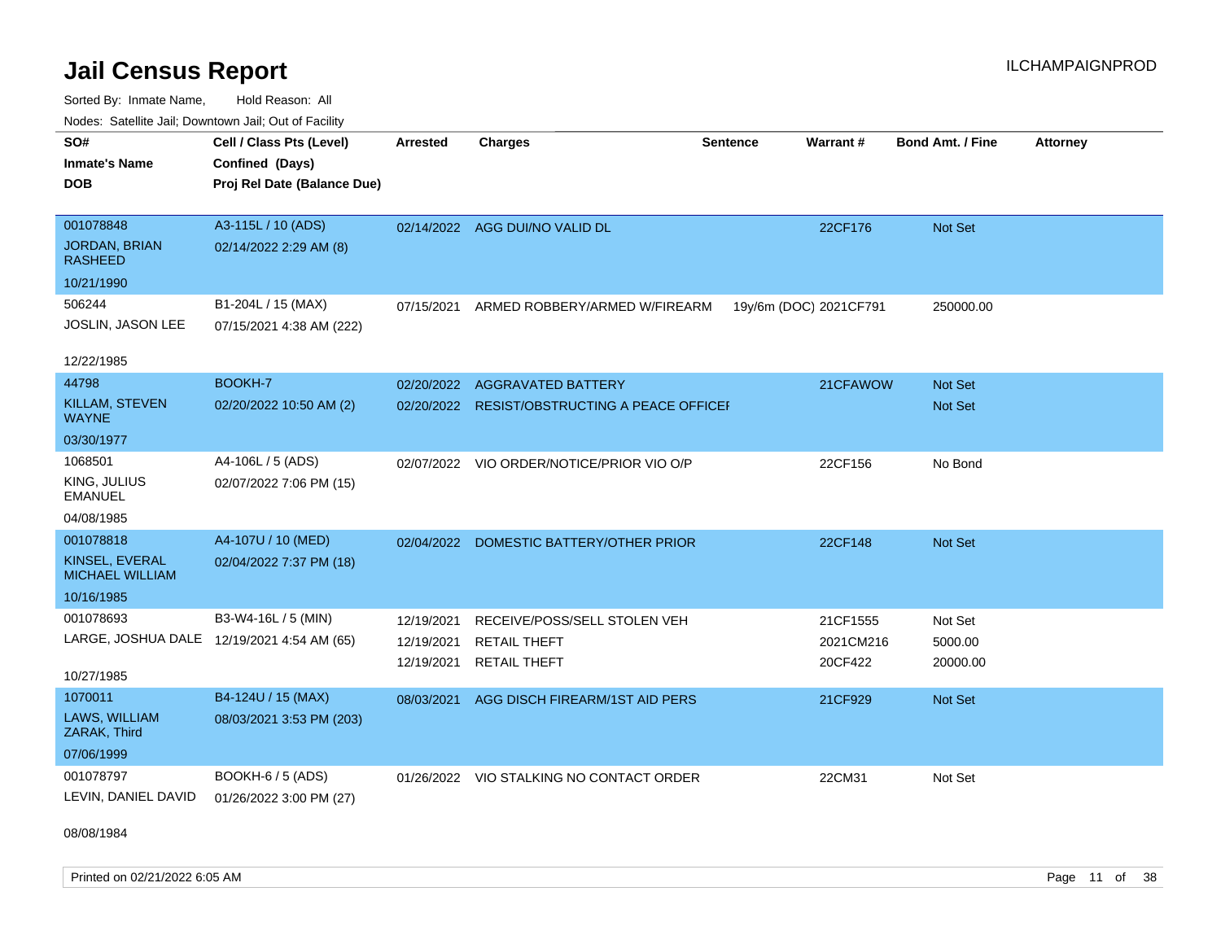# Jail Census Report

ILCHAMPAIGNPROD

Sorted By: Inmate Name, Hold Reason: All

Nodes: Satellite Jail; Downtown Jail; Out of Facility

| SO# / Inmate's Name / DOB | Cell / Class Pts (Level) / Confined (Days) / Proj Rel Date (Balance Due) | Arrested | Charges | Sentence | Warrant # | Bond Amt. / Fine | Attorney |
|---|---|---|---|---|---|---|---|
| 001078848<br>JORDAN, BRIAN RASHEED<br>10/21/1990 | A3-115L / 10 (ADS)<br>02/14/2022 2:29 AM (8) | 02/14/2022 | AGG DUI/NO VALID DL | | 22CF176 | Not Set | |
| 506244<br>JOSLIN, JASON LEE<br>12/22/1985 | B1-204L / 15 (MAX)<br>07/15/2021 4:38 AM (222) | 07/15/2021 | ARMED ROBBERY/ARMED W/FIREARM | 19y/6m (DOC) | 2021CF791 | 250000.00 | |
| 44798<br>KILLAM, STEVEN WAYNE<br>03/30/1977 | BOOKH-7<br>02/20/2022 10:50 AM (2) | 02/20/2022 | AGGRAVATED BATTERY | | 21CFAWOW | Not Set | |
| | | 02/20/2022 | RESIST/OBSTRUCTING A PEACE OFFICEI | | | Not Set | |
| 1068501<br>KING, JULIUS EMANUEL<br>04/08/1985 | A4-106L / 5 (ADS)<br>02/07/2022 7:06 PM (15) | 02/07/2022 | VIO ORDER/NOTICE/PRIOR VIO O/P | | 22CF156 | No Bond | |
| 001078818<br>KINSEL, EVERAL MICHAEL WILLIAM<br>10/16/1985 | A4-107U / 10 (MED)<br>02/04/2022 7:37 PM (18) | 02/04/2022 | DOMESTIC BATTERY/OTHER PRIOR | | 22CF148 | Not Set | |
| 001078693<br>LARGE, JOSHUA DALE<br>10/27/1985 | B3-W4-16L / 5 (MIN)<br>12/19/2021 4:54 AM (65) | 12/19/2021 | RECEIVE/POSS/SELL STOLEN VEH | | 21CF1555 | Not Set | |
| | | 12/19/2021 | RETAIL THEFT | | 2021CM216 | 5000.00 | |
| | | 12/19/2021 | RETAIL THEFT | | 20CF422 | 20000.00 | |
| 1070011<br>LAWS, WILLIAM ZARAK, Third<br>07/06/1999 | B4-124U / 15 (MAX)<br>08/03/2021 3:53 PM (203) | 08/03/2021 | AGG DISCH FIREARM/1ST AID PERS | | 21CF929 | Not Set | |
| 001078797<br>LEVIN, DANIEL DAVID<br>08/08/1984 | BOOKH-6 / 5 (ADS)<br>01/26/2022 3:00 PM (27) | 01/26/2022 | VIO STALKING NO CONTACT ORDER | | 22CM31 | Not Set | |

Printed on 02/21/2022 6:05 AM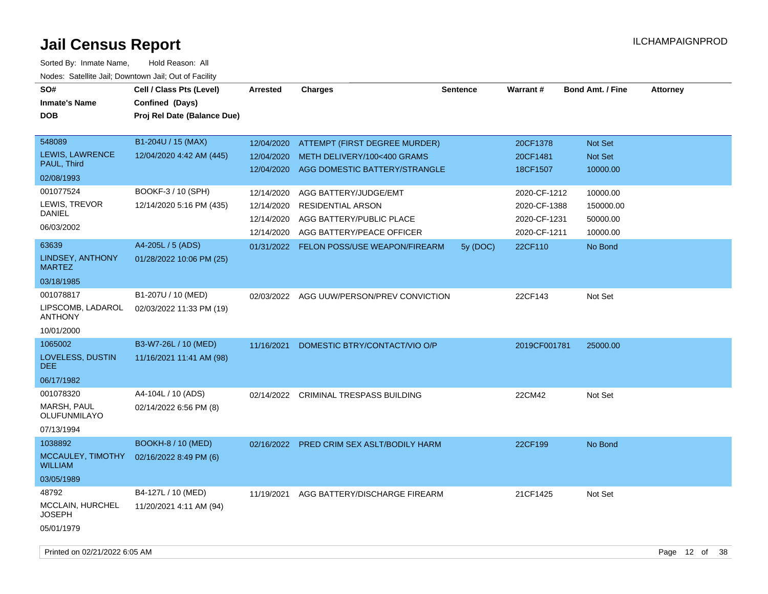# Jail Census Report

ILCHAMPAIGNPROD

Sorted By: Inmate Name, Hold Reason: All

Nodes: Satellite Jail; Downtown Jail; Out of Facility

| SO# / Inmate's Name / DOB | Cell / Class Pts (Level) / Confined (Days) / Proj Rel Date (Balance Due) | Arrested | Charges | Sentence | Warrant # | Bond Amt. / Fine | Attorney |
|---|---|---|---|---|---|---|---|
| 548089 LEWIS, LAWRENCE PAUL, Third 02/08/1993 | B1-204U / 15 (MAX) 12/04/2020 4:42 AM (445) | 12/04/2020 | ATTEMPT (FIRST DEGREE MURDER) | | 20CF1378 | Not Set | |
| | | 12/04/2020 | METH DELIVERY/100<400 GRAMS | | 20CF1481 | Not Set | |
| | | 12/04/2020 | AGG DOMESTIC BATTERY/STRANGLE | | 18CF1507 | 10000.00 | |
| 001077524 LEWIS, TREVOR DANIEL 06/03/2002 | BOOKF-3 / 10 (SPH) 12/14/2020 5:16 PM (435) | 12/14/2020 | AGG BATTERY/JUDGE/EMT | | 2020-CF-1212 | 10000.00 | |
| | | 12/14/2020 | RESIDENTIAL ARSON | | 2020-CF-1388 | 150000.00 | |
| | | 12/14/2020 | AGG BATTERY/PUBLIC PLACE | | 2020-CF-1231 | 50000.00 | |
| | | 12/14/2020 | AGG BATTERY/PEACE OFFICER | | 2020-CF-1211 | 10000.00 | |
| 63639 LINDSEY, ANTHONY MARTEZ 03/18/1985 | A4-205L / 5 (ADS) 01/28/2022 10:06 PM (25) | 01/31/2022 | FELON POSS/USE WEAPON/FIREARM | 5y (DOC) | 22CF110 | No Bond | |
| 001078817 LIPSCOMB, LADAROL ANTHONY 10/01/2000 | B1-207U / 10 (MED) 02/03/2022 11:33 PM (19) | 02/03/2022 | AGG UUW/PERSON/PREV CONVICTION | | 22CF143 | Not Set | |
| 1065002 LOVELESS, DUSTIN DEE 06/17/1982 | B3-W7-26L / 10 (MED) 11/16/2021 11:41 AM (98) | 11/16/2021 | DOMESTIC BTRY/CONTACT/VIO O/P | | 2019CF001781 | 25000.00 | |
| 001078320 MARSH, PAUL OLUFUNMILAYO 07/13/1994 | A4-104L / 10 (ADS) 02/14/2022 6:56 PM (8) | 02/14/2022 | CRIMINAL TRESPASS BUILDING | | 22CM42 | Not Set | |
| 1038892 MCCAULEY, TIMOTHY WILLIAM 03/05/1989 | BOOKH-8 / 10 (MED) 02/16/2022 8:49 PM (6) | 02/16/2022 | PRED CRIM SEX ASLT/BODILY HARM | | 22CF199 | No Bond | |
| 48792 MCCLAIN, HURCHEL JOSEPH 05/01/1979 | B4-127L / 10 (MED) 11/20/2021 4:11 AM (94) | 11/19/2021 | AGG BATTERY/DISCHARGE FIREARM | | 21CF1425 | Not Set | |

Printed on 02/21/2022 6:05 AM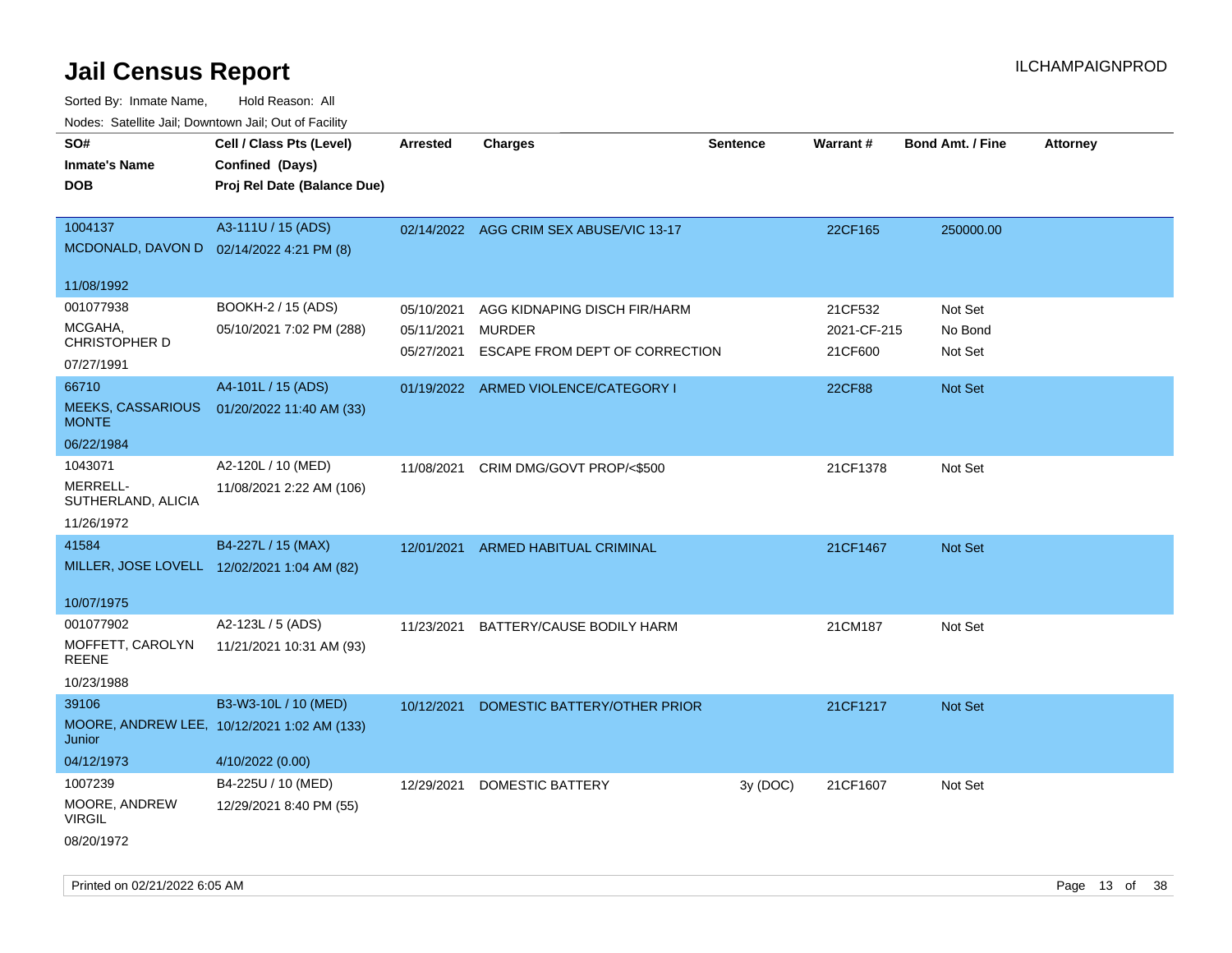# Jail Census Report

ILCHAMPAIGNPROD

Sorted By: Inmate Name, Hold Reason: All

Nodes: Satellite Jail; Downtown Jail; Out of Facility

| SO# / Inmate's Name / DOB | Cell / Class Pts (Level) / Confined (Days) / Proj Rel Date (Balance Due) | Arrested | Charges | Sentence | Warrant # | Bond Amt. / Fine | Attorney |
|---|---|---|---|---|---|---|---|
| 1004137 MCDONALD, DAVON D 11/08/1992 | A3-111U / 15 (ADS) 02/14/2022 4:21 PM (8) | 02/14/2022 | AGG CRIM SEX ABUSE/VIC 13-17 | | 22CF165 | 250000.00 | |
| 001077938 MCGAHA, CHRISTOPHER D 07/27/1991 | BOOKH-2 / 15 (ADS) 05/10/2021 7:02 PM (288) | 05/10/2021 | AGG KIDNAPING DISCH FIR/HARM | | 21CF532 | Not Set | |
| | | 05/11/2021 | MURDER | | 2021-CF-215 | No Bond | |
| | | 05/27/2021 | ESCAPE FROM DEPT OF CORRECTION | | 21CF600 | Not Set | |
| 66710 MEEKS, CASSARIOUS MONTE 06/22/1984 | A4-101L / 15 (ADS) 01/20/2022 11:40 AM (33) | 01/19/2022 | ARMED VIOLENCE/CATEGORY I | | 22CF88 | Not Set | |
| 1043071 MERRELL-SUTHERLAND, ALICIA 11/26/1972 | A2-120L / 10 (MED) 11/08/2021 2:22 AM (106) | 11/08/2021 | CRIM DMG/GOVT PROP/<$500 | | 21CF1378 | Not Set | |
| 41584 MILLER, JOSE LOVELL 10/07/1975 | B4-227L / 15 (MAX) 12/02/2021 1:04 AM (82) | 12/01/2021 | ARMED HABITUAL CRIMINAL | | 21CF1467 | Not Set | |
| 001077902 MOFFETT, CAROLYN REENE 10/23/1988 | A2-123L / 5 (ADS) 11/21/2021 10:31 AM (93) | 11/23/2021 | BATTERY/CAUSE BODILY HARM | | 21CM187 | Not Set | |
| 39106 MOORE, ANDREW LEE, Junior 04/12/1973 | B3-W3-10L / 10 (MED) 10/12/2021 1:02 AM (133) 4/10/2022 (0.00) | 10/12/2021 | DOMESTIC BATTERY/OTHER PRIOR | | 21CF1217 | Not Set | |
| 1007239 MOORE, ANDREW VIRGIL 08/20/1972 | B4-225U / 10 (MED) 12/29/2021 8:40 PM (55) | 12/29/2021 | DOMESTIC BATTERY | 3y (DOC) | 21CF1607 | Not Set | |

Printed on 02/21/2022 6:05 AM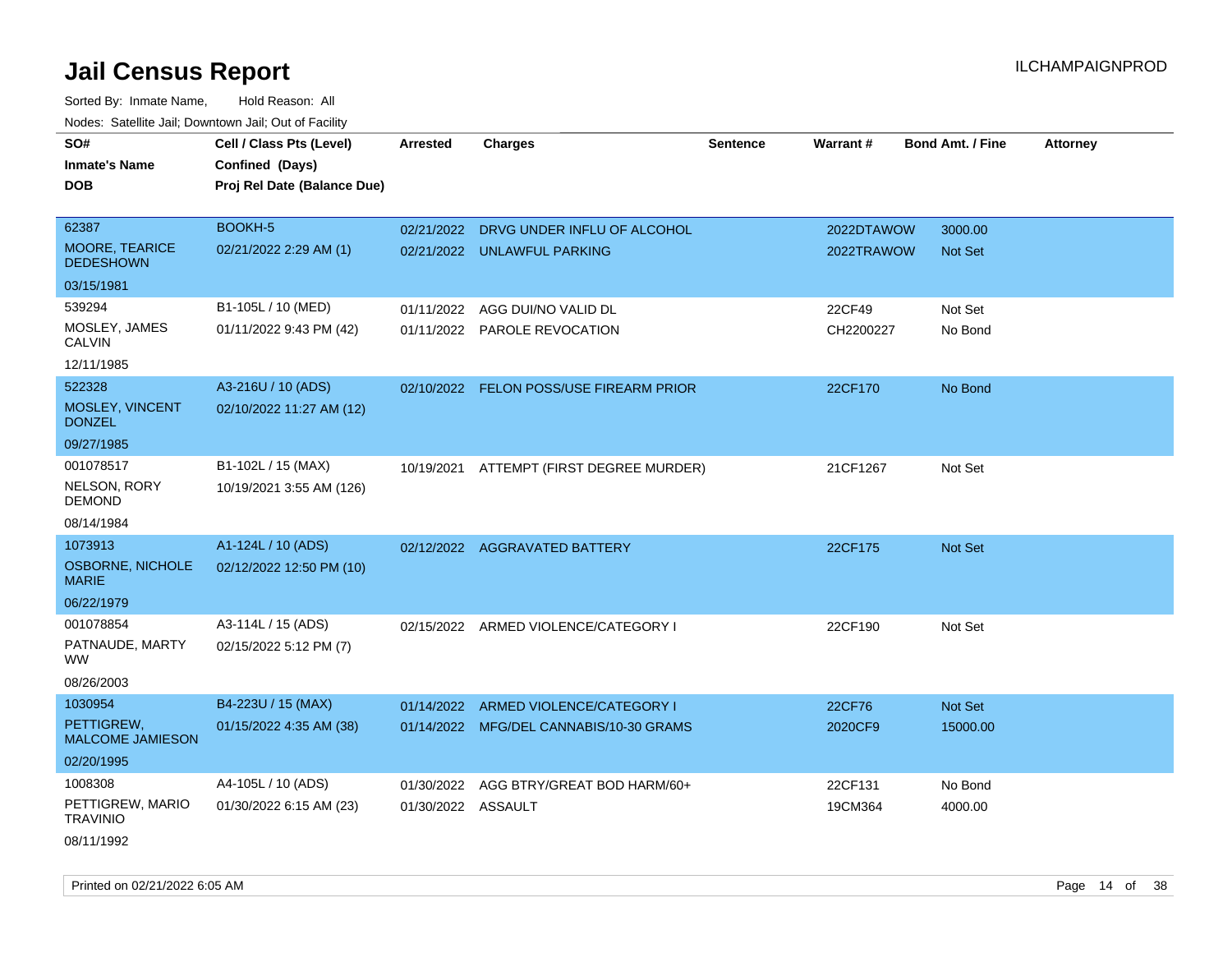# Jail Census Report

ILCHAMPAIGNPROD

Sorted By: Inmate Name, Hold Reason: All

Nodes: Satellite Jail; Downtown Jail; Out of Facility

| SO# / Inmate's Name / DOB | Cell / Class Pts (Level) / Confined (Days) / Proj Rel Date (Balance Due) | Arrested | Charges | Sentence | Warrant # | Bond Amt. / Fine | Attorney |
|---|---|---|---|---|---|---|---|
| 62387<br>MOORE, TEARICE DEDESHOWN<br>03/15/1981 | BOOKH-5<br>02/21/2022 2:29 AM (1) | 02/21/2022<br>02/21/2022 | DRVG UNDER INFLU OF ALCOHOL<br>UNLAWFUL PARKING | | 2022DTAWOW<br>2022TRAWOW | 3000.00<br>Not Set | |
| 539294<br>MOSLEY, JAMES CALVIN<br>12/11/1985 | B1-105L / 10 (MED)<br>01/11/2022 9:43 PM (42) | 01/11/2022<br>01/11/2022 | AGG DUI/NO VALID DL<br>PAROLE REVOCATION | | 22CF49<br>CH2200227 | Not Set<br>No Bond | |
| 522328<br>MOSLEY, VINCENT DONZEL<br>09/27/1985 | A3-216U / 10 (ADS)<br>02/10/2022 11:27 AM (12) | 02/10/2022 | FELON POSS/USE FIREARM PRIOR | | 22CF170 | No Bond | |
| 001078517<br>NELSON, RORY DEMOND<br>08/14/1984 | B1-102L / 15 (MAX)<br>10/19/2021 3:55 AM (126) | 10/19/2021 | ATTEMPT (FIRST DEGREE MURDER) | | 21CF1267 | Not Set | |
| 1073913<br>OSBORNE, NICHOLE MARIE<br>06/22/1979 | A1-124L / 10 (ADS)<br>02/12/2022 12:50 PM (10) | 02/12/2022 | AGGRAVATED BATTERY | | 22CF175 | Not Set | |
| 001078854<br>PATNAUDE, MARTY WW<br>08/26/2003 | A3-114L / 15 (ADS)<br>02/15/2022 5:12 PM (7) | 02/15/2022 | ARMED VIOLENCE/CATEGORY I | | 22CF190 | Not Set | |
| 1030954<br>PETTIGREW, MALCOME JAMIESON<br>02/20/1995 | B4-223U / 15 (MAX)<br>01/15/2022 4:35 AM (38) | 01/14/2022<br>01/14/2022 | ARMED VIOLENCE/CATEGORY I<br>MFG/DEL CANNABIS/10-30 GRAMS | | 22CF76<br>2020CF9 | Not Set<br>15000.00 | |
| 1008308<br>PETTIGREW, MARIO TRAVINIO<br>08/11/1992 | A4-105L / 10 (ADS)<br>01/30/2022 6:15 AM (23) | 01/30/2022<br>01/30/2022 | AGG BTRY/GREAT BOD HARM/60+<br>ASSAULT | | 22CF131<br>19CM364 | No Bond<br>4000.00 | |

Printed on 02/21/2022 6:05 AM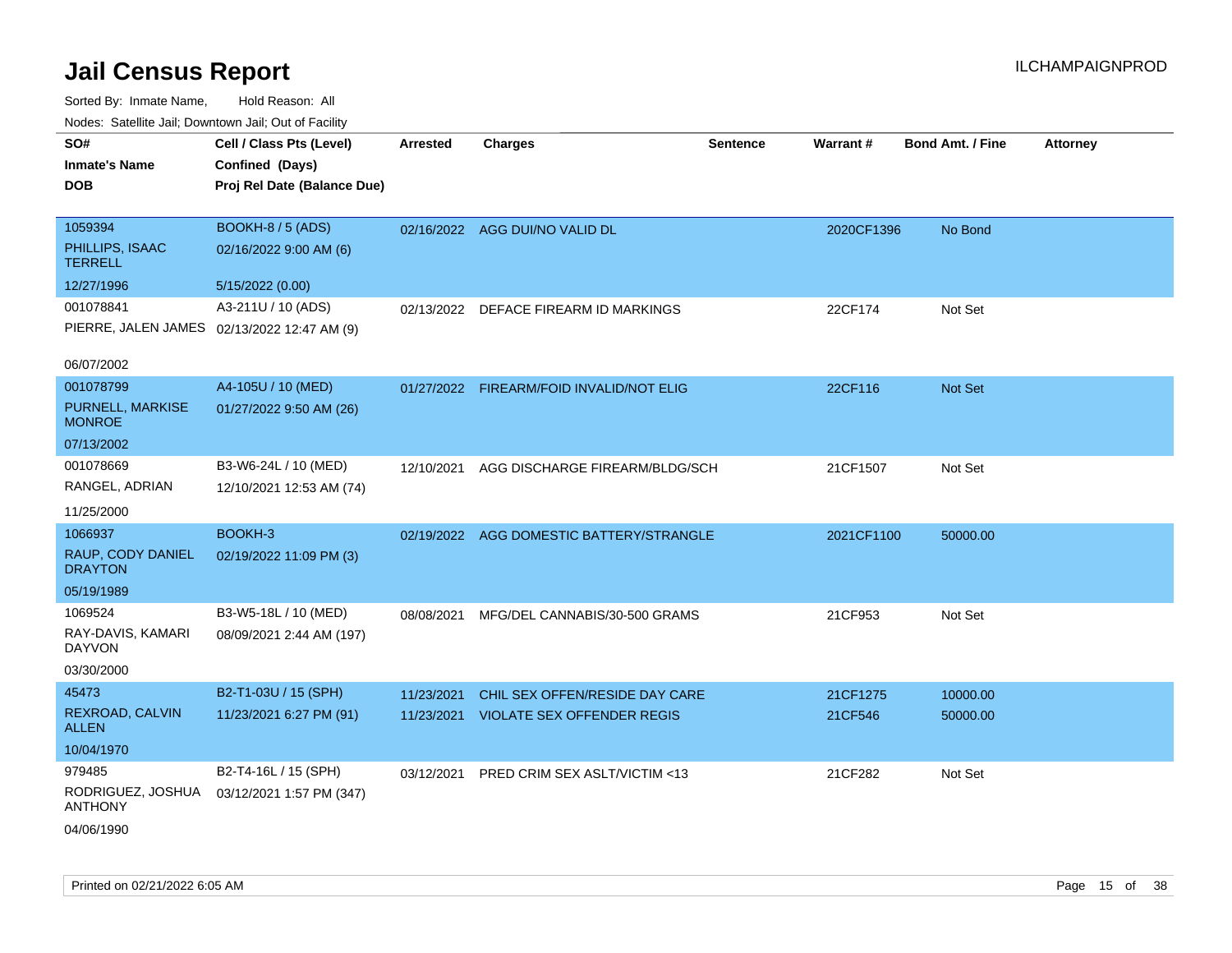# Jail Census Report

ILCHAMPAIGNPROD

Sorted By: Inmate Name, Hold Reason: All

Nodes: Satellite Jail; Downtown Jail; Out of Facility

| SO# / Inmate's Name / DOB | Cell / Class Pts (Level) / Confined (Days) / Proj Rel Date (Balance Due) | Arrested | Charges | Sentence | Warrant # | Bond Amt. / Fine | Attorney |
|---|---|---|---|---|---|---|---|
| 1059394<br>PHILLIPS, ISAAC TERRELL<br>12/27/1996 | BOOKH-8 / 5 (ADS)<br>02/16/2022 9:00 AM (6)<br>5/15/2022 (0.00) | 02/16/2022 | AGG DUI/NO VALID DL | | 2020CF1396 | No Bond | |
| 001078841<br>PIERRE, JALEN JAMES<br>06/07/2002 | A3-211U / 10 (ADS)<br>02/13/2022 12:47 AM (9) | 02/13/2022 | DEFACE FIREARM ID MARKINGS | | 22CF174 | Not Set | |
| 001078799<br>PURNELL, MARKISE MONROE<br>07/13/2002 | A4-105U / 10 (MED)<br>01/27/2022 9:50 AM (26) | 01/27/2022 | FIREARM/FOID INVALID/NOT ELIG | | 22CF116 | Not Set | |
| 001078669<br>RANGEL, ADRIAN<br>11/25/2000 | B3-W6-24L / 10 (MED)<br>12/10/2021 12:53 AM (74) | 12/10/2021 | AGG DISCHARGE FIREARM/BLDG/SCH | | 21CF1507 | Not Set | |
| 1066937<br>RAUP, CODY DANIEL DRAYTON<br>05/19/1989 | BOOKH-3<br>02/19/2022 11:09 PM (3) | 02/19/2022 | AGG DOMESTIC BATTERY/STRANGLE | | 2021CF1100 | 50000.00 | |
| 1069524<br>RAY-DAVIS, KAMARI DAYVON<br>03/30/2000 | B3-W5-18L / 10 (MED)<br>08/09/2021 2:44 AM (197) | 08/08/2021 | MFG/DEL CANNABIS/30-500 GRAMS | | 21CF953 | Not Set | |
| 45473<br>REXROAD, CALVIN ALLEN<br>10/04/1970 | B2-T1-03U / 15 (SPH)<br>11/23/2021 6:27 PM (91) | 11/23/2021 | CHIL SEX OFFEN/RESIDE DAY CARE | | 21CF1275 | 10000.00 | |
| | | 11/23/2021 | VIOLATE SEX OFFENDER REGIS | | 21CF546 | 50000.00 | |
| 979485<br>RODRIGUEZ, JOSHUA ANTHONY<br>04/06/1990 | B2-T4-16L / 15 (SPH)<br>03/12/2021 1:57 PM (347) | 03/12/2021 | PRED CRIM SEX ASLT/VICTIM <13 | | 21CF282 | Not Set | |

Printed on 02/21/2022 6:05 AM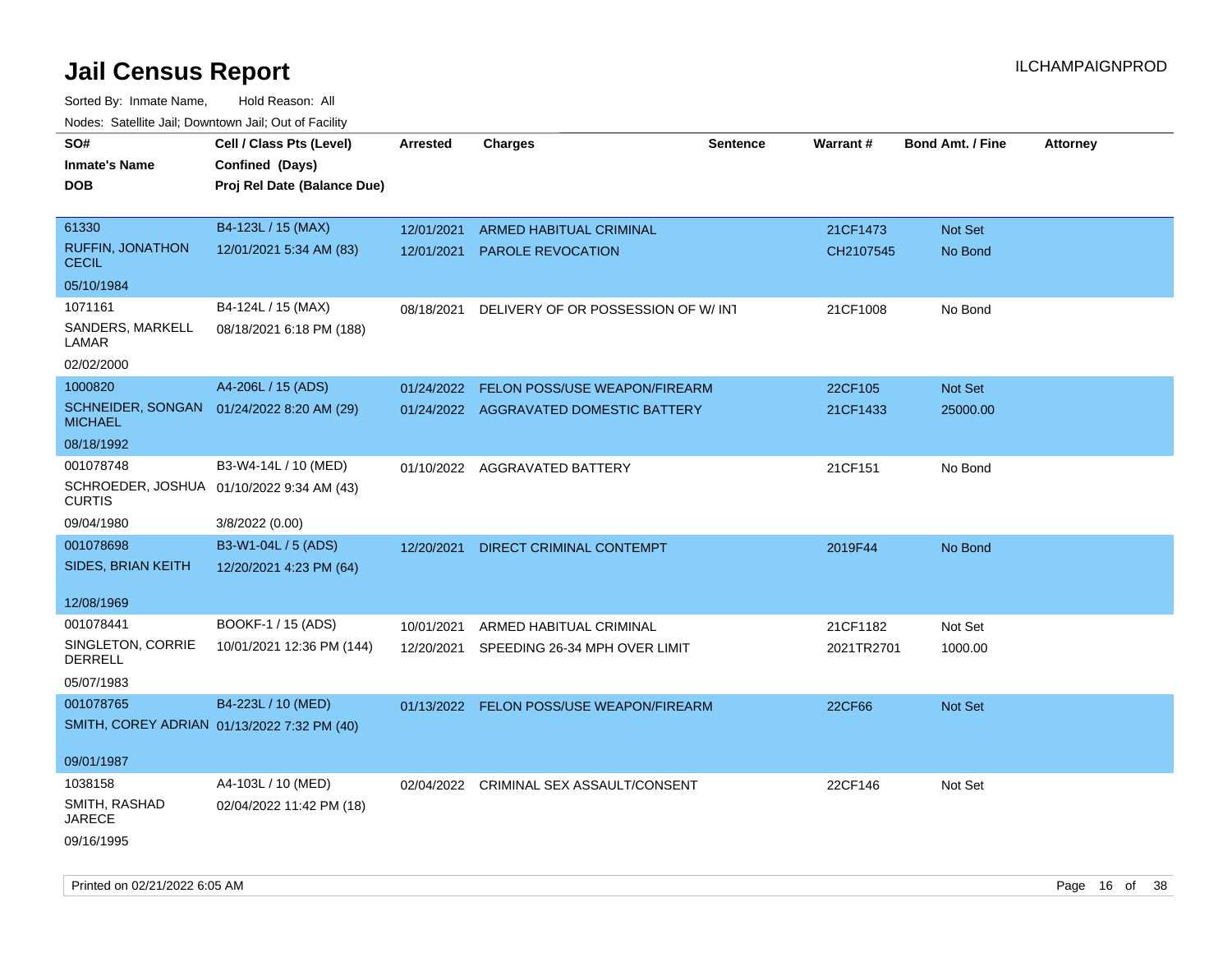# Jail Census Report

ILCHAMPAIGNPROD

Sorted By: Inmate Name, Hold Reason: All

Nodes: Satellite Jail; Downtown Jail; Out of Facility

| SO# / Inmate's Name / DOB | Cell / Class Pts (Level) / Confined (Days) / Proj Rel Date (Balance Due) | Arrested | Charges | Sentence | Warrant # | Bond Amt. / Fine | Attorney |
|---|---|---|---|---|---|---|---|
| 61330<br>RUFFIN, JONATHON CECIL<br>05/10/1984 | B4-123L / 15 (MAX)<br>12/01/2021 5:34 AM (83) | 12/01/2021<br>12/01/2021 | ARMED HABITUAL CRIMINAL<br>PAROLE REVOCATION | | 21CF1473<br>CH2107545 | Not Set<br>No Bond | |
| 1071161<br>SANDERS, MARKELL LAMAR<br>02/02/2000 | B4-124L / 15 (MAX)<br>08/18/2021 6:18 PM (188) | 08/18/2021 | DELIVERY OF OR POSSESSION OF W/ INT | | 21CF1008 | No Bond | |
| 1000820<br>SCHNEIDER, SONGAN MICHAEL<br>08/18/1992 | A4-206L / 15 (ADS)<br>01/24/2022 8:20 AM (29) | 01/24/2022<br>01/24/2022 | FELON POSS/USE WEAPON/FIREARM<br>AGGRAVATED DOMESTIC BATTERY | | 22CF105<br>21CF1433 | Not Set<br>25000.00 | |
| 001078748<br>SCHROEDER, JOSHUA CURTIS<br>09/04/1980 | B3-W4-14L / 10 (MED)<br>01/10/2022 9:34 AM (43)<br>3/8/2022 (0.00) | 01/10/2022 | AGGRAVATED BATTERY | | 21CF151 | No Bond | |
| 001078698<br>SIDES, BRIAN KEITH<br>12/08/1969 | B3-W1-04L / 5 (ADS)<br>12/20/2021 4:23 PM (64) | 12/20/2021 | DIRECT CRIMINAL CONTEMPT | | 2019F44 | No Bond | |
| 001078441<br>SINGLETON, CORRIE DERRELL<br>05/07/1983 | BOOKF-1 / 15 (ADS)<br>10/01/2021 12:36 PM (144) | 10/01/2021<br>12/20/2021 | ARMED HABITUAL CRIMINAL<br>SPEEDING 26-34 MPH OVER LIMIT | | 21CF1182<br>2021TR2701 | Not Set<br>1000.00 | |
| 001078765<br>SMITH, COREY ADRIAN<br>09/01/1987 | B4-223L / 10 (MED)<br>01/13/2022 7:32 PM (40) | 01/13/2022 | FELON POSS/USE WEAPON/FIREARM | | 22CF66 | Not Set | |
| 1038158<br>SMITH, RASHAD JARECE<br>09/16/1995 | A4-103L / 10 (MED)<br>02/04/2022 11:42 PM (18) | 02/04/2022 | CRIMINAL SEX ASSAULT/CONSENT | | 22CF146 | Not Set | |

Printed on 02/21/2022 6:05 AM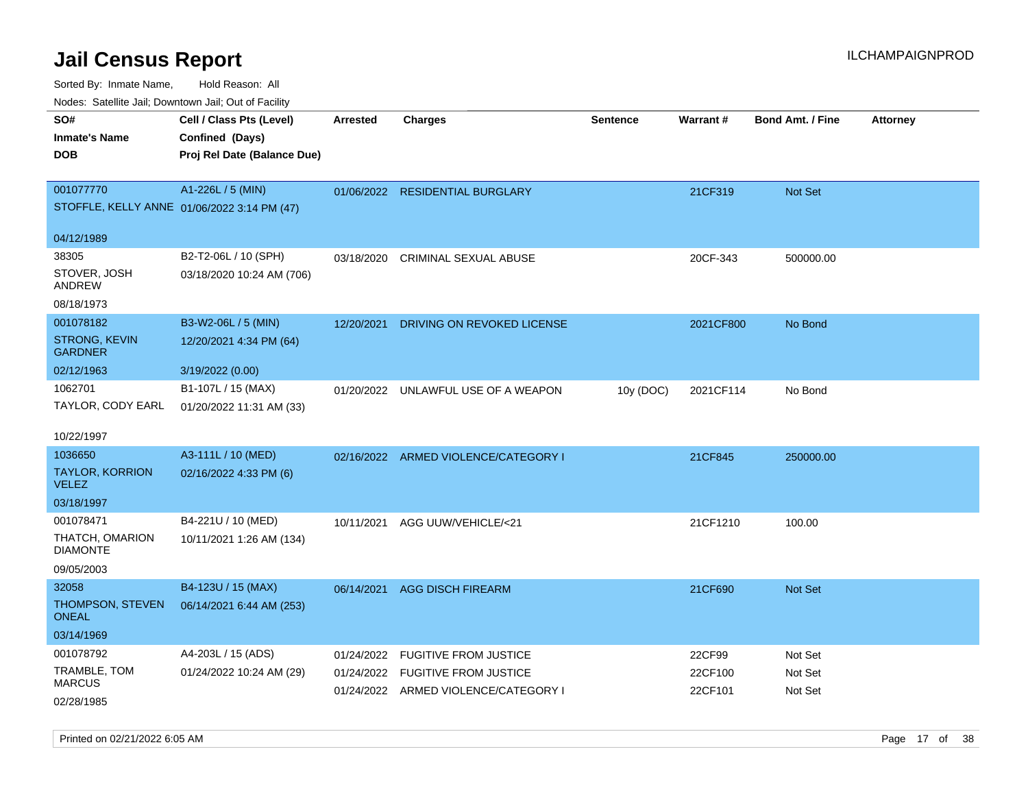# Jail Census Report

Sorted By: Inmate Name, Hold Reason: All

Nodes: Satellite Jail; Downtown Jail; Out of Facility

| SO# / Inmate's Name / DOB | Cell / Class Pts (Level) / Confined (Days) / Proj Rel Date (Balance Due) | Arrested | Charges | Sentence | Warrant # | Bond Amt. / Fine | Attorney |
|---|---|---|---|---|---|---|---|
| 001077770 STOFFLE, KELLY ANNE 04/12/1989 | A1-226L / 5 (MIN) 01/06/2022 3:14 PM (47) | 01/06/2022 | RESIDENTIAL BURGLARY | | 21CF319 | Not Set | |
| 38305 STOVER, JOSH ANDREW 08/18/1973 | B2-T2-06L / 10 (SPH) 03/18/2020 10:24 AM (706) | 03/18/2020 | CRIMINAL SEXUAL ABUSE | | 20CF-343 | 500000.00 | |
| 001078182 STRONG, KEVIN GARDNER 02/12/1963 | B3-W2-06L / 5 (MIN) 12/20/2021 4:34 PM (64) 3/19/2022 (0.00) | 12/20/2021 | DRIVING ON REVOKED LICENSE | | 2021CF800 | No Bond | |
| 1062701 TAYLOR, CODY EARL 10/22/1997 | B1-107L / 15 (MAX) 01/20/2022 11:31 AM (33) | 01/20/2022 | UNLAWFUL USE OF A WEAPON | 10y (DOC) | 2021CF114 | No Bond | |
| 1036650 TAYLOR, KORRION VELEZ 03/18/1997 | A3-111L / 10 (MED) 02/16/2022 4:33 PM (6) | 02/16/2022 | ARMED VIOLENCE/CATEGORY I | | 21CF845 | 250000.00 | |
| 001078471 THATCH, OMARION DIAMONTE 09/05/2003 | B4-221U / 10 (MED) 10/11/2021 1:26 AM (134) | 10/11/2021 | AGG UUW/VEHICLE/<21 | | 21CF1210 | 100.00 | |
| 32058 THOMPSON, STEVEN ONEAL 03/14/1969 | B4-123U / 15 (MAX) 06/14/2021 6:44 AM (253) | 06/14/2021 | AGG DISCH FIREARM | | 21CF690 | Not Set | |
| 001078792 TRAMBLE, TOM MARCUS 02/28/1985 | A4-203L / 15 (ADS) 01/24/2022 10:24 AM (29) | 01/24/2022 | FUGITIVE FROM JUSTICE | | 22CF99 | Not Set | |
| | | 01/24/2022 | FUGITIVE FROM JUSTICE | | 22CF100 | Not Set | |
| | | 01/24/2022 | ARMED VIOLENCE/CATEGORY I | | 22CF101 | Not Set | |

Printed on 02/21/2022 6:05 AM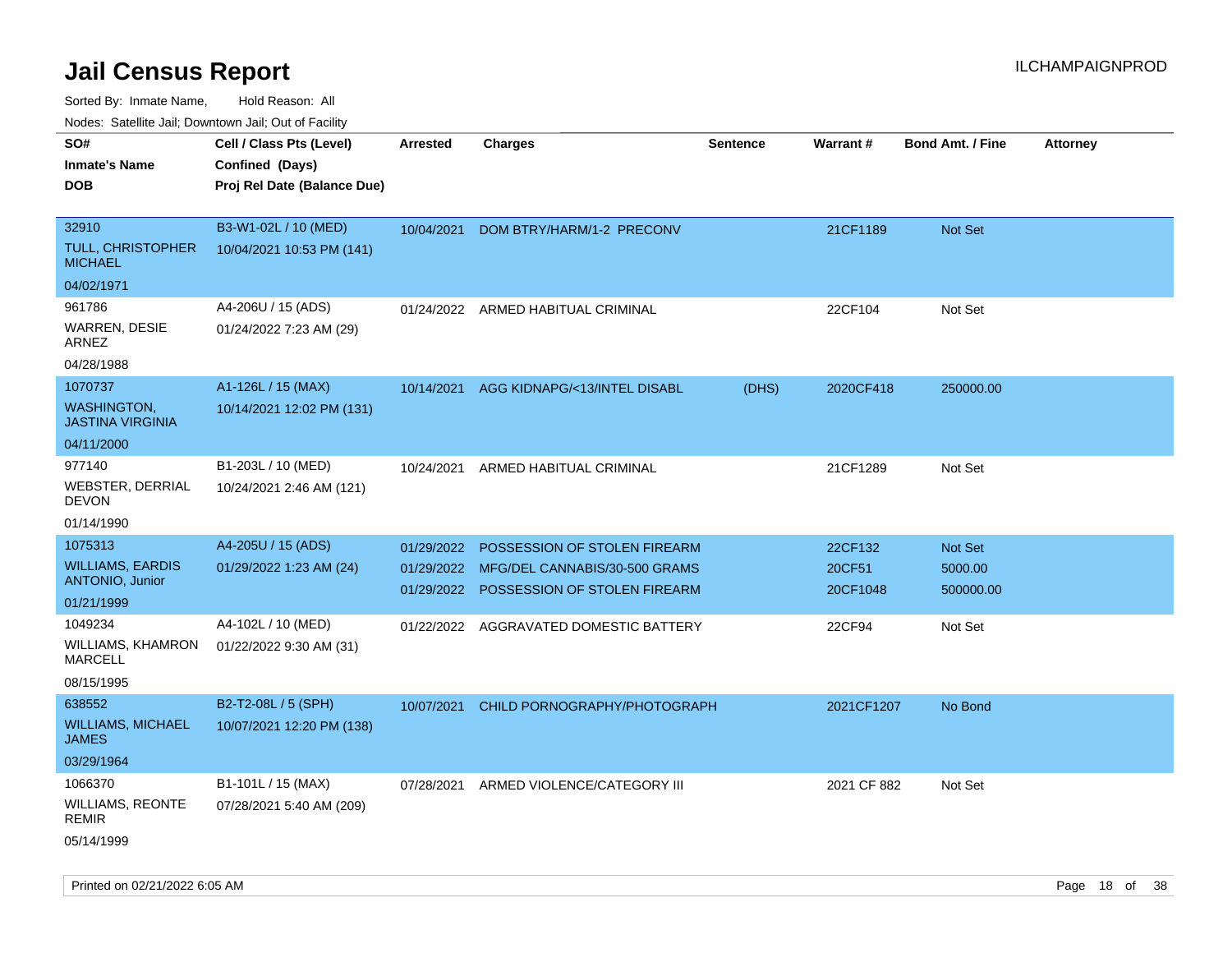# Jail Census Report

ILCHAMPAIGNPROD

Sorted By: Inmate Name, Hold Reason: All

Nodes: Satellite Jail; Downtown Jail; Out of Facility

| SO#<br>Inmate's Name<br>DOB | Cell / Class Pts (Level)<br>Confined (Days)<br>Proj Rel Date (Balance Due) | Arrested | Charges | Sentence | Warrant # | Bond Amt. / Fine | Attorney |
|---|---|---|---|---|---|---|---|
| 32910<br>TULL, CHRISTOPHER MICHAEL<br>04/02/1971 | B3-W1-02L / 10 (MED)<br>10/04/2021 10:53 PM (141) | 10/04/2021 | DOM BTRY/HARM/1-2 PRECONV | | 21CF1189 | Not Set | |
| 961786<br>WARREN, DESIE ARNEZ<br>04/28/1988 | A4-206U / 15 (ADS)<br>01/24/2022 7:23 AM (29) | 01/24/2022 | ARMED HABITUAL CRIMINAL | | 22CF104 | Not Set | |
| 1070737<br>WASHINGTON, JASTINA VIRGINIA<br>04/11/2000 | A1-126L / 15 (MAX)<br>10/14/2021 12:02 PM (131) | 10/14/2021 | AGG KIDNAPG/<13/INTEL DISABL | (DHS) | 2020CF418 | 250000.00 | |
| 977140<br>WEBSTER, DERRIAL DEVON<br>01/14/1990 | B1-203L / 10 (MED)<br>10/24/2021 2:46 AM (121) | 10/24/2021 | ARMED HABITUAL CRIMINAL | | 21CF1289 | Not Set | |
| 1075313<br>WILLIAMS, EARDIS ANTONIO, Junior<br>01/21/1999 | A4-205U / 15 (ADS)<br>01/29/2022 1:23 AM (24) | 01/29/2022<br>01/29/2022<br>01/29/2022 | POSSESSION OF STOLEN FIREARM<br>MFG/DEL CANNABIS/30-500 GRAMS<br>POSSESSION OF STOLEN FIREARM | | 22CF132<br>20CF51<br>20CF1048 | Not Set<br>5000.00<br>500000.00 | |
| 1049234<br>WILLIAMS, KHAMRON MARCELL<br>08/15/1995 | A4-102L / 10 (MED)<br>01/22/2022 9:30 AM (31) | 01/22/2022 | AGGRAVATED DOMESTIC BATTERY | | 22CF94 | Not Set | |
| 638552<br>WILLIAMS, MICHAEL JAMES<br>03/29/1964 | B2-T2-08L / 5 (SPH)<br>10/07/2021 12:20 PM (138) | 10/07/2021 | CHILD PORNOGRAPHY/PHOTOGRAPH | | 2021CF1207 | No Bond | |
| 1066370<br>WILLIAMS, REONTE REMIR<br>05/14/1999 | B1-101L / 15 (MAX)<br>07/28/2021 5:40 AM (209) | 07/28/2021 | ARMED VIOLENCE/CATEGORY III | | 2021 CF 882 | Not Set | |

Printed on 02/21/2022 6:05 AM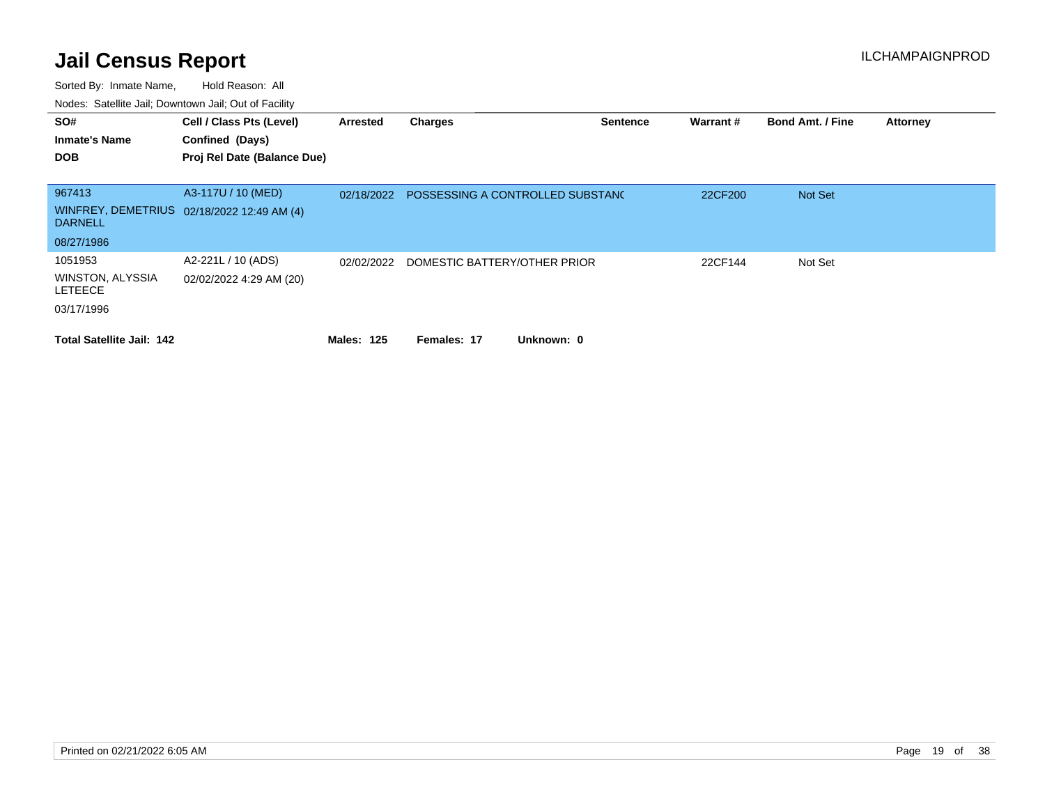# Jail Census Report

ILCHAMPAIGNPROD

Sorted By: Inmate Name, Hold Reason: All

Nodes: Satellite Jail; Downtown Jail; Out of Facility

| SO# / Inmate's Name / DOB | Cell / Class Pts (Level) / Confined (Days) / Proj Rel Date (Balance Due) | Arrested | Charges | Sentence | Warrant # | Bond Amt. / Fine | Attorney |
|---|---|---|---|---|---|---|---|
| 967413<br>WINFREY, DEMETRIUS DARNELL<br>08/27/1986 | A3-117U / 10 (MED)<br>02/18/2022 12:49 AM (4) | 02/18/2022 | POSSESSING A CONTROLLED SUBSTANC | | 22CF200 | Not Set | |
| 1051953<br>WINSTON, ALYSSIA LETEECE<br>03/17/1996 | A2-221L / 10 (ADS)<br>02/02/2022 4:29 AM (20) | 02/02/2022 | DOMESTIC BATTERY/OTHER PRIOR | | 22CF144 | Not Set | |

**Total Satellite Jail: 142** **Males: 125** **Females: 17** **Unknown: 0**

Printed on 02/21/2022 6:05 AM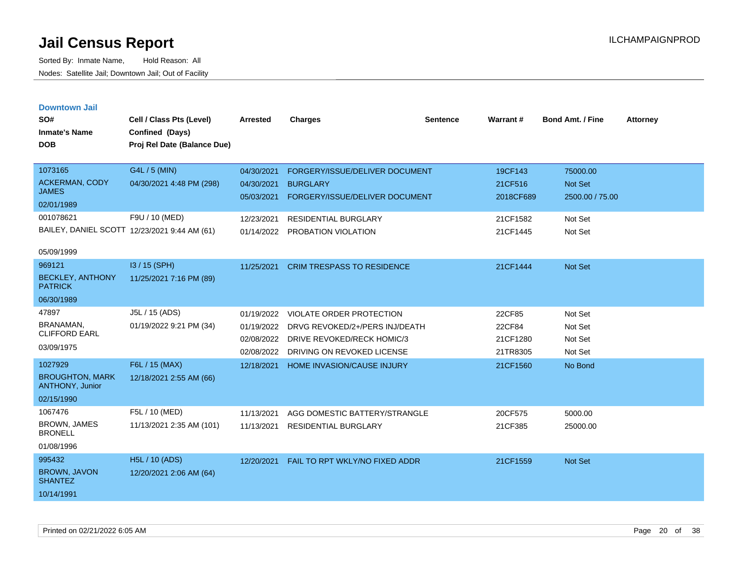# Jail Census Report

Sorted By: Inmate Name, Hold Reason: All
Nodes: Satellite Jail; Downtown Jail; Out of Facility

ILCHAMPAIGNPROD

## Downtown Jail

| SO# / Inmate's Name / DOB | Cell / Class Pts (Level) / Confined (Days) / Proj Rel Date (Balance Due) | Arrested | Charges | Sentence | Warrant # | Bond Amt. / Fine | Attorney |
|---|---|---|---|---|---|---|---|
| 1073165<br>ACKERMAN, CODY JAMES<br>02/01/1989 | G4L / 5 (MIN)<br>04/30/2021 4:48 PM (298) | 04/30/2021 | FORGERY/ISSUE/DELIVER DOCUMENT | | 19CF143 | 75000.00 | |
| | | 04/30/2021 | BURGLARY | | 21CF516 | Not Set | |
| | | 05/03/2021 | FORGERY/ISSUE/DELIVER DOCUMENT | | 2018CF689 | 2500.00 / 75.00 | |
| 001078621<br>BAILEY, DANIEL SCOTT<br>05/09/1999 | F9U / 10 (MED)<br>12/23/2021 9:44 AM (61) | 12/23/2021 | RESIDENTIAL BURGLARY | | 21CF1582 | Not Set | |
| | | 01/14/2022 | PROBATION VIOLATION | | 21CF1445 | Not Set | |
| 969121<br>BECKLEY, ANTHONY PATRICK<br>06/30/1989 | I3 / 15 (SPH)<br>11/25/2021 7:16 PM (89) | 11/25/2021 | CRIM TRESPASS TO RESIDENCE | | 21CF1444 | Not Set | |
| 47897<br>BRANAMAN, CLIFFORD EARL<br>03/09/1975 | J5L / 15 (ADS)<br>01/19/2022 9:21 PM (34) | 01/19/2022 | VIOLATE ORDER PROTECTION | | 22CF85 | Not Set | |
| | | 01/19/2022 | DRVG REVOKED/2+/PERS INJ/DEATH | | 22CF84 | Not Set | |
| | | 02/08/2022 | DRIVE REVOKED/RECK HOMIC/3 | | 21CF1280 | Not Set | |
| | | 02/08/2022 | DRIVING ON REVOKED LICENSE | | 21TR8305 | Not Set | |
| 1027929<br>BROUGHTON, MARK ANTHONY, Junior<br>02/15/1990 | F6L / 15 (MAX)<br>12/18/2021 2:55 AM (66) | 12/18/2021 | HOME INVASION/CAUSE INJURY | | 21CF1560 | No Bond | |
| 1067476<br>BROWN, JAMES BRONELL<br>01/08/1996 | F5L / 10 (MED)<br>11/13/2021 2:35 AM (101) | 11/13/2021 | AGG DOMESTIC BATTERY/STRANGLE | | 20CF575 | 5000.00 | |
| | | 11/13/2021 | RESIDENTIAL BURGLARY | | 21CF385 | 25000.00 | |
| 995432<br>BROWN, JAVON SHANTEZ<br>10/14/1991 | H5L / 10 (ADS)<br>12/20/2021 2:06 AM (64) | 12/20/2021 | FAIL TO RPT WKLY/NO FIXED ADDR | | 21CF1559 | Not Set | |

Printed on 02/21/2022 6:05 AM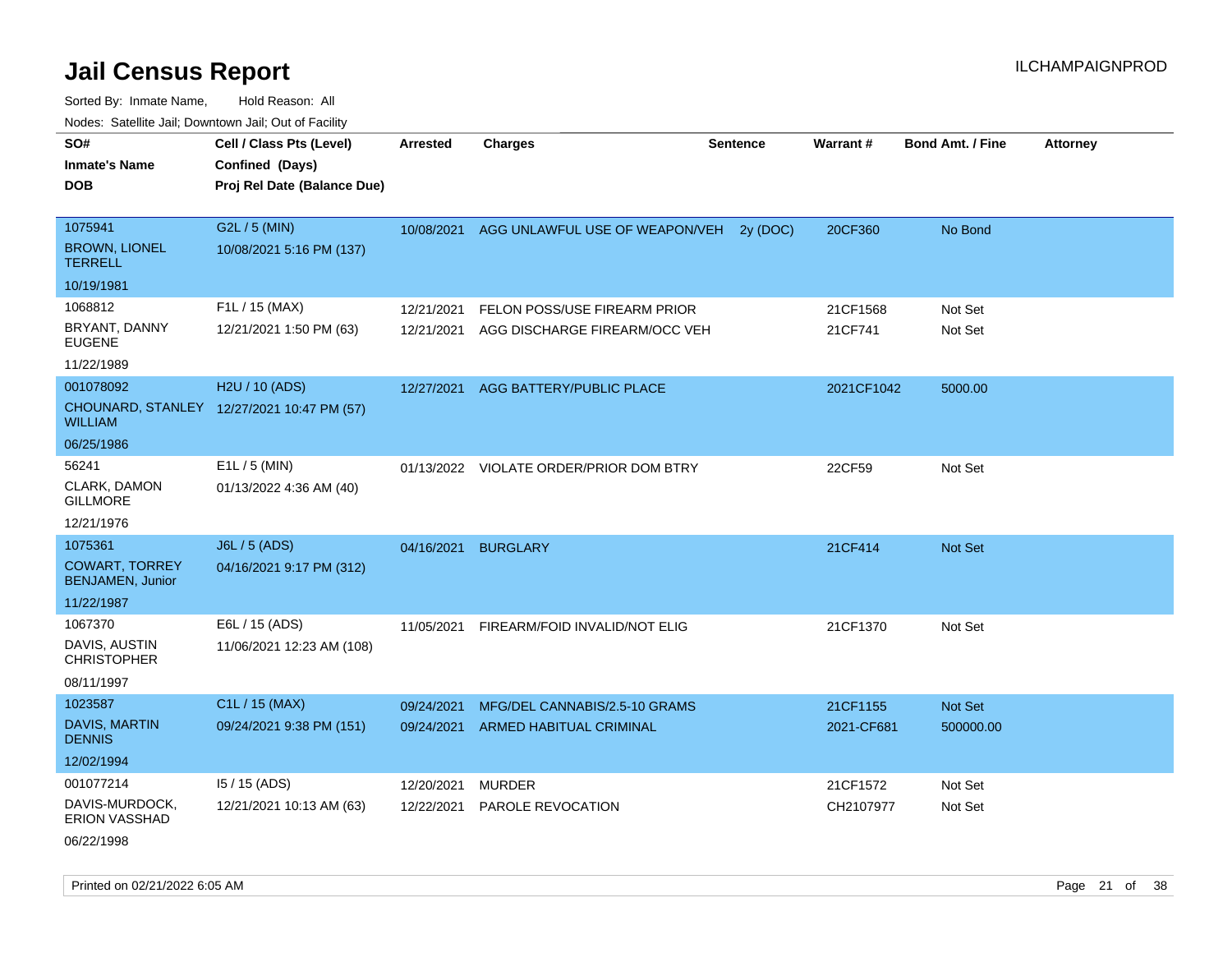# Jail Census Report

Sorted By: Inmate Name, Hold Reason: All

Nodes: Satellite Jail; Downtown Jail; Out of Facility

| SO# / Inmate's Name / DOB | Cell / Class Pts (Level) / Confined (Days) / Proj Rel Date (Balance Due) | Arrested | Charges | Sentence | Warrant # | Bond Amt. / Fine | Attorney |
|---|---|---|---|---|---|---|---|
| 1075941<br>BROWN, LIONEL TERRELL<br>10/19/1981 | G2L / 5 (MIN)<br>10/08/2021 5:16 PM (137) | 10/08/2021 | AGG UNLAWFUL USE OF WEAPON/VEH | 2y (DOC) | 20CF360 | No Bond | |
| 1068812<br>BRYANT, DANNY EUGENE<br>11/22/1989 | F1L / 15 (MAX)<br>12/21/2021 1:50 PM (63) | 12/21/2021<br>12/21/2021 | FELON POSS/USE FIREARM PRIOR<br>AGG DISCHARGE FIREARM/OCC VEH | | 21CF1568<br>21CF741 | Not Set<br>Not Set | |
| 001078092<br>CHOUNARD, STANLEY WILLIAM<br>06/25/1986 | H2U / 10 (ADS)<br>12/27/2021 10:47 PM (57) | 12/27/2021 | AGG BATTERY/PUBLIC PLACE | | 2021CF1042 | 5000.00 | |
| 56241<br>CLARK, DAMON GILLMORE<br>12/21/1976 | E1L / 5 (MIN)<br>01/13/2022 4:36 AM (40) | 01/13/2022 | VIOLATE ORDER/PRIOR DOM BTRY | | 22CF59 | Not Set | |
| 1075361<br>COWART, TORREY BENJAMEN, Junior<br>11/22/1987 | J6L / 5 (ADS)<br>04/16/2021 9:17 PM (312) | 04/16/2021 | BURGLARY | | 21CF414 | Not Set | |
| 1067370<br>DAVIS, AUSTIN CHRISTOPHER<br>08/11/1997 | E6L / 15 (ADS)<br>11/06/2021 12:23 AM (108) | 11/05/2021 | FIREARM/FOID INVALID/NOT ELIG | | 21CF1370 | Not Set | |
| 1023587<br>DAVIS, MARTIN DENNIS<br>12/02/1994 | C1L / 15 (MAX)<br>09/24/2021 9:38 PM (151) | 09/24/2021<br>09/24/2021 | MFG/DEL CANNABIS/2.5-10 GRAMS<br>ARMED HABITUAL CRIMINAL | | 21CF1155<br>2021-CF681 | Not Set<br>500000.00 | |
| 001077214<br>DAVIS-MURDOCK, ERION VASSHAD<br>06/22/1998 | I5 / 15 (ADS)<br>12/21/2021 10:13 AM (63) | 12/20/2021<br>12/22/2021 | MURDER<br>PAROLE REVOCATION | | 21CF1572<br>CH2107977 | Not Set<br>Not Set | |

Printed on 02/21/2022 6:05 AM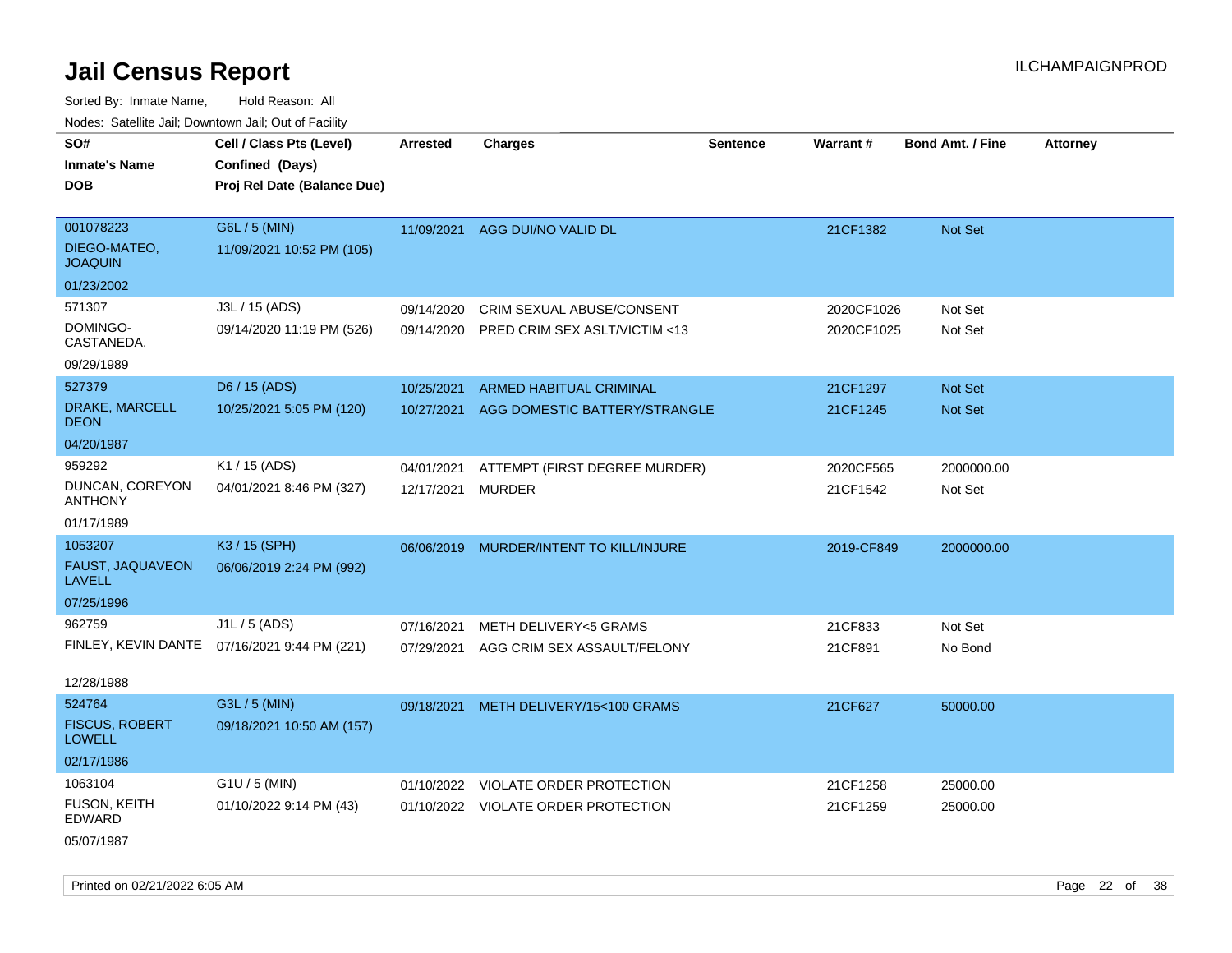# Jail Census Report

ILCHAMPAIGNPROD

Sorted By: Inmate Name, Hold Reason: All

Nodes: Satellite Jail; Downtown Jail; Out of Facility

| SO# / Inmate's Name / DOB | Cell / Class Pts (Level) / Confined (Days) / Proj Rel Date (Balance Due) | Arrested | Charges | Sentence | Warrant # | Bond Amt. / Fine | Attorney |
|---|---|---|---|---|---|---|---|
| 001078223<br>DIEGO-MATEO, JOAQUIN<br>01/23/2002 | G6L / 5 (MIN)<br>11/09/2021 10:52 PM (105) | 11/09/2021 | AGG DUI/NO VALID DL | | 21CF1382 | Not Set | |
| 571307<br>DOMINGO-CASTANEDA,<br>09/29/1989 | J3L / 15 (ADS)<br>09/14/2020 11:19 PM (526) | 09/14/2020 | CRIM SEXUAL ABUSE/CONSENT | | 2020CF1026 | Not Set | |
| | | 09/14/2020 | PRED CRIM SEX ASLT/VICTIM <13 | | 2020CF1025 | Not Set | |
| 527379<br>DRAKE, MARCELL DEON<br>04/20/1987 | D6 / 15 (ADS)<br>10/25/2021 5:05 PM (120) | 10/25/2021 | ARMED HABITUAL CRIMINAL | | 21CF1297 | Not Set | |
| | | 10/27/2021 | AGG DOMESTIC BATTERY/STRANGLE | | 21CF1245 | Not Set | |
| 959292<br>DUNCAN, COREYON ANTHONY<br>01/17/1989 | K1 / 15 (ADS)<br>04/01/2021 8:46 PM (327) | 04/01/2021 | ATTEMPT (FIRST DEGREE MURDER) | | 2020CF565 | 2000000.00 | |
| | | 12/17/2021 | MURDER | | 21CF1542 | Not Set | |
| 1053207<br>FAUST, JAQUAVEON LAVELL<br>07/25/1996 | K3 / 15 (SPH)<br>06/06/2019 2:24 PM (992) | 06/06/2019 | MURDER/INTENT TO KILL/INJURE | | 2019-CF849 | 2000000.00 | |
| 962759<br>FINLEY, KEVIN DANTE<br>12/28/1988 | J1L / 5 (ADS)<br>07/16/2021 9:44 PM (221) | 07/16/2021 | METH DELIVERY<5 GRAMS | | 21CF833 | Not Set | |
| | | 07/29/2021 | AGG CRIM SEX ASSAULT/FELONY | | 21CF891 | No Bond | |
| 524764<br>FISCUS, ROBERT LOWELL<br>02/17/1986 | G3L / 5 (MIN)<br>09/18/2021 10:50 AM (157) | 09/18/2021 | METH DELIVERY/15<100 GRAMS | | 21CF627 | 50000.00 | |
| 1063104<br>FUSON, KEITH EDWARD<br>05/07/1987 | G1U / 5 (MIN)<br>01/10/2022 9:14 PM (43) | 01/10/2022 | VIOLATE ORDER PROTECTION | | 21CF1258 | 25000.00 | |
| | | 01/10/2022 | VIOLATE ORDER PROTECTION | | 21CF1259 | 25000.00 | |

Printed on 02/21/2022 6:05 AM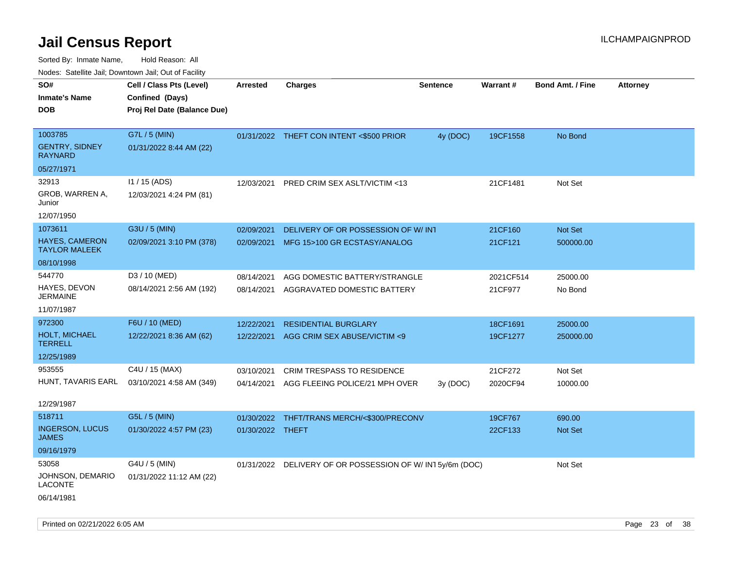# Jail Census Report

Sorted By: Inmate Name, Hold Reason: All

Nodes: Satellite Jail; Downtown Jail; Out of Facility

| SO# / Inmate's Name / DOB | Cell / Class Pts (Level) / Confined (Days) / Proj Rel Date (Balance Due) | Arrested | Charges | Sentence | Warrant # | Bond Amt. / Fine | Attorney |
|---|---|---|---|---|---|---|---|
| 1003785<br>GENTRY, SIDNEY RAYNARD<br>05/27/1971 | G7L / 5 (MIN)<br>01/31/2022 8:44 AM (22) | 01/31/2022 | THEFT CON INTENT <$500 PRIOR | 4y (DOC) | 19CF1558 | No Bond | |
| 32913<br>GROB, WARREN A, Junior<br>12/07/1950 | I1 / 15 (ADS)<br>12/03/2021 4:24 PM (81) | 12/03/2021 | PRED CRIM SEX ASLT/VICTIM <13 | | 21CF1481 | Not Set | |
| 1073611<br>HAYES, CAMERON TAYLOR MALEEK<br>08/10/1998 | G3U / 5 (MIN)<br>02/09/2021 3:10 PM (378) | 02/09/2021 | DELIVERY OF OR POSSESSION OF W/ INT | | 21CF160 | Not Set | |
| | | 02/09/2021 | MFG 15>100 GR ECSTASY/ANALOG | | 21CF121 | 500000.00 | |
| 544770<br>HAYES, DEVON JERMAINE<br>11/07/1987 | D3 / 10 (MED)<br>08/14/2021 2:56 AM (192) | 08/14/2021 | AGG DOMESTIC BATTERY/STRANGLE | | 2021CF514 | 25000.00 | |
| | | 08/14/2021 | AGGRAVATED DOMESTIC BATTERY | | 21CF977 | No Bond | |
| 972300<br>HOLT, MICHAEL TERRELL<br>12/25/1989 | F6U / 10 (MED)<br>12/22/2021 8:36 AM (62) | 12/22/2021 | RESIDENTIAL BURGLARY | | 18CF1691 | 25000.00 | |
| | | 12/22/2021 | AGG CRIM SEX ABUSE/VICTIM <9 | | 19CF1277 | 250000.00 | |
| 953555<br>HUNT, TAVARIS EARL<br>12/29/1987 | C4U / 15 (MAX)<br>03/10/2021 4:58 AM (349) | 03/10/2021 | CRIM TRESPASS TO RESIDENCE | | 21CF272 | Not Set | |
| | | 04/14/2021 | AGG FLEEING POLICE/21 MPH OVER | 3y (DOC) | 2020CF94 | 10000.00 | |
| 518711<br>INGERSON, LUCUS JAMES<br>09/16/1979 | G5L / 5 (MIN)<br>01/30/2022 4:57 PM (23) | 01/30/2022 | THFT/TRANS MERCH/<$300/PRECONV | | 19CF767 | 690.00 | |
| | | 01/30/2022 | THEFT | | 22CF133 | Not Set | |
| 53058<br>JOHNSON, DEMARIO LACONTE<br>06/14/1981 | G4U / 5 (MIN)<br>01/31/2022 11:12 AM (22) | 01/31/2022 | DELIVERY OF OR POSSESSION OF W/ INT | 5y/6m (DOC) | | Not Set | |

Printed on 02/21/2022 6:05 AM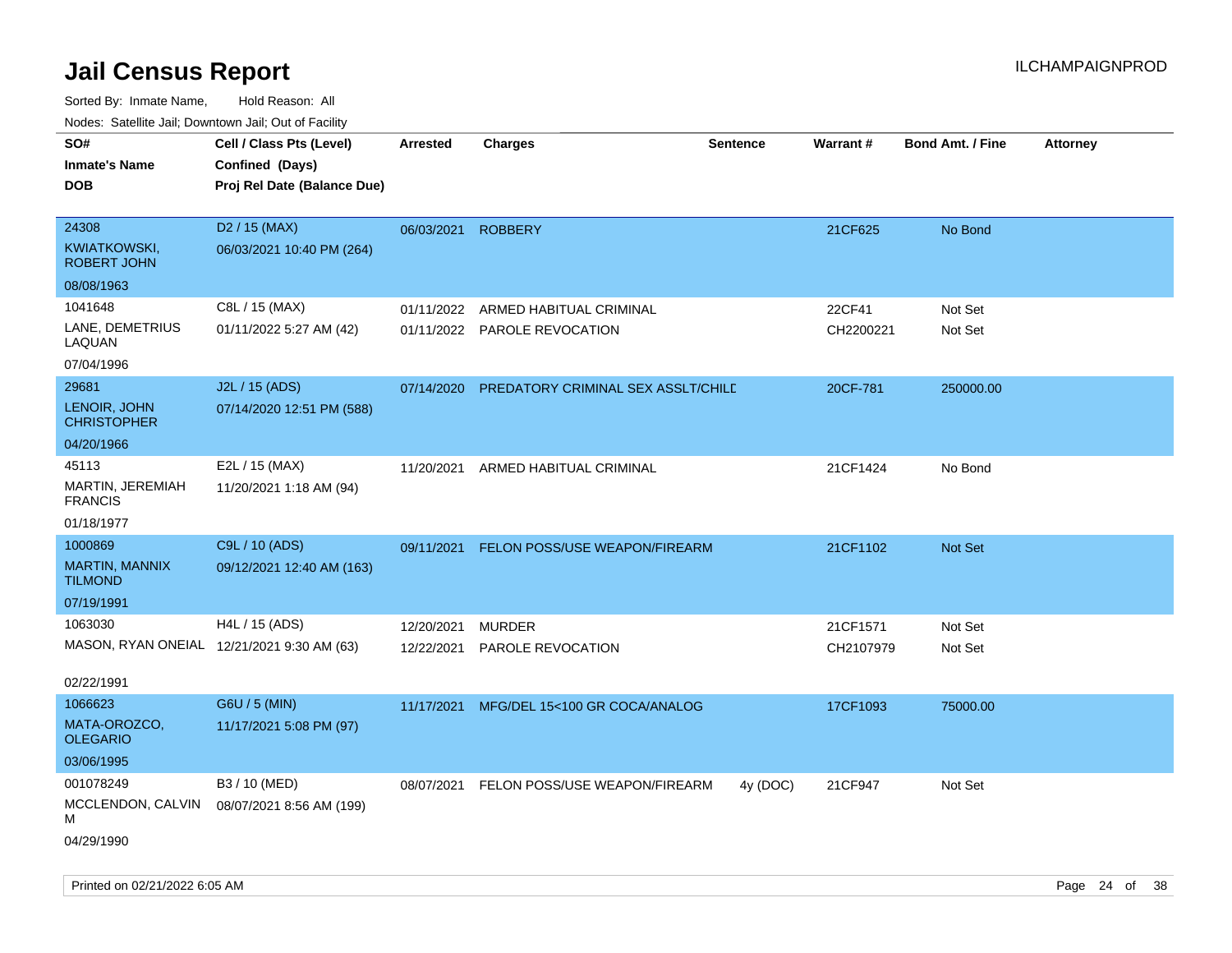# Jail Census Report

Sorted By: Inmate Name, Hold Reason: All

Nodes: Satellite Jail; Downtown Jail; Out of Facility

| SO# / Inmate's Name / DOB | Cell / Class Pts (Level) / Confined (Days) / Proj Rel Date (Balance Due) | Arrested | Charges | Sentence | Warrant # | Bond Amt. / Fine | Attorney |
|---|---|---|---|---|---|---|---|
| 24308 KWIATKOWSKI, ROBERT JOHN 08/08/1963 | D2 / 15 (MAX) 06/03/2021 10:40 PM (264) | 06/03/2021 | ROBBERY | | 21CF625 | No Bond | |
| 1041648 LANE, DEMETRIUS LAQUAN 07/04/1996 | C8L / 15 (MAX) 01/11/2022 5:27 AM (42) | 01/11/2022 | ARMED HABITUAL CRIMINAL | | 22CF41 | Not Set | |
| | | 01/11/2022 | PAROLE REVOCATION | | CH2200221 | Not Set | |
| 29681 LENOIR, JOHN CHRISTOPHER 04/20/1966 | J2L / 15 (ADS) 07/14/2020 12:51 PM (588) | 07/14/2020 | PREDATORY CRIMINAL SEX ASSLT/CHILD | | 20CF-781 | 250000.00 | |
| 45113 MARTIN, JEREMIAH FRANCIS 01/18/1977 | E2L / 15 (MAX) 11/20/2021 1:18 AM (94) | 11/20/2021 | ARMED HABITUAL CRIMINAL | | 21CF1424 | No Bond | |
| 1000869 MARTIN, MANNIX TILMOND 07/19/1991 | C9L / 10 (ADS) 09/12/2021 12:40 AM (163) | 09/11/2021 | FELON POSS/USE WEAPON/FIREARM | | 21CF1102 | Not Set | |
| 1063030 MASON, RYAN ONEIAL 02/22/1991 | H4L / 15 (ADS) 12/21/2021 9:30 AM (63) | 12/20/2021 | MURDER | | 21CF1571 | Not Set | |
| | | 12/22/2021 | PAROLE REVOCATION | | CH2107979 | Not Set | |
| 1066623 MATA-OROZCO, OLEGARIO 03/06/1995 | G6U / 5 (MIN) 11/17/2021 5:08 PM (97) | 11/17/2021 | MFG/DEL 15<100 GR COCA/ANALOG | | 17CF1093 | 75000.00 | |
| 001078249 MCCLENDON, CALVIN M 04/29/1990 | B3 / 10 (MED) 08/07/2021 8:56 AM (199) | 08/07/2021 | FELON POSS/USE WEAPON/FIREARM | 4y (DOC) | 21CF947 | Not Set | |

Printed on 02/21/2022 6:05 AM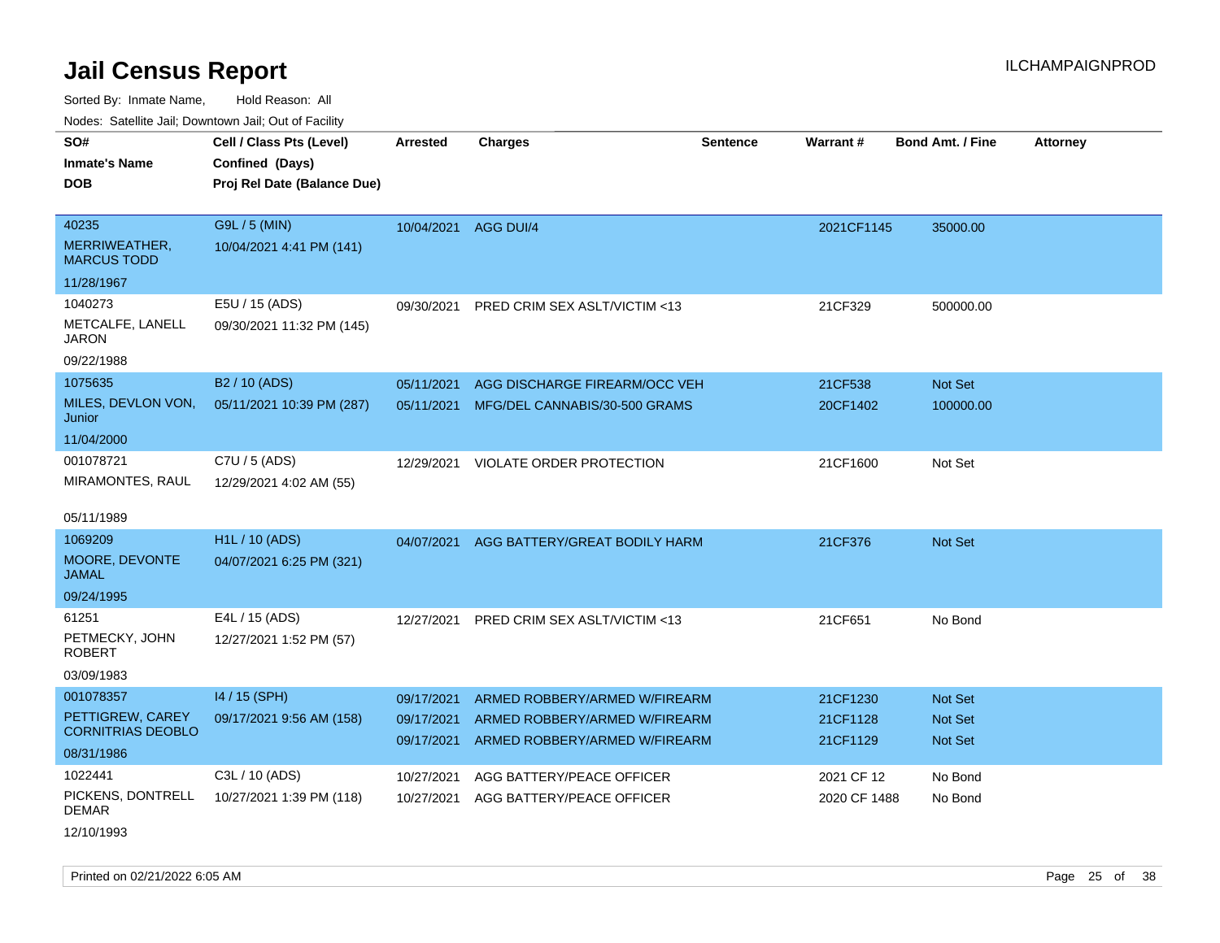# Jail Census Report

ILCHAMPAIGNPROD

Sorted By: Inmate Name, Hold Reason: All

Nodes: Satellite Jail; Downtown Jail; Out of Facility

| SO# / Inmate's Name / DOB | Cell / Class Pts (Level) / Confined (Days) / Proj Rel Date (Balance Due) | Arrested | Charges | Sentence | Warrant # | Bond Amt. / Fine | Attorney |
|---|---|---|---|---|---|---|---|
| 40235<br>MERRIWEATHER, MARCUS TODD<br>11/28/1967 | G9L / 5 (MIN)<br>10/04/2021 4:41 PM (141) | 10/04/2021 | AGG DUI/4 | | 2021CF1145 | 35000.00 | |
| 1040273<br>METCALFE, LANELL JARON<br>09/22/1988 | E5U / 15 (ADS)<br>09/30/2021 11:32 PM (145) | 09/30/2021 | PRED CRIM SEX ASLT/VICTIM <13 | | 21CF329 | 500000.00 | |
| 1075635<br>MILES, DEVLON VON, Junior<br>11/04/2000 | B2 / 10 (ADS)<br>05/11/2021 10:39 PM (287) | 05/11/2021<br>05/11/2021 | AGG DISCHARGE FIREARM/OCC VEH<br>MFG/DEL CANNABIS/30-500 GRAMS | | 21CF538<br>20CF1402 | Not Set<br>100000.00 | |
| 001078721<br>MIRAMONTES, RAUL<br>05/11/1989 | C7U / 5 (ADS)<br>12/29/2021 4:02 AM (55) | 12/29/2021 | VIOLATE ORDER PROTECTION | | 21CF1600 | Not Set | |
| 1069209<br>MOORE, DEVONTE JAMAL<br>09/24/1995 | H1L / 10 (ADS)<br>04/07/2021 6:25 PM (321) | 04/07/2021 | AGG BATTERY/GREAT BODILY HARM | | 21CF376 | Not Set | |
| 61251<br>PETMECKY, JOHN ROBERT<br>03/09/1983 | E4L / 15 (ADS)<br>12/27/2021 1:52 PM (57) | 12/27/2021 | PRED CRIM SEX ASLT/VICTIM <13 | | 21CF651 | No Bond | |
| 001078357<br>PETTIGREW, CAREY CORNITRIAS DEOBLO<br>08/31/1986 | I4 / 15 (SPH)<br>09/17/2021 9:56 AM (158) | 09/17/2021<br>09/17/2021<br>09/17/2021 | ARMED ROBBERY/ARMED W/FIREARM<br>ARMED ROBBERY/ARMED W/FIREARM<br>ARMED ROBBERY/ARMED W/FIREARM | | 21CF1230<br>21CF1128<br>21CF1129 | Not Set<br>Not Set<br>Not Set | |
| 1022441<br>PICKENS, DONTRELL DEMAR<br>12/10/1993 | C3L / 10 (ADS)<br>10/27/2021 1:39 PM (118) | 10/27/2021<br>10/27/2021 | AGG BATTERY/PEACE OFFICER<br>AGG BATTERY/PEACE OFFICER | | 2021 CF 12<br>2020 CF 1488 | No Bond<br>No Bond | |

Printed on 02/21/2022 6:05 AM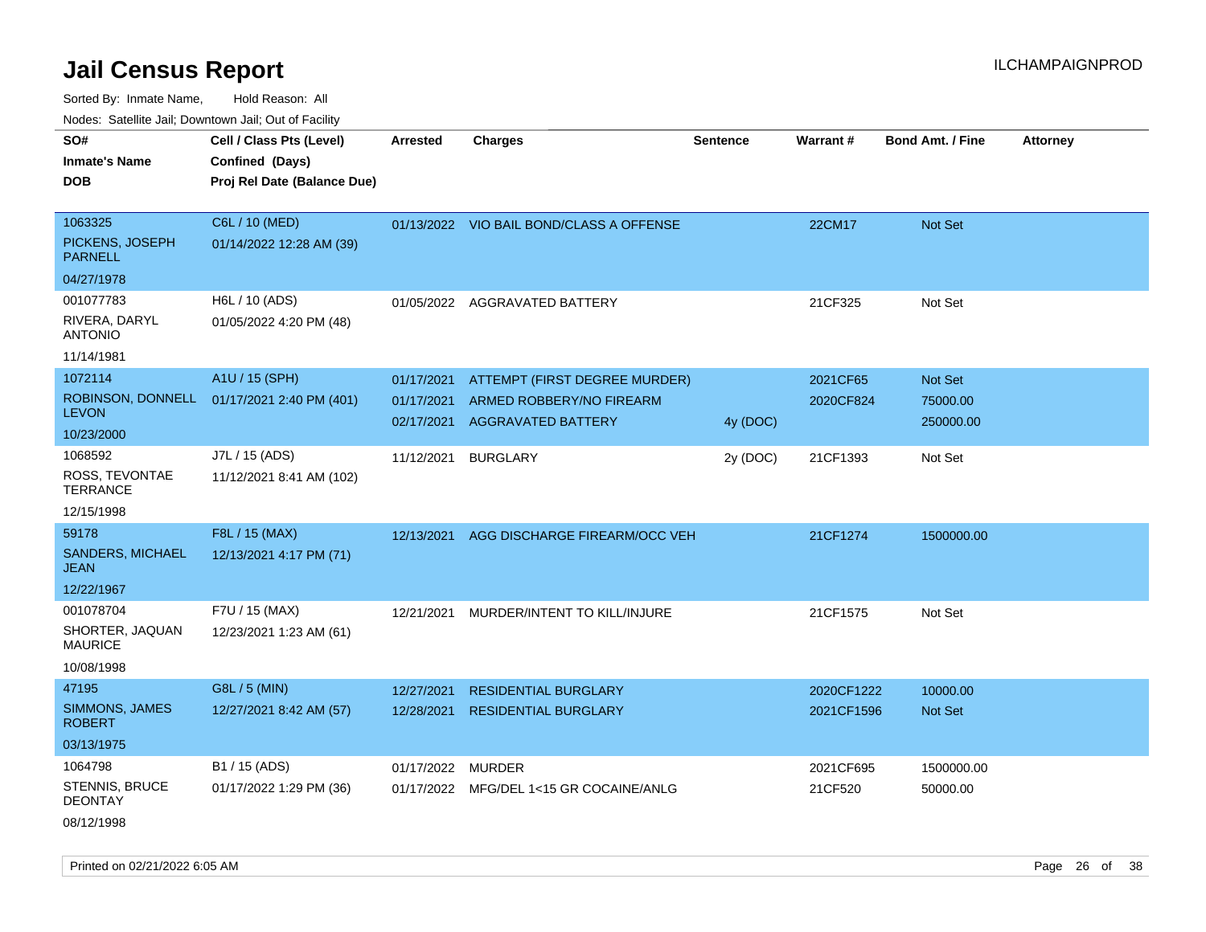# Jail Census Report

Sorted By: Inmate Name, Hold Reason: All

Nodes: Satellite Jail; Downtown Jail; Out of Facility

| SO# / Inmate's Name / DOB | Cell / Class Pts (Level) / Confined (Days) / Proj Rel Date (Balance Due) | Arrested | Charges | Sentence | Warrant # | Bond Amt. / Fine | Attorney |
|---|---|---|---|---|---|---|---|
| 1063325<br>PICKENS, JOSEPH PARNELL<br>04/27/1978 | C6L / 10 (MED)<br>01/14/2022 12:28 AM (39) | 01/13/2022 | VIO BAIL BOND/CLASS A OFFENSE | | 22CM17 | Not Set | |
| 001077783<br>RIVERA, DARYL ANTONIO<br>11/14/1981 | H6L / 10 (ADS)<br>01/05/2022 4:20 PM (48) | 01/05/2022 | AGGRAVATED BATTERY | | 21CF325 | Not Set | |
| 1072114<br>ROBINSON, DONNELL LEVON<br>10/23/2000 | A1U / 15 (SPH)<br>01/17/2021 2:40 PM (401) | 01/17/2021 | ATTEMPT (FIRST DEGREE MURDER) | | 2021CF65 | Not Set | |
| | | 01/17/2021 | ARMED ROBBERY/NO FIREARM | | 2020CF824 | 75000.00 | |
| | | 02/17/2021 | AGGRAVATED BATTERY | 4y (DOC) | | 250000.00 | |
| 1068592<br>ROSS, TEVONTAE TERRANCE<br>12/15/1998 | J7L / 15 (ADS)<br>11/12/2021 8:41 AM (102) | 11/12/2021 | BURGLARY | 2y (DOC) | 21CF1393 | Not Set | |
| 59178<br>SANDERS, MICHAEL JEAN<br>12/22/1967 | F8L / 15 (MAX)<br>12/13/2021 4:17 PM (71) | 12/13/2021 | AGG DISCHARGE FIREARM/OCC VEH | | 21CF1274 | 1500000.00 | |
| 001078704<br>SHORTER, JAQUAN MAURICE<br>10/08/1998 | F7U / 15 (MAX)<br>12/23/2021 1:23 AM (61) | 12/21/2021 | MURDER/INTENT TO KILL/INJURE | | 21CF1575 | Not Set | |
| 47195<br>SIMMONS, JAMES ROBERT<br>03/13/1975 | G8L / 5 (MIN)<br>12/27/2021 8:42 AM (57) | 12/27/2021 | RESIDENTIAL BURGLARY | | 2020CF1222 | 10000.00 | |
| | | 12/28/2021 | RESIDENTIAL BURGLARY | | 2021CF1596 | Not Set | |
| 1064798<br>STENNIS, BRUCE DEONTAY<br>08/12/1998 | B1 / 15 (ADS)<br>01/17/2022 1:29 PM (36) | 01/17/2022 | MURDER | | 2021CF695 | 1500000.00 | |
| | | 01/17/2022 | MFG/DEL 1<15 GR COCAINE/ANLG | | 21CF520 | 50000.00 | |

Printed on 02/21/2022 6:05 AM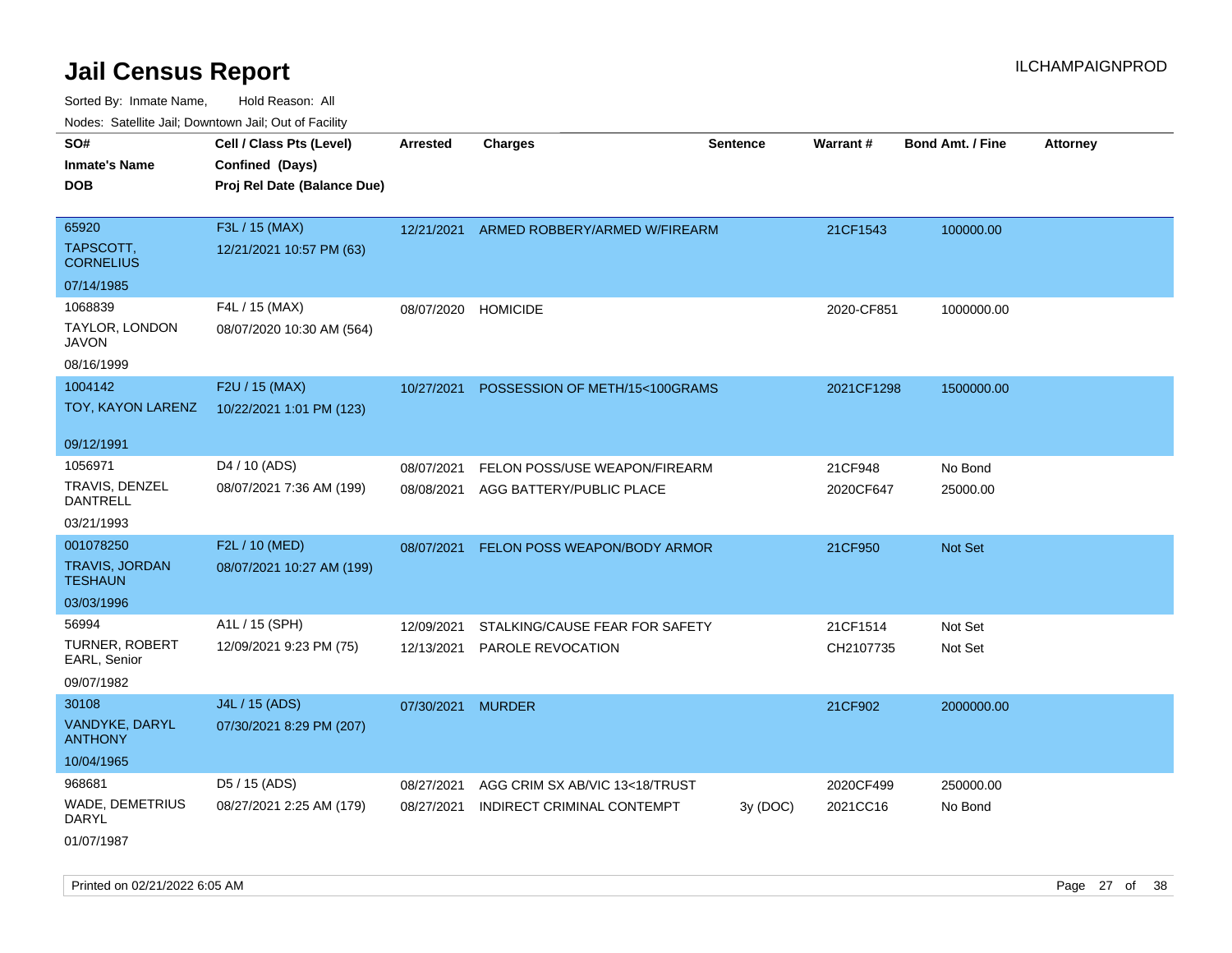# Jail Census Report

Sorted By: Inmate Name, Hold Reason: All

Nodes: Satellite Jail; Downtown Jail; Out of Facility

| SO# / Inmate's Name / DOB | Cell / Class Pts (Level) / Confined (Days) / Proj Rel Date (Balance Due) | Arrested | Charges | Sentence | Warrant # | Bond Amt. / Fine | Attorney |
|---|---|---|---|---|---|---|---|
| 65920<br>TAPSCOTT, CORNELIUS<br>07/14/1985 | F3L / 15 (MAX)<br>12/21/2021 10:57 PM (63) | 12/21/2021 | ARMED ROBBERY/ARMED W/FIREARM | | 21CF1543 | 100000.00 | |
| 1068839<br>TAYLOR, LONDON JAVON<br>08/16/1999 | F4L / 15 (MAX)<br>08/07/2020 10:30 AM (564) | 08/07/2020 | HOMICIDE | | 2020-CF851 | 1000000.00 | |
| 1004142<br>TOY, KAYON LARENZ<br>09/12/1991 | F2U / 15 (MAX)<br>10/22/2021 1:01 PM (123) | 10/27/2021 | POSSESSION OF METH/15<100GRAMS | | 2021CF1298 | 1500000.00 | |
| 1056971<br>TRAVIS, DENZEL DANTRELL<br>03/21/1993 | D4 / 10 (ADS)<br>08/07/2021 7:36 AM (199) | 08/07/2021 | FELON POSS/USE WEAPON/FIREARM | | 21CF948 | No Bond | |
| | | 08/08/2021 | AGG BATTERY/PUBLIC PLACE | | 2020CF647 | 25000.00 | |
| 001078250<br>TRAVIS, JORDAN TESHAUN<br>03/03/1996 | F2L / 10 (MED)<br>08/07/2021 10:27 AM (199) | 08/07/2021 | FELON POSS WEAPON/BODY ARMOR | | 21CF950 | Not Set | |
| 56994<br>TURNER, ROBERT EARL, Senior<br>09/07/1982 | A1L / 15 (SPH)<br>12/09/2021 9:23 PM (75) | 12/09/2021 | STALKING/CAUSE FEAR FOR SAFETY | | 21CF1514 | Not Set | |
| | | 12/13/2021 | PAROLE REVOCATION | | CH2107735 | Not Set | |
| 30108<br>VANDYKE, DARYL ANTHONY<br>10/04/1965 | J4L / 15 (ADS)<br>07/30/2021 8:29 PM (207) | 07/30/2021 | MURDER | | 21CF902 | 2000000.00 | |
| 968681<br>WADE, DEMETRIUS DARYL<br>01/07/1987 | D5 / 15 (ADS)<br>08/27/2021 2:25 AM (179) | 08/27/2021 | AGG CRIM SX AB/VIC 13<18/TRUST | | 2020CF499 | 250000.00 | |
| | | 08/27/2021 | INDIRECT CRIMINAL CONTEMPT | 3y (DOC) | 2021CC16 | No Bond | |

Printed on 02/21/2022 6:05 AM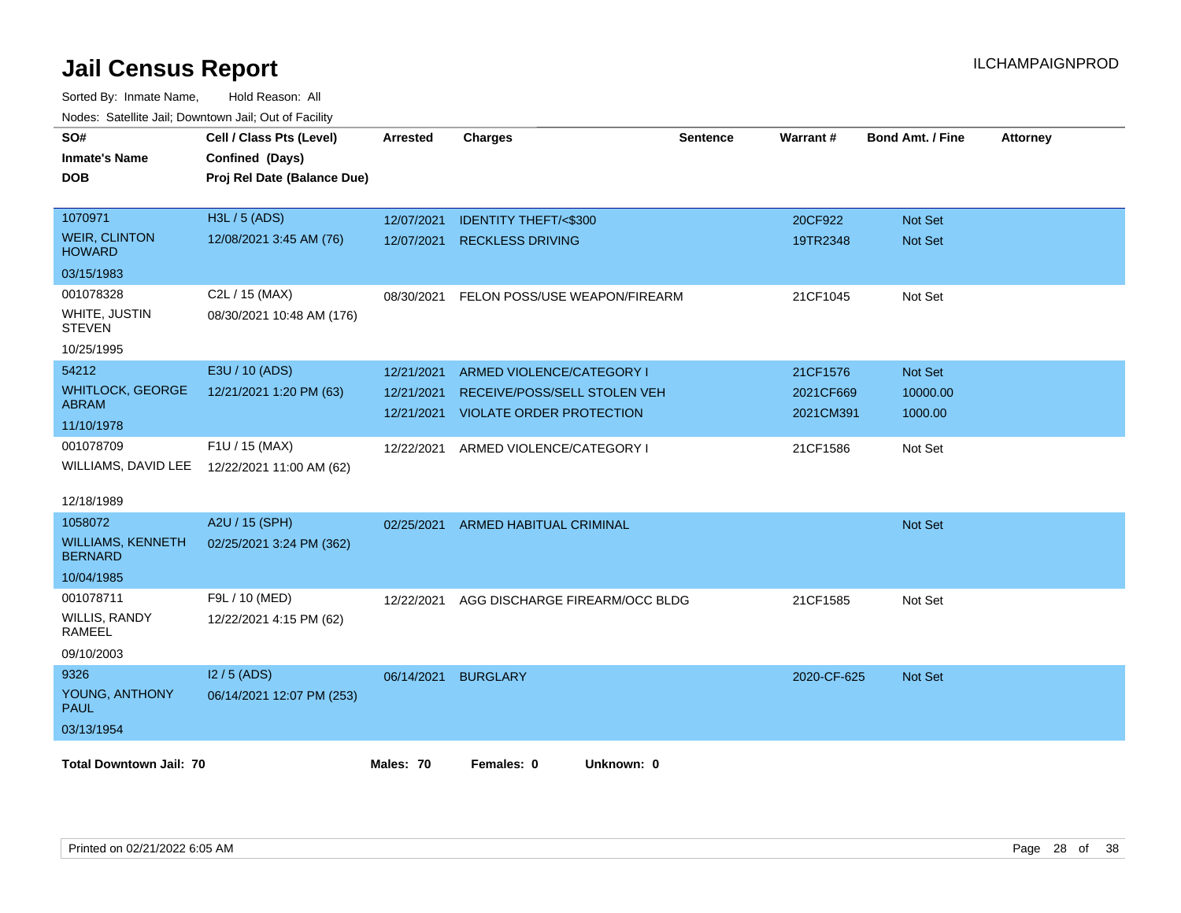# Jail Census Report

ILCHAMPAIGNPROD

Sorted By: Inmate Name, Hold Reason: All

Nodes: Satellite Jail; Downtown Jail; Out of Facility

| SO# / Inmate's Name / DOB | Cell / Class Pts (Level) / Confined (Days) / Proj Rel Date (Balance Due) | Arrested | Charges | Sentence | Warrant # | Bond Amt. / Fine | Attorney |
|---|---|---|---|---|---|---|---|
| 1070971<br>WEIR, CLINTON HOWARD<br>03/15/1983 | H3L / 5 (ADS)<br>12/08/2021 3:45 AM (76) | 12/07/2021 | IDENTITY THEFT/<$300 | | 20CF922 | Not Set | |
| | | 12/07/2021 | RECKLESS DRIVING | | 19TR2348 | Not Set | |
| 001078328<br>WHITE, JUSTIN STEVEN<br>10/25/1995 | C2L / 15 (MAX)<br>08/30/2021 10:48 AM (176) | 08/30/2021 | FELON POSS/USE WEAPON/FIREARM | | 21CF1045 | Not Set | |
| 54212<br>WHITLOCK, GEORGE ABRAM<br>11/10/1978 | E3U / 10 (ADS)<br>12/21/2021 1:20 PM (63) | 12/21/2021 | ARMED VIOLENCE/CATEGORY I | | 21CF1576 | Not Set | |
| | | 12/21/2021 | RECEIVE/POSS/SELL STOLEN VEH | | 2021CF669 | 10000.00 | |
| | | 12/21/2021 | VIOLATE ORDER PROTECTION | | 2021CM391 | 1000.00 | |
| 001078709<br>WILLIAMS, DAVID LEE<br>12/18/1989 | F1U / 15 (MAX)<br>12/22/2021 11:00 AM (62) | 12/22/2021 | ARMED VIOLENCE/CATEGORY I | | 21CF1586 | Not Set | |
| 1058072<br>WILLIAMS, KENNETH BERNARD<br>10/04/1985 | A2U / 15 (SPH)<br>02/25/2021 3:24 PM (362) | 02/25/2021 | ARMED HABITUAL CRIMINAL | | | Not Set | |
| 001078711<br>WILLIS, RANDY RAMEEL<br>09/10/2003 | F9L / 10 (MED)<br>12/22/2021 4:15 PM (62) | 12/22/2021 | AGG DISCHARGE FIREARM/OCC BLDG | | 21CF1585 | Not Set | |
| 9326<br>YOUNG, ANTHONY PAUL<br>03/13/1954 | I2 / 5 (ADS)<br>06/14/2021 12:07 PM (253) | 06/14/2021 | BURGLARY | | 2020-CF-625 | Not Set | |

**Total Downtown Jail: 70** **Males: 70** **Females: 0** **Unknown: 0**

Printed on 02/21/2022 6:05 AM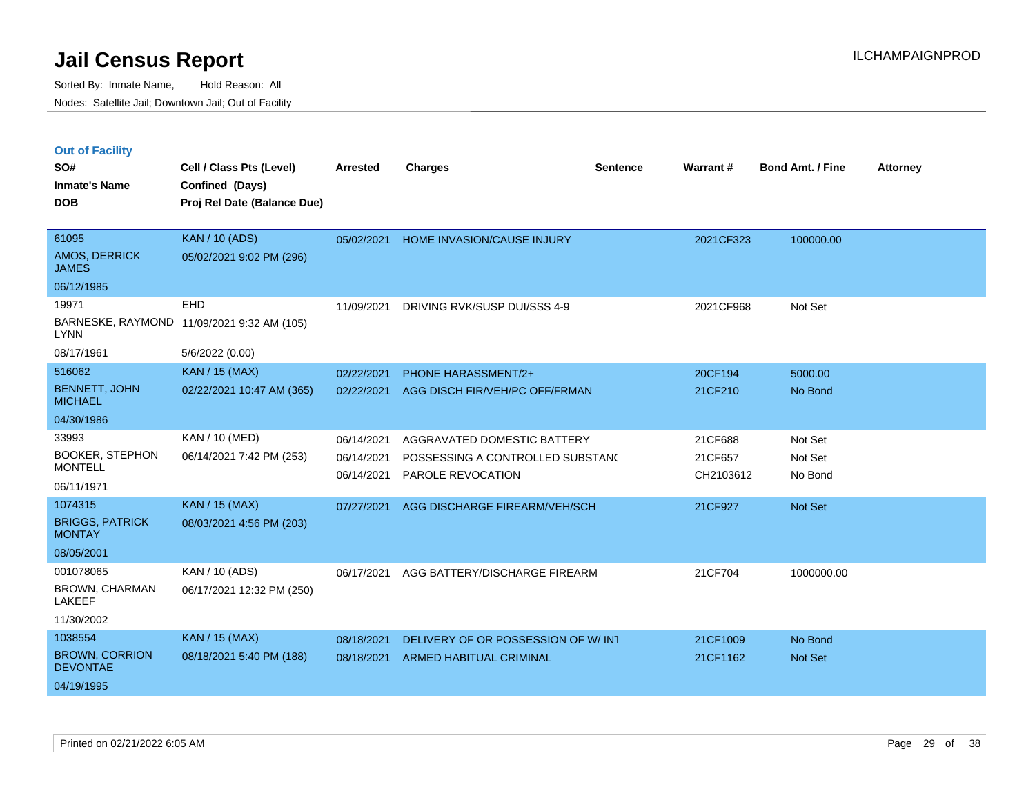# Jail Census Report

Sorted By: Inmate Name, Hold Reason: All

Nodes: Satellite Jail; Downtown Jail; Out of Facility

## Out of Facility

| SO# / Inmate's Name / DOB | Cell / Class Pts (Level) / Confined (Days) / Proj Rel Date (Balance Due) | Arrested | Charges | Sentence | Warrant # | Bond Amt. / Fine | Attorney |
|---|---|---|---|---|---|---|---|
| 61095<br>AMOS, DERRICK JAMES<br>06/12/1985 | KAN / 10 (ADS)<br>05/02/2021 9:02 PM (296) | 05/02/2021 | HOME INVASION/CAUSE INJURY | | 2021CF323 | 100000.00 | |
| 19971<br>BARNESKE, RAYMOND LYNN<br>08/17/1961 | EHD<br>11/09/2021 9:32 AM (105)<br>5/6/2022 (0.00) | 11/09/2021 | DRIVING RVK/SUSP DUI/SSS 4-9 | | 2021CF968 | Not Set | |
| 516062<br>BENNETT, JOHN MICHAEL<br>04/30/1986 | KAN / 15 (MAX)<br>02/22/2021 10:47 AM (365) | 02/22/2021<br>02/22/2021 | PHONE HARASSMENT/2+<br>AGG DISCH FIR/VEH/PC OFF/FRMAN | | 20CF194<br>21CF210 | 5000.00<br>No Bond | |
| 33993<br>BOOKER, STEPHON MONTELL<br>06/11/1971 | KAN / 10 (MED)<br>06/14/2021 7:42 PM (253) | 06/14/2021<br>06/14/2021<br>06/14/2021 | AGGRAVATED DOMESTIC BATTERY<br>POSSESSING A CONTROLLED SUBSTANC<br>PAROLE REVOCATION | | 21CF688<br>21CF657<br>CH2103612 | Not Set<br>Not Set<br>No Bond | |
| 1074315<br>BRIGGS, PATRICK MONTAY<br>08/05/2001 | KAN / 15 (MAX)<br>08/03/2021 4:56 PM (203) | 07/27/2021 | AGG DISCHARGE FIREARM/VEH/SCH | | 21CF927 | Not Set | |
| 001078065<br>BROWN, CHARMAN LAKEEF<br>11/30/2002 | KAN / 10 (ADS)<br>06/17/2021 12:32 PM (250) | 06/17/2021 | AGG BATTERY/DISCHARGE FIREARM | | 21CF704 | 1000000.00 | |
| 1038554<br>BROWN, CORRION DEVONTAE<br>04/19/1995 | KAN / 15 (MAX)<br>08/18/2021 5:40 PM (188) | 08/18/2021<br>08/18/2021 | DELIVERY OF OR POSSESSION OF W/ INT<br>ARMED HABITUAL CRIMINAL | | 21CF1009<br>21CF1162 | No Bond<br>Not Set | |

Printed on 02/21/2022 6:05 AM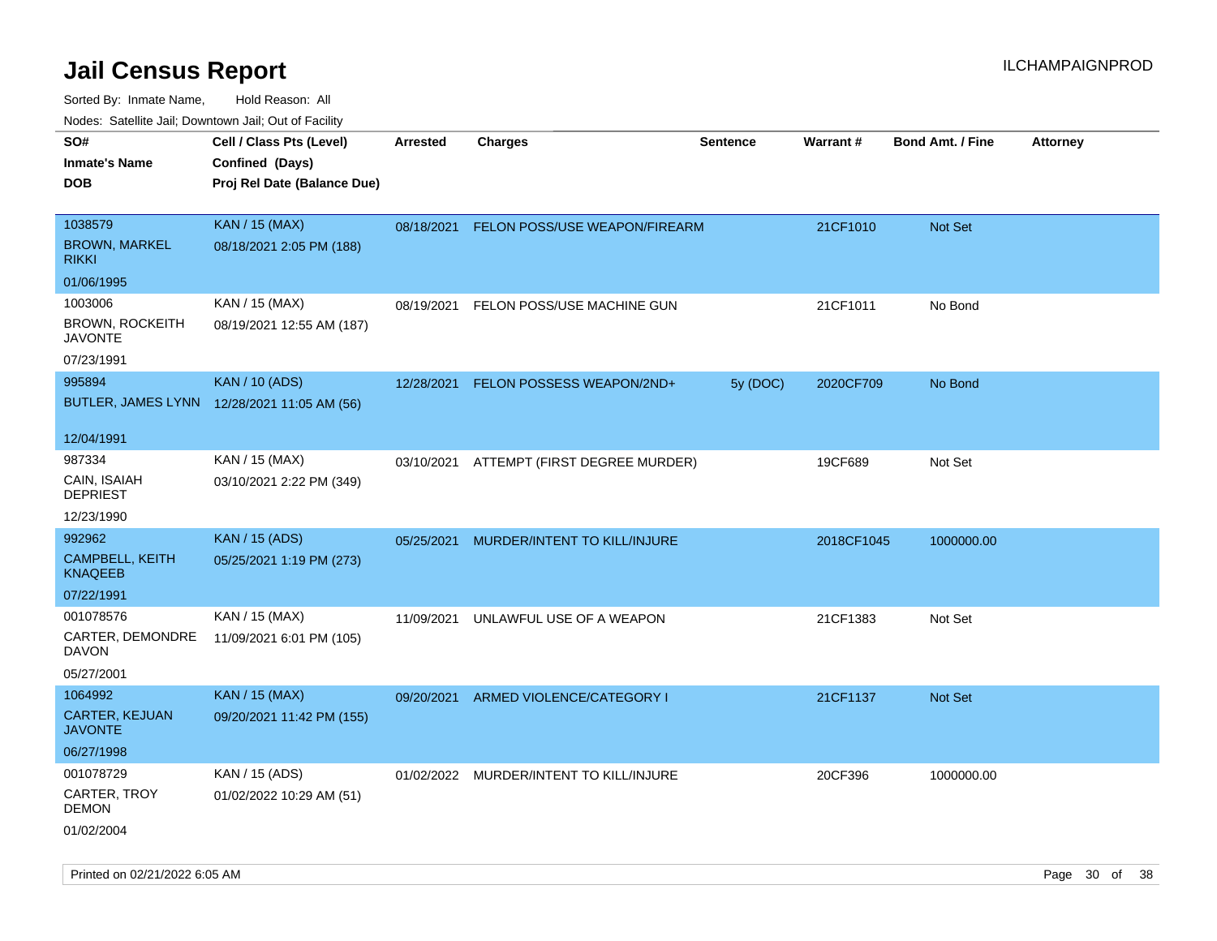# Jail Census Report

ILCHAMPAIGNPROD

Sorted By: Inmate Name, Hold Reason: All

Nodes: Satellite Jail; Downtown Jail; Out of Facility

| SO#<br>Inmate's Name<br>DOB | Cell / Class Pts (Level)<br>Confined (Days)<br>Proj Rel Date (Balance Due) | Arrested | Charges | Sentence | Warrant # | Bond Amt. / Fine | Attorney |
|---|---|---|---|---|---|---|---|
| 1038579<br>BROWN, MARKEL RIKKI<br>01/06/1995 | KAN / 15 (MAX)<br>08/18/2021 2:05 PM (188) | 08/18/2021 | FELON POSS/USE WEAPON/FIREARM | | 21CF1010 | Not Set | |
| 1003006<br>BROWN, ROCKEITH JAVONTE<br>07/23/1991 | KAN / 15 (MAX)<br>08/19/2021 12:55 AM (187) | 08/19/2021 | FELON POSS/USE MACHINE GUN | | 21CF1011 | No Bond | |
| 995894<br>BUTLER, JAMES LYNN<br>12/04/1991 | KAN / 10 (ADS)<br>12/28/2021 11:05 AM (56) | 12/28/2021 | FELON POSSESS WEAPON/2ND+ | 5y (DOC) | 2020CF709 | No Bond | |
| 987334<br>CAIN, ISAIAH DEPRIEST<br>12/23/1990 | KAN / 15 (MAX)<br>03/10/2021 2:22 PM (349) | 03/10/2021 | ATTEMPT (FIRST DEGREE MURDER) | | 19CF689 | Not Set | |
| 992962<br>CAMPBELL, KEITH KNAQEEB<br>07/22/1991 | KAN / 15 (ADS)<br>05/25/2021 1:19 PM (273) | 05/25/2021 | MURDER/INTENT TO KILL/INJURE | | 2018CF1045 | 1000000.00 | |
| 001078576<br>CARTER, DEMONDRE DAVON<br>05/27/2001 | KAN / 15 (MAX)<br>11/09/2021 6:01 PM (105) | 11/09/2021 | UNLAWFUL USE OF A WEAPON | | 21CF1383 | Not Set | |
| 1064992<br>CARTER, KEJUAN JAVONTE<br>06/27/1998 | KAN / 15 (MAX)<br>09/20/2021 11:42 PM (155) | 09/20/2021 | ARMED VIOLENCE/CATEGORY I | | 21CF1137 | Not Set | |
| 001078729<br>CARTER, TROY DEMON<br>01/02/2004 | KAN / 15 (ADS)<br>01/02/2022 10:29 AM (51) | 01/02/2022 | MURDER/INTENT TO KILL/INJURE | | 20CF396 | 1000000.00 | |

Printed on 02/21/2022 6:05 AM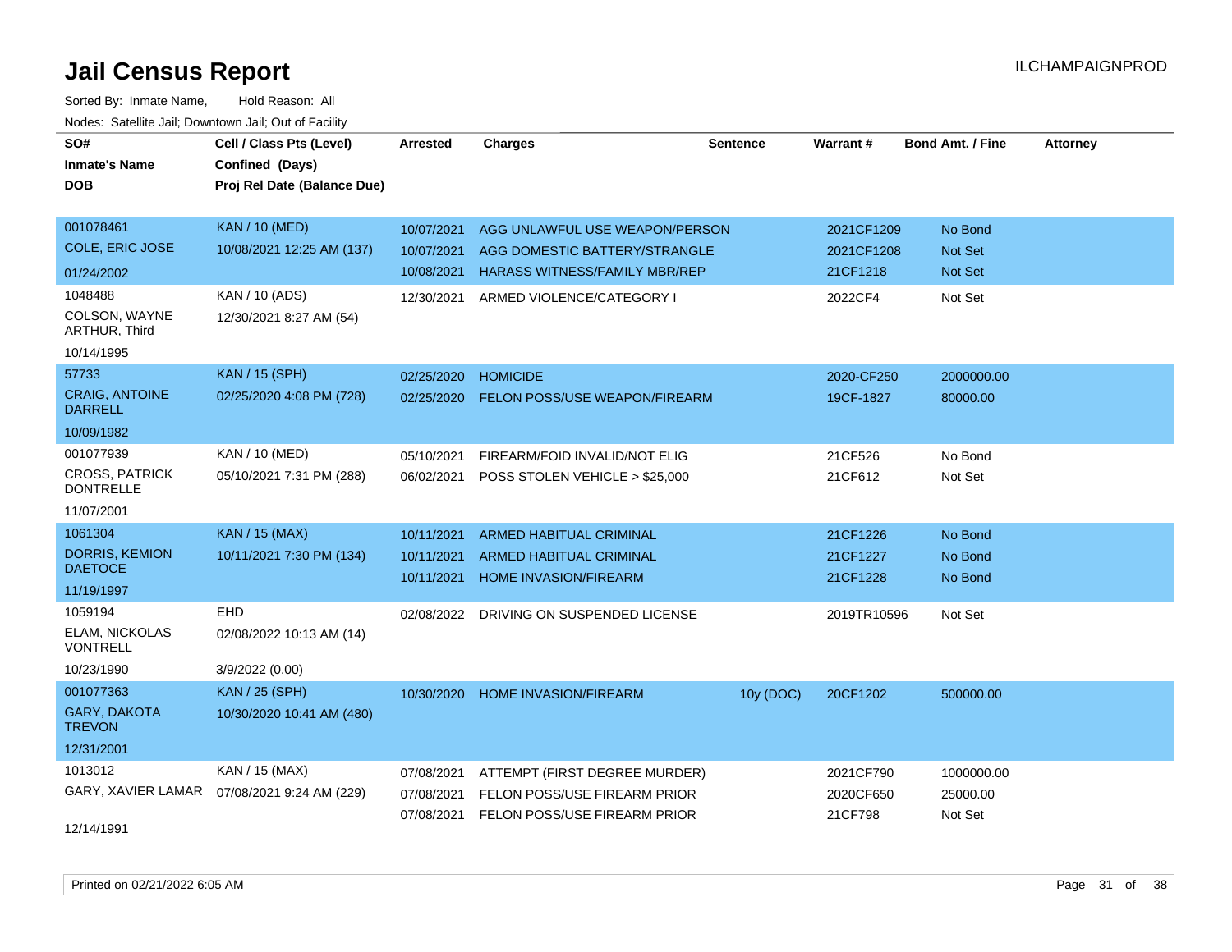# Jail Census Report

ILCHAMPAIGNPROD

Sorted By: Inmate Name, Hold Reason: All

Nodes: Satellite Jail; Downtown Jail; Out of Facility

| SO# / Inmate's Name / DOB | Cell / Class Pts (Level) / Confined (Days) / Proj Rel Date (Balance Due) | Arrested | Charges | Sentence | Warrant # | Bond Amt. / Fine | Attorney |
|---|---|---|---|---|---|---|---|
| 001078461<br>COLE, ERIC JOSE<br>01/24/2002 | KAN / 10 (MED)<br>10/08/2021 12:25 AM (137) | 10/07/2021<br>10/07/2021<br>10/08/2021 | AGG UNLAWFUL USE WEAPON/PERSON<br>AGG DOMESTIC BATTERY/STRANGLE<br>HARASS WITNESS/FAMILY MBR/REP | | 2021CF1209<br>2021CF1208<br>21CF1218 | No Bond<br>Not Set<br>Not Set | |
| 1048488<br>COLSON, WAYNE ARTHUR, Third<br>10/14/1995 | KAN / 10 (ADS)<br>12/30/2021 8:27 AM (54) | 12/30/2021 | ARMED VIOLENCE/CATEGORY I | | 2022CF4 | Not Set | |
| 57733<br>CRAIG, ANTOINE DARRELL<br>10/09/1982 | KAN / 15 (SPH)<br>02/25/2020 4:08 PM (728) | 02/25/2020<br>02/25/2020 | HOMICIDE<br>FELON POSS/USE WEAPON/FIREARM | | 2020-CF250<br>19CF-1827 | 2000000.00<br>80000.00 | |
| 001077939<br>CROSS, PATRICK DONTRELLE<br>11/07/2001 | KAN / 10 (MED)<br>05/10/2021 7:31 PM (288) | 05/10/2021<br>06/02/2021 | FIREARM/FOID INVALID/NOT ELIG<br>POSS STOLEN VEHICLE > $25,000 | | 21CF526<br>21CF612 | No Bond<br>Not Set | |
| 1061304<br>DORRIS, KEMION DAETOCE<br>11/19/1997 | KAN / 15 (MAX)<br>10/11/2021 7:30 PM (134) | 10/11/2021<br>10/11/2021<br>10/11/2021 | ARMED HABITUAL CRIMINAL<br>ARMED HABITUAL CRIMINAL<br>HOME INVASION/FIREARM | | 21CF1226<br>21CF1227<br>21CF1228 | No Bond<br>No Bond<br>No Bond | |
| 1059194<br>ELAM, NICKOLAS VONTRELL<br>10/23/1990 | EHD<br>02/08/2022 10:13 AM (14)<br>3/9/2022 (0.00) | 02/08/2022 | DRIVING ON SUSPENDED LICENSE | | 2019TR10596 | Not Set | |
| 001077363<br>GARY, DAKOTA TREVON<br>12/31/2001 | KAN / 25 (SPH)<br>10/30/2020 10:41 AM (480) | 10/30/2020 | HOME INVASION/FIREARM | 10y (DOC) | 20CF1202 | 500000.00 | |
| 1013012<br>GARY, XAVIER LAMAR<br>12/14/1991 | KAN / 15 (MAX)<br>07/08/2021 9:24 AM (229) | 07/08/2021<br>07/08/2021<br>07/08/2021 | ATTEMPT (FIRST DEGREE MURDER)<br>FELON POSS/USE FIREARM PRIOR<br>FELON POSS/USE FIREARM PRIOR | | 2021CF790<br>2020CF650<br>21CF798 | 1000000.00<br>25000.00<br>Not Set | |

Printed on 02/21/2022 6:05 AM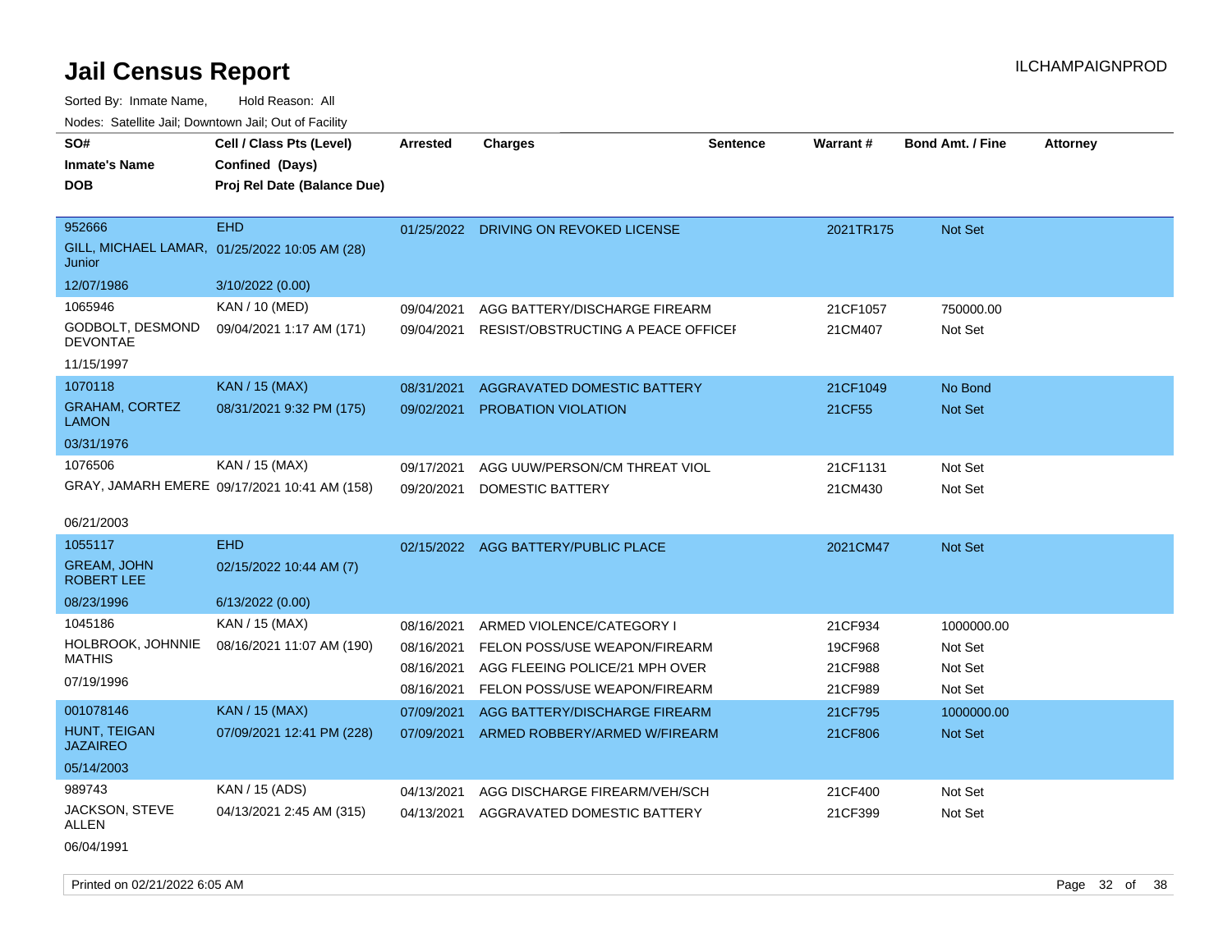# Jail Census Report

Sorted By: Inmate Name, Hold Reason: All

Nodes: Satellite Jail; Downtown Jail; Out of Facility

| SO# / Inmate's Name / DOB | Cell / Class Pts (Level) / Confined (Days) / Proj Rel Date (Balance Due) | Arrested | Charges | Sentence | Warrant # | Bond Amt. / Fine | Attorney |
|---|---|---|---|---|---|---|---|
| 952666<br>GILL, MICHAEL LAMAR, Junior<br>12/07/1986 | EHD<br>01/25/2022 10:05 AM (28)<br>3/10/2022 (0.00) | 01/25/2022 | DRIVING ON REVOKED LICENSE | | 2021TR175 | Not Set | |
| 1065946<br>GODBOLT, DESMOND DEVONTAE<br>11/15/1997 | KAN / 10 (MED)<br>09/04/2021 1:17 AM (171) | 09/04/2021 | AGG BATTERY/DISCHARGE FIREARM | | 21CF1057 | 750000.00 | |
| | | 09/04/2021 | RESIST/OBSTRUCTING A PEACE OFFICEI | | 21CM407 | Not Set | |
| 1070118<br>GRAHAM, CORTEZ LAMON<br>03/31/1976 | KAN / 15 (MAX)<br>08/31/2021 9:32 PM (175) | 08/31/2021 | AGGRAVATED DOMESTIC BATTERY | | 21CF1049 | No Bond | |
| | | 09/02/2021 | PROBATION VIOLATION | | 21CF55 | Not Set | |
| 1076506<br>GRAY, JAMARH EMERE<br>06/21/2003 | KAN / 15 (MAX)<br>09/17/2021 10:41 AM (158) | 09/17/2021 | AGG UUW/PERSON/CM THREAT VIOL | | 21CF1131 | Not Set | |
| | | 09/20/2021 | DOMESTIC BATTERY | | 21CM430 | Not Set | |
| 1055117<br>GREAM, JOHN ROBERT LEE<br>08/23/1996 | EHD<br>02/15/2022 10:44 AM (7)<br>6/13/2022 (0.00) | 02/15/2022 | AGG BATTERY/PUBLIC PLACE | | 2021CM47 | Not Set | |
| 1045186<br>HOLBROOK, JOHNNIE MATHIS<br>07/19/1996 | KAN / 15 (MAX)<br>08/16/2021 11:07 AM (190) | 08/16/2021 | ARMED VIOLENCE/CATEGORY I | | 21CF934 | 1000000.00 | |
| | | 08/16/2021 | FELON POSS/USE WEAPON/FIREARM | | 19CF968 | Not Set | |
| | | 08/16/2021 | AGG FLEEING POLICE/21 MPH OVER | | 21CF988 | Not Set | |
| | | 08/16/2021 | FELON POSS/USE WEAPON/FIREARM | | 21CF989 | Not Set | |
| 001078146<br>HUNT, TEIGAN JAZAIREO<br>05/14/2003 | KAN / 15 (MAX)<br>07/09/2021 12:41 PM (228) | 07/09/2021 | AGG BATTERY/DISCHARGE FIREARM | | 21CF795 | 1000000.00 | |
| | | 07/09/2021 | ARMED ROBBERY/ARMED W/FIREARM | | 21CF806 | Not Set | |
| 989743<br>JACKSON, STEVE ALLEN<br>06/04/1991 | KAN / 15 (ADS)<br>04/13/2021 2:45 AM (315) | 04/13/2021 | AGG DISCHARGE FIREARM/VEH/SCH | | 21CF400 | Not Set | |
| | | 04/13/2021 | AGGRAVATED DOMESTIC BATTERY | | 21CF399 | Not Set | |

Printed on 02/21/2022 6:05 AM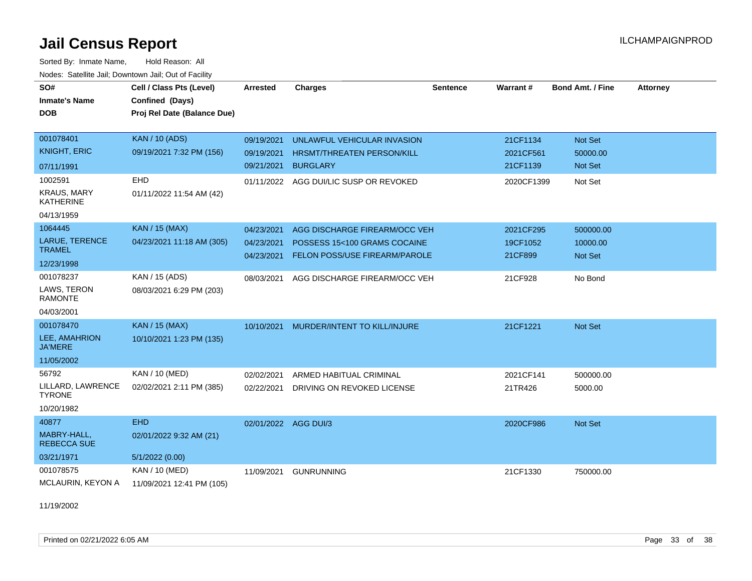# Jail Census Report

ILCHAMPAIGNPROD

Sorted By: Inmate Name, Hold Reason: All

Nodes: Satellite Jail; Downtown Jail; Out of Facility

| SO# / Inmate's Name / DOB | Cell / Class Pts (Level) / Confined (Days) / Proj Rel Date (Balance Due) | Arrested | Charges | Sentence | Warrant # | Bond Amt. / Fine | Attorney |
|---|---|---|---|---|---|---|---|
| 001078401<br>KNIGHT, ERIC<br>07/11/1991 | KAN / 10 (ADS)<br>09/19/2021 7:32 PM (156) | 09/19/2021<br>09/19/2021<br>09/21/2021 | UNLAWFUL VEHICULAR INVASION<br>HRSMT/THREATEN PERSON/KILL<br>BURGLARY | | 21CF1134<br>2021CF561<br>21CF1139 | Not Set<br>50000.00<br>Not Set | |
| 1002591<br>KRAUS, MARY KATHERINE<br>04/13/1959 | EHD<br>01/11/2022 11:54 AM (42) | 01/11/2022 | AGG DUI/LIC SUSP OR REVOKED | | 2020CF1399 | Not Set | |
| 1064445<br>LARUE, TERENCE TRAMEL<br>12/23/1998 | KAN / 15 (MAX)<br>04/23/2021 11:18 AM (305) | 04/23/2021<br>04/23/2021<br>04/23/2021 | AGG DISCHARGE FIREARM/OCC VEH<br>POSSESS 15<100 GRAMS COCAINE<br>FELON POSS/USE FIREARM/PAROLE | | 2021CF295<br>19CF1052<br>21CF899 | 500000.00<br>10000.00<br>Not Set | |
| 001078237<br>LAWS, TERON RAMONTE<br>04/03/2001 | KAN / 15 (ADS)<br>08/03/2021 6:29 PM (203) | 08/03/2021 | AGG DISCHARGE FIREARM/OCC VEH | | 21CF928 | No Bond | |
| 001078470<br>LEE, AMAHRION JA'MERE<br>11/05/2002 | KAN / 15 (MAX)<br>10/10/2021 1:23 PM (135) | 10/10/2021 | MURDER/INTENT TO KILL/INJURE | | 21CF1221 | Not Set | |
| 56792<br>LILLARD, LAWRENCE TYRONE<br>10/20/1982 | KAN / 10 (MED)<br>02/02/2021 2:11 PM (385) | 02/02/2021<br>02/22/2021 | ARMED HABITUAL CRIMINAL<br>DRIVING ON REVOKED LICENSE | | 2021CF141<br>21TR426 | 500000.00<br>5000.00 | |
| 40877<br>MABRY-HALL, REBECCA SUE<br>03/21/1971 | EHD<br>02/01/2022 9:32 AM (21)<br>5/1/2022 (0.00) | 02/01/2022 | AGG DUI/3 | | 2020CF986 | Not Set | |
| 001078575<br>MCLAURIN, KEYON A<br>11/19/2002 | KAN / 10 (MED)<br>11/09/2021 12:41 PM (105) | 11/09/2021 | GUNRUNNING | | 21CF1330 | 750000.00 | |

Printed on 02/21/2022 6:05 AM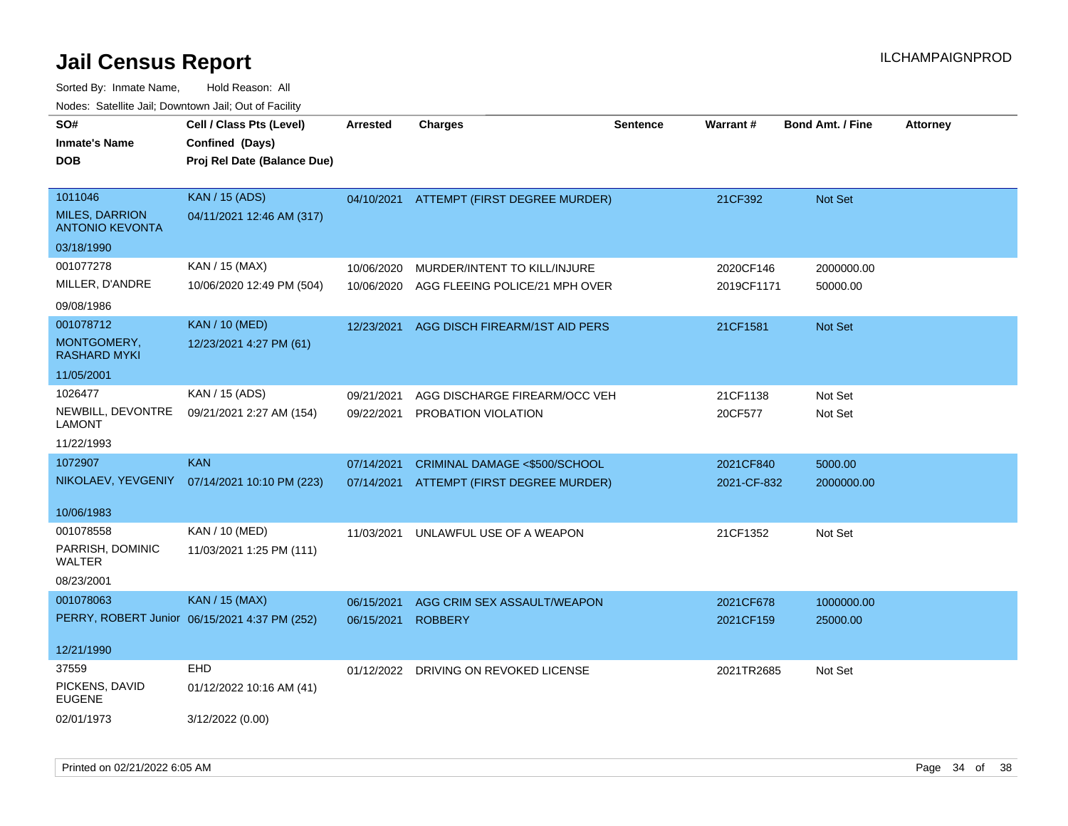# Jail Census Report

ILCHAMPAIGNPROD

Sorted By: Inmate Name, Hold Reason: All

Nodes: Satellite Jail; Downtown Jail; Out of Facility

| SO# / Inmate's Name / DOB | Cell / Class Pts (Level) / Confined (Days) / Proj Rel Date (Balance Due) | Arrested | Charges | Sentence | Warrant # | Bond Amt. / Fine | Attorney |
|---|---|---|---|---|---|---|---|
| 1011046<br>MILES, DARRION ANTONIO KEVONTA<br>03/18/1990 | KAN / 15 (ADS)<br>04/11/2021 12:46 AM (317) | 04/10/2021 | ATTEMPT (FIRST DEGREE MURDER) | | 21CF392 | Not Set | |
| 001077278<br>MILLER, D'ANDRE<br>09/08/1986 | KAN / 15 (MAX)<br>10/06/2020 12:49 PM (504) | 10/06/2020<br>10/06/2020 | MURDER/INTENT TO KILL/INJURE<br>AGG FLEEING POLICE/21 MPH OVER | | 2020CF146<br>2019CF1171 | 2000000.00<br>50000.00 | |
| 001078712<br>MONTGOMERY, RASHARD MYKI<br>11/05/2001 | KAN / 10 (MED)<br>12/23/2021 4:27 PM (61) | 12/23/2021 | AGG DISCH FIREARM/1ST AID PERS | | 21CF1581 | Not Set | |
| 1026477<br>NEWBILL, DEVONTRE LAMONT<br>11/22/1993 | KAN / 15 (ADS)<br>09/21/2021 2:27 AM (154) | 09/21/2021<br>09/22/2021 | AGG DISCHARGE FIREARM/OCC VEH<br>PROBATION VIOLATION | | 21CF1138<br>20CF577 | Not Set<br>Not Set | |
| 1072907<br>NIKOLAEV, YEVGENIY<br>10/06/1983 | KAN<br>07/14/2021 10:10 PM (223) | 07/14/2021<br>07/14/2021 | CRIMINAL DAMAGE <$500/SCHOOL<br>ATTEMPT (FIRST DEGREE MURDER) | | 2021CF840<br>2021-CF-832 | 5000.00<br>2000000.00 | |
| 001078558<br>PARRISH, DOMINIC WALTER<br>08/23/2001 | KAN / 10 (MED)<br>11/03/2021 1:25 PM (111) | 11/03/2021 | UNLAWFUL USE OF A WEAPON | | 21CF1352 | Not Set | |
| 001078063<br>PERRY, ROBERT Junior<br>12/21/1990 | KAN / 15 (MAX)<br>06/15/2021 4:37 PM (252) | 06/15/2021<br>06/15/2021 | AGG CRIM SEX ASSAULT/WEAPON<br>ROBBERY | | 2021CF678<br>2021CF159 | 1000000.00<br>25000.00 | |
| 37559<br>PICKENS, DAVID EUGENE<br>02/01/1973 | EHD<br>01/12/2022 10:16 AM (41)<br>3/12/2022 (0.00) | 01/12/2022 | DRIVING ON REVOKED LICENSE | | 2021TR2685 | Not Set | |

Printed on 02/21/2022 6:05 AM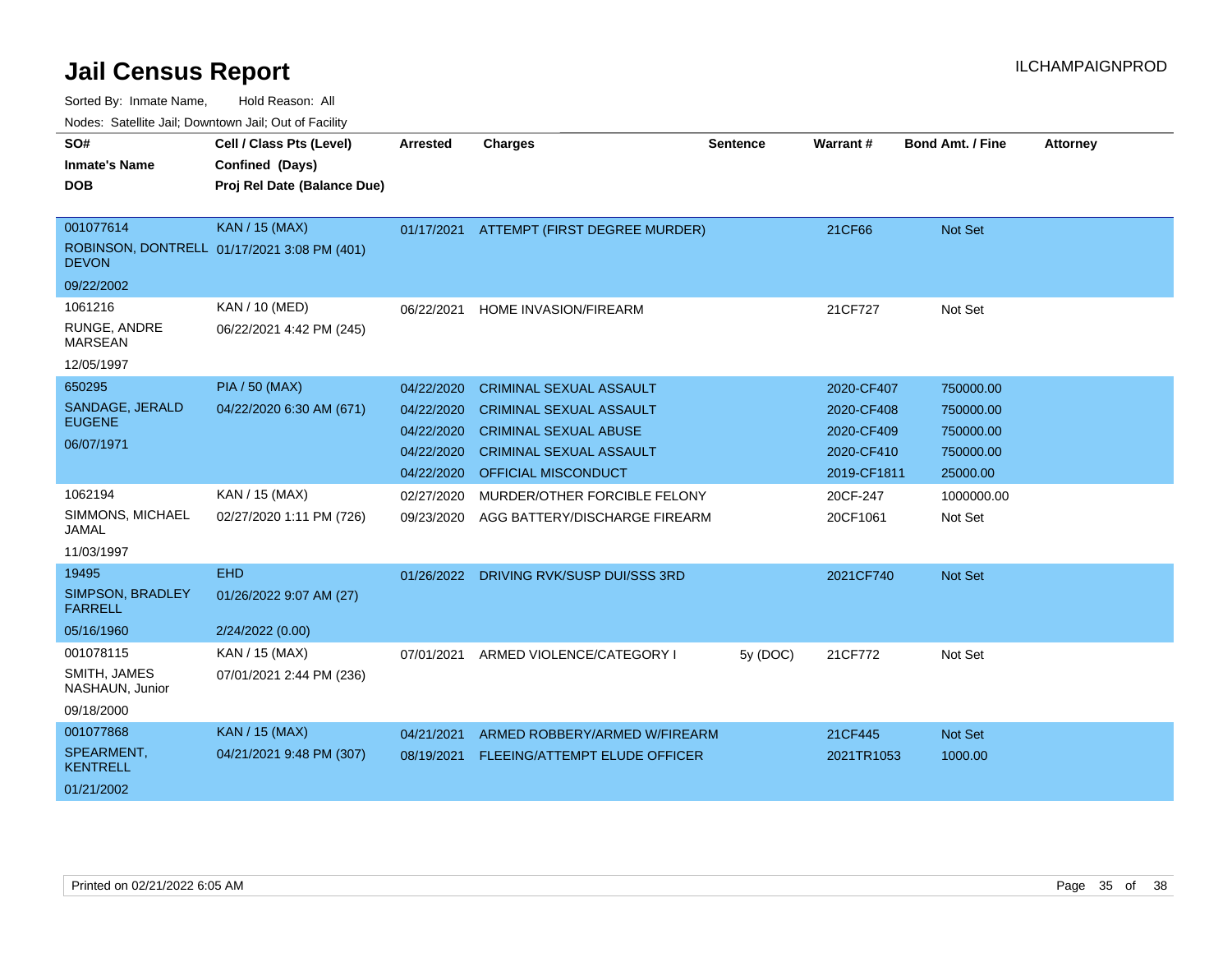# Jail Census Report

ILCHAMPAIGNPROD

Sorted By: Inmate Name, Hold Reason: All

Nodes: Satellite Jail; Downtown Jail; Out of Facility

| SO# / Inmate's Name / DOB | Cell / Class Pts (Level) / Confined (Days) / Proj Rel Date (Balance Due) | Arrested | Charges | Sentence | Warrant # | Bond Amt. / Fine | Attorney |
|---|---|---|---|---|---|---|---|
| 001077614<br>ROBINSON, DONTRELL DEVON<br>09/22/2002 | KAN / 15 (MAX)<br>01/17/2021 3:08 PM (401) | 01/17/2021 | ATTEMPT (FIRST DEGREE MURDER) | | 21CF66 | Not Set | |
| 1061216<br>RUNGE, ANDRE MARSEAN<br>12/05/1997 | KAN / 10 (MED)<br>06/22/2021 4:42 PM (245) | 06/22/2021 | HOME INVASION/FIREARM | | 21CF727 | Not Set | |
| 650295<br>SANDAGE, JERALD EUGENE<br>06/07/1971 | PIA / 50 (MAX)<br>04/22/2020 6:30 AM (671) | 04/22/2020 | CRIMINAL SEXUAL ASSAULT | | 2020-CF407 | 750000.00 | |
| | | 04/22/2020 | CRIMINAL SEXUAL ASSAULT | | 2020-CF408 | 750000.00 | |
| | | 04/22/2020 | CRIMINAL SEXUAL ABUSE | | 2020-CF409 | 750000.00 | |
| | | 04/22/2020 | CRIMINAL SEXUAL ASSAULT | | 2020-CF410 | 750000.00 | |
| | | 04/22/2020 | OFFICIAL MISCONDUCT | | 2019-CF1811 | 25000.00 | |
| 1062194<br>SIMMONS, MICHAEL JAMAL<br>11/03/1997 | KAN / 15 (MAX)<br>02/27/2020 1:11 PM (726) | 02/27/2020 | MURDER/OTHER FORCIBLE FELONY | | 20CF-247 | 1000000.00 | |
| | | 09/23/2020 | AGG BATTERY/DISCHARGE FIREARM | | 20CF1061 | Not Set | |
| 19495<br>SIMPSON, BRADLEY FARRELL<br>05/16/1960 | EHD<br>01/26/2022 9:07 AM (27)<br>2/24/2022 (0.00) | 01/26/2022 | DRIVING RVK/SUSP DUI/SSS 3RD | | 2021CF740 | Not Set | |
| 001078115<br>SMITH, JAMES NASHAUN, Junior<br>09/18/2000 | KAN / 15 (MAX)<br>07/01/2021 2:44 PM (236) | 07/01/2021 | ARMED VIOLENCE/CATEGORY I | 5y (DOC) | 21CF772 | Not Set | |
| 001077868<br>SPEARMENT, KENTRELL<br>01/21/2002 | KAN / 15 (MAX)<br>04/21/2021 9:48 PM (307) | 04/21/2021 | ARMED ROBBERY/ARMED W/FIREARM | | 21CF445 | Not Set | |
| | | 08/19/2021 | FLEEING/ATTEMPT ELUDE OFFICER | | 2021TR1053 | 1000.00 | |

Printed on 02/21/2022 6:05 AM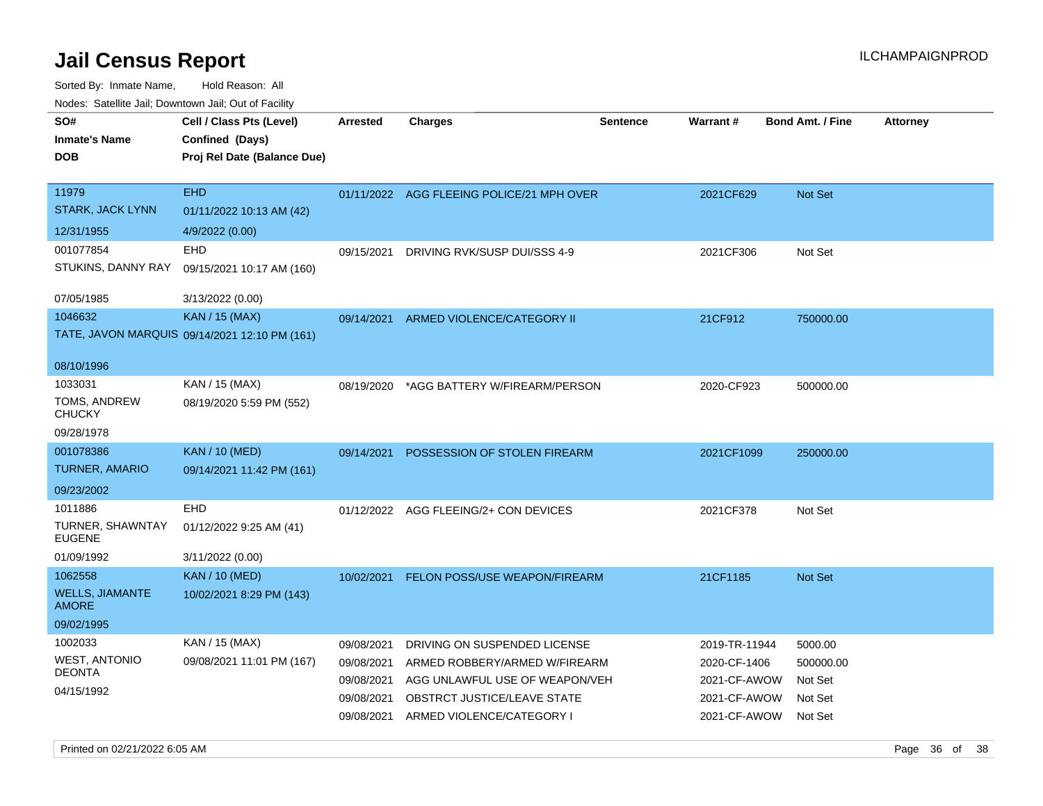# Jail Census Report

ILCHAMPAIGNPROD

Sorted By: Inmate Name, Hold Reason: All

Nodes: Satellite Jail; Downtown Jail; Out of Facility

| SO# / Inmate's Name / DOB | Cell / Class Pts (Level) / Confined (Days) / Proj Rel Date (Balance Due) | Arrested | Charges | Sentence | Warrant # | Bond Amt. / Fine | Attorney |
|---|---|---|---|---|---|---|---|
| 11979<br>STARK, JACK LYNN<br>12/31/1955 | EHD<br>01/11/2022 10:13 AM (42)<br>4/9/2022 (0.00) | 01/11/2022 | AGG FLEEING POLICE/21 MPH OVER | | 2021CF629 | Not Set | |
| 001077854<br>STUKINS, DANNY RAY<br>07/05/1985 | EHD<br>09/15/2021 10:17 AM (160)<br>3/13/2022 (0.00) | 09/15/2021 | DRIVING RVK/SUSP DUI/SSS 4-9 | | 2021CF306 | Not Set | |
| 1046632<br>TATE, JAVON MARQUIS<br>08/10/1996 | KAN / 15 (MAX)<br>09/14/2021 12:10 PM (161) | 09/14/2021 | ARMED VIOLENCE/CATEGORY II | | 21CF912 | 750000.00 | |
| 1033031<br>TOMS, ANDREW CHUCKY<br>09/28/1978 | KAN / 15 (MAX)<br>08/19/2020 5:59 PM (552) | 08/19/2020 | *AGG BATTERY W/FIREARM/PERSON | | 2020-CF923 | 500000.00 | |
| 001078386<br>TURNER, AMARIO<br>09/23/2002 | KAN / 10 (MED)<br>09/14/2021 11:42 PM (161) | 09/14/2021 | POSSESSION OF STOLEN FIREARM | | 2021CF1099 | 250000.00 | |
| 1011886<br>TURNER, SHAWNTAY EUGENE<br>01/09/1992 | EHD<br>01/12/2022 9:25 AM (41)<br>3/11/2022 (0.00) | 01/12/2022 | AGG FLEEING/2+ CON DEVICES | | 2021CF378 | Not Set | |
| 1062558<br>WELLS, JIAMANTE AMORE<br>09/02/1995 | KAN / 10 (MED)<br>10/02/2021 8:29 PM (143) | 10/02/2021 | FELON POSS/USE WEAPON/FIREARM | | 21CF1185 | Not Set | |
| 1002033<br>WEST, ANTONIO DEONTA<br>04/15/1992 | KAN / 15 (MAX)<br>09/08/2021 11:01 PM (167) | 09/08/2021 | DRIVING ON SUSPENDED LICENSE | | 2019-TR-11944 | 5000.00 | |
| | | 09/08/2021 | ARMED ROBBERY/ARMED W/FIREARM | | 2020-CF-1406 | 500000.00 | |
| | | 09/08/2021 | AGG UNLAWFUL USE OF WEAPON/VEH | | 2021-CF-AWOW | Not Set | |
| | | 09/08/2021 | OBSTRCT JUSTICE/LEAVE STATE | | 2021-CF-AWOW | Not Set | |
| | | 09/08/2021 | ARMED VIOLENCE/CATEGORY I | | 2021-CF-AWOW | Not Set | |

Printed on 02/21/2022 6:05 AM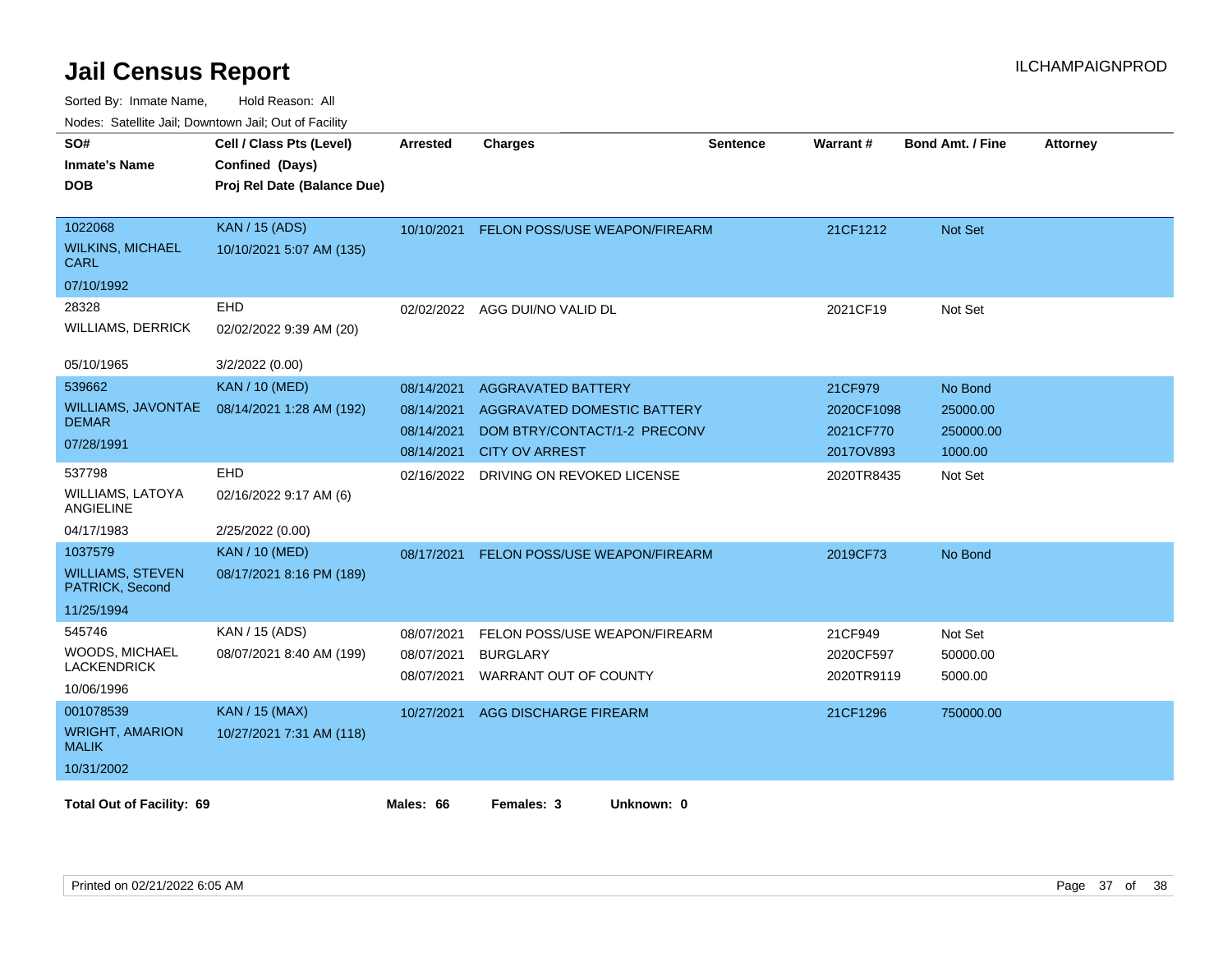# Jail Census Report

ILCHAMPAIGNPROD

Sorted By: Inmate Name, Hold Reason: All

Nodes: Satellite Jail; Downtown Jail; Out of Facility

| SO# / Inmate's Name / DOB | Cell / Class Pts (Level) / Confined (Days) / Proj Rel Date (Balance Due) | Arrested | Charges | Sentence | Warrant # | Bond Amt. / Fine | Attorney |
|---|---|---|---|---|---|---|---|
| 1022068 WILKINS, MICHAEL CARL 07/10/1992 | KAN / 15 (ADS) 10/10/2021 5:07 AM (135) | 10/10/2021 | FELON POSS/USE WEAPON/FIREARM | | 21CF1212 | Not Set | |
| 28328 WILLIAMS, DERRICK 05/10/1965 | EHD 02/02/2022 9:39 AM (20) 3/2/2022 (0.00) | 02/02/2022 | AGG DUI/NO VALID DL | | 2021CF19 | Not Set | |
| 539662 WILLIAMS, JAVONTAE DEMAR 07/28/1991 | KAN / 10 (MED) 08/14/2021 1:28 AM (192) | 08/14/2021 | AGGRAVATED BATTERY | | 21CF979 | No Bond | |
| | | 08/14/2021 | AGGRAVATED DOMESTIC BATTERY | | 2020CF1098 | 25000.00 | |
| | | 08/14/2021 | DOM BTRY/CONTACT/1-2 PRECONV | | 2021CF770 | 250000.00 | |
| | | 08/14/2021 | CITY OV ARREST | | 2017OV893 | 1000.00 | |
| 537798 WILLIAMS, LATOYA ANGIELINE 04/17/1983 | EHD 02/16/2022 9:17 AM (6) 2/25/2022 (0.00) | 02/16/2022 | DRIVING ON REVOKED LICENSE | | 2020TR8435 | Not Set | |
| 1037579 WILLIAMS, STEVEN PATRICK, Second 11/25/1994 | KAN / 10 (MED) 08/17/2021 8:16 PM (189) | 08/17/2021 | FELON POSS/USE WEAPON/FIREARM | | 2019CF73 | No Bond | |
| 545746 WOODS, MICHAEL LACKENDRICK 10/06/1996 | KAN / 15 (ADS) 08/07/2021 8:40 AM (199) | 08/07/2021 | FELON POSS/USE WEAPON/FIREARM | | 21CF949 | Not Set | |
| | | 08/07/2021 | BURGLARY | | 2020CF597 | 50000.00 | |
| | | 08/07/2021 | WARRANT OUT OF COUNTY | | 2020TR9119 | 5000.00 | |
| 001078539 WRIGHT, AMARION MALIK 10/31/2002 | KAN / 15 (MAX) 10/27/2021 7:31 AM (118) | 10/27/2021 | AGG DISCHARGE FIREARM | | 21CF1296 | 750000.00 | |

**Total Out of Facility: 69** **Males: 66** **Females: 3** **Unknown: 0**

Printed on 02/21/2022 6:05 AM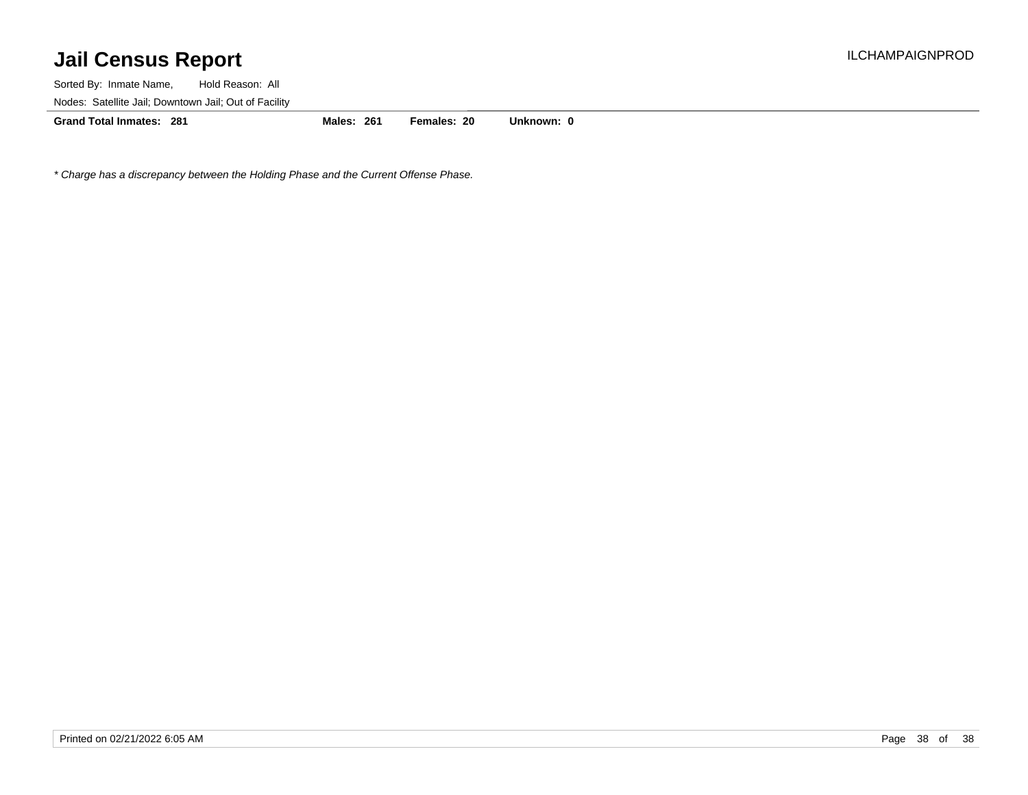# Jail Census Report

Sorted By: Inmate Name, Hold Reason: All

Nodes: Satellite Jail; Downtown Jail; Out of Facility

**Grand Total Inmates: 281** **Males: 261** **Females: 20** **Unknown: 0**

*\* Charge has a discrepancy between the Holding Phase and the Current Offense Phase.*